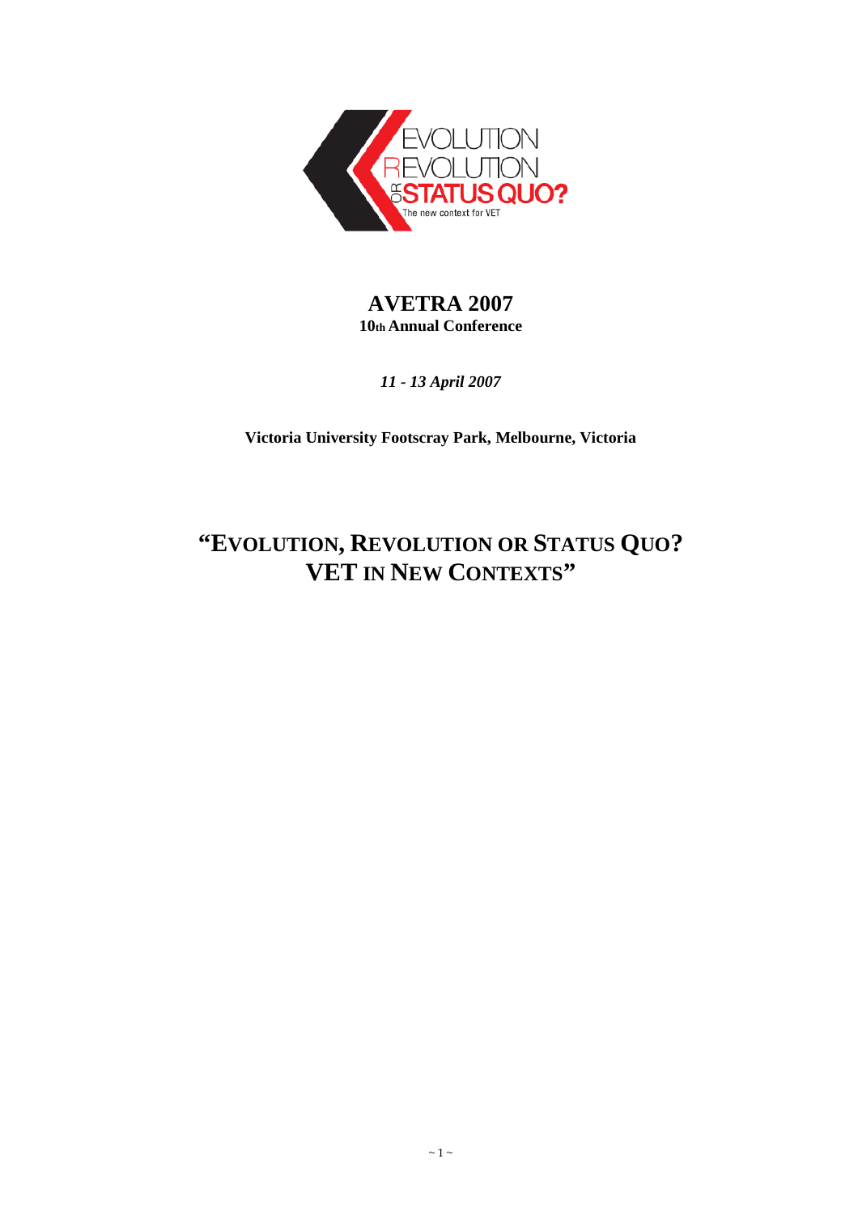EVOLUTION
REVOLUTION
OR STATUS QUO?
The new context for VET

# AVETRA 2007

**10th Annual Conference**

***11 - 13 April 2007***

**Victoria University Footscray Park, Melbourne, Victoria**

# "EVOLUTION, REVOLUTION OR STATUS QUO? VET IN NEW CONTEXTS"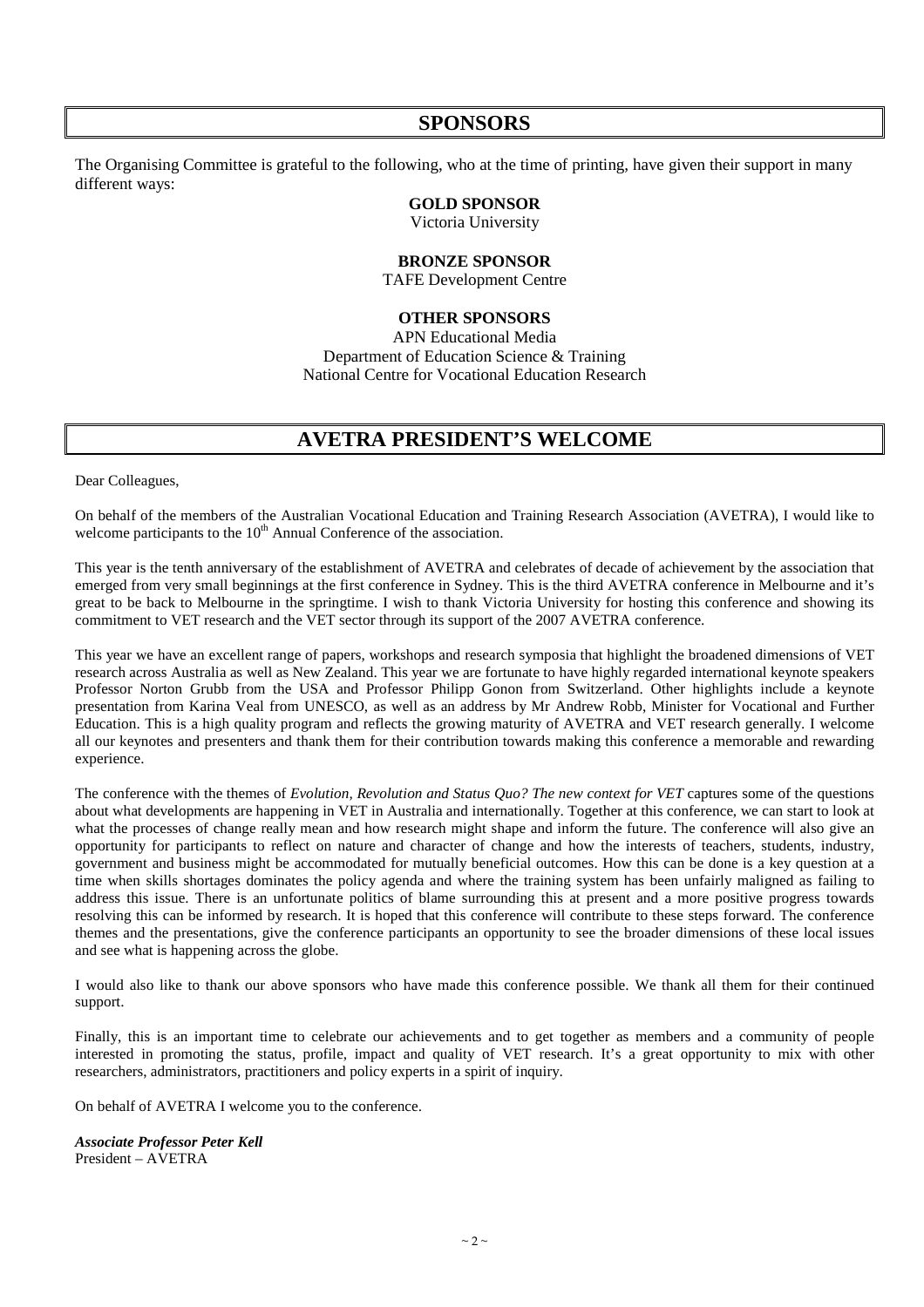# SPONSORS

The Organising Committee is grateful to the following, who at the time of printing, have given their support in many different ways:

**GOLD SPONSOR**

Victoria University

**BRONZE SPONSOR**

TAFE Development Centre

**OTHER SPONSORS**

APN Educational Media

Department of Education Science & Training

National Centre for Vocational Education Research

# AVETRA PRESIDENT'S WELCOME

Dear Colleagues,

On behalf of the members of the Australian Vocational Education and Training Research Association (AVETRA), I would like to welcome participants to the 10th Annual Conference of the association.

This year is the tenth anniversary of the establishment of AVETRA and celebrates of decade of achievement by the association that emerged from very small beginnings at the first conference in Sydney. This is the third AVETRA conference in Melbourne and it's great to be back to Melbourne in the springtime. I wish to thank Victoria University for hosting this conference and showing its commitment to VET research and the VET sector through its support of the 2007 AVETRA conference.

This year we have an excellent range of papers, workshops and research symposia that highlight the broadened dimensions of VET research across Australia as well as New Zealand. This year we are fortunate to have highly regarded international keynote speakers Professor Norton Grubb from the USA and Professor Philipp Gonon from Switzerland. Other highlights include a keynote presentation from Karina Veal from UNESCO, as well as an address by Mr Andrew Robb, Minister for Vocational and Further Education. This is a high quality program and reflects the growing maturity of AVETRA and VET research generally. I welcome all our keynotes and presenters and thank them for their contribution towards making this conference a memorable and rewarding experience.

The conference with the themes of *Evolution, Revolution and Status Quo? The new context for VET* captures some of the questions about what developments are happening in VET in Australia and internationally. Together at this conference, we can start to look at what the processes of change really mean and how research might shape and inform the future. The conference will also give an opportunity for participants to reflect on nature and character of change and how the interests of teachers, students, industry, government and business might be accommodated for mutually beneficial outcomes. How this can be done is a key question at a time when skills shortages dominates the policy agenda and where the training system has been unfairly maligned as failing to address this issue. There is an unfortunate politics of blame surrounding this at present and a more positive progress towards resolving this can be informed by research. It is hoped that this conference will contribute to these steps forward. The conference themes and the presentations, give the conference participants an opportunity to see the broader dimensions of these local issues and see what is happening across the globe.

I would also like to thank our above sponsors who have made this conference possible. We thank all them for their continued support.

Finally, this is an important time to celebrate our achievements and to get together as members and a community of people interested in promoting the status, profile, impact and quality of VET research. It's a great opportunity to mix with other researchers, administrators, practitioners and policy experts in a spirit of inquiry.

On behalf of AVETRA I welcome you to the conference.

***Associate Professor Peter Kell***
President – AVETRA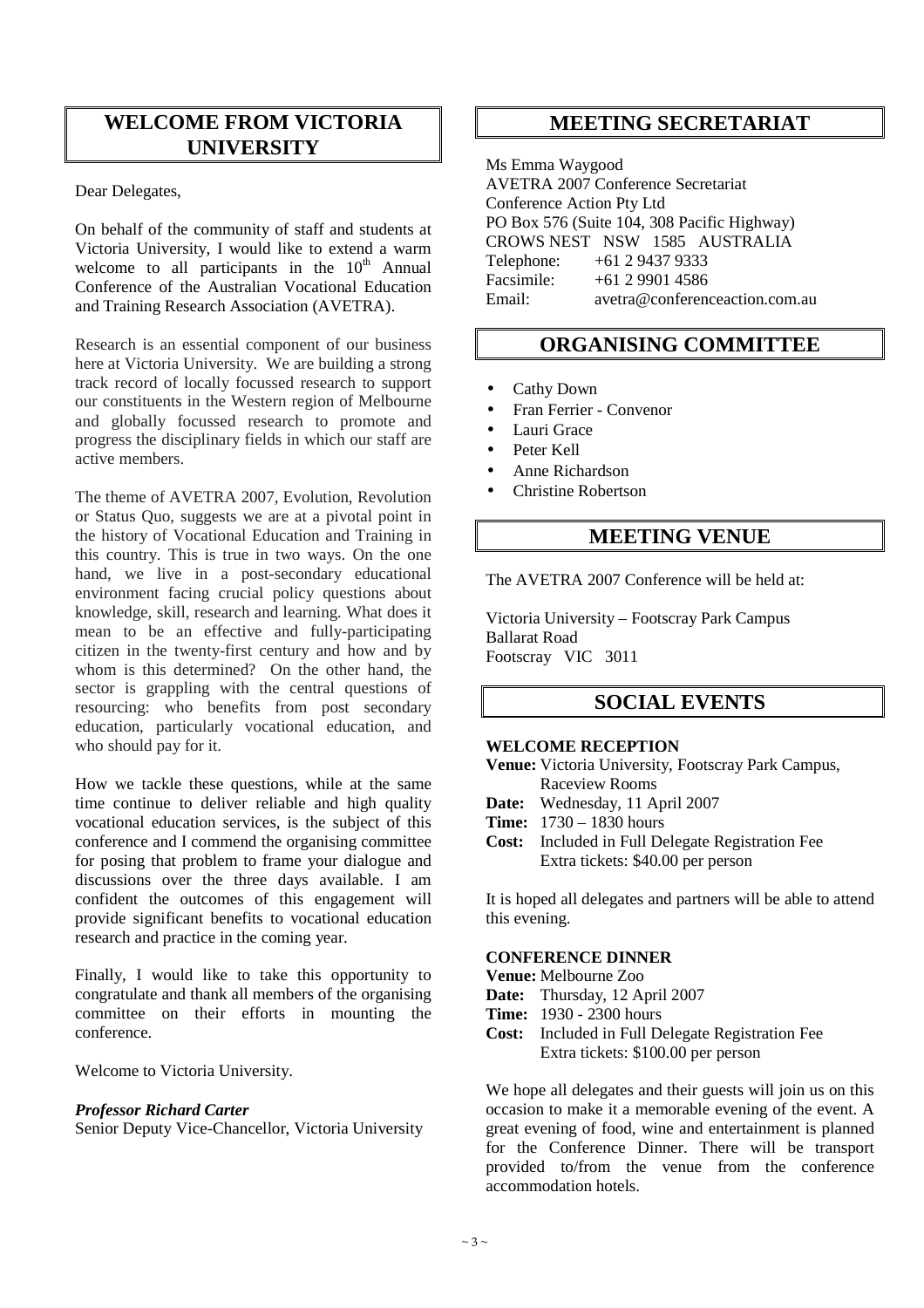## WELCOME FROM VICTORIA UNIVERSITY

Dear Delegates,

On behalf of the community of staff and students at Victoria University, I would like to extend a warm welcome to all participants in the 10th Annual Conference of the Australian Vocational Education and Training Research Association (AVETRA).

Research is an essential component of our business here at Victoria University. We are building a strong track record of locally focussed research to support our constituents in the Western region of Melbourne and globally focussed research to promote and progress the disciplinary fields in which our staff are active members.

The theme of AVETRA 2007, Evolution, Revolution or Status Quo, suggests we are at a pivotal point in the history of Vocational Education and Training in this country. This is true in two ways. On the one hand, we live in a post-secondary educational environment facing crucial policy questions about knowledge, skill, research and learning. What does it mean to be an effective and fully-participating citizen in the twenty-first century and how and by whom is this determined? On the other hand, the sector is grappling with the central questions of resourcing: who benefits from post secondary education, particularly vocational education, and who should pay for it.

How we tackle these questions, while at the same time continue to deliver reliable and high quality vocational education services, is the subject of this conference and I commend the organising committee for posing that problem to frame your dialogue and discussions over the three days available. I am confident the outcomes of this engagement will provide significant benefits to vocational education research and practice in the coming year.

Finally, I would like to take this opportunity to congratulate and thank all members of the organising committee on their efforts in mounting the conference.

Welcome to Victoria University.

***Professor Richard Carter***
Senior Deputy Vice-Chancellor, Victoria University

## MEETING SECRETARIAT

Ms Emma Waygood
AVETRA 2007 Conference Secretariat
Conference Action Pty Ltd
PO Box 576 (Suite 104, 308 Pacific Highway)
CROWS NEST NSW 1585 AUSTRALIA
Telephone: +61 2 9437 9333
Facsimile: +61 2 9901 4586
Email: avetra@conferenceaction.com.au

## ORGANISING COMMITTEE

- Cathy Down
- Fran Ferrier - Convenor
- Lauri Grace
- Peter Kell
- Anne Richardson
- Christine Robertson

## MEETING VENUE

The AVETRA 2007 Conference will be held at:

Victoria University – Footscray Park Campus
Ballarat Road
Footscray VIC 3011

## SOCIAL EVENTS

**WELCOME RECEPTION**

**Venue:** Victoria University, Footscray Park Campus, Raceview Rooms
**Date:** Wednesday, 11 April 2007
**Time:** 1730 – 1830 hours
**Cost:** Included in Full Delegate Registration Fee
Extra tickets: $40.00 per person

It is hoped all delegates and partners will be able to attend this evening.

**CONFERENCE DINNER**

**Venue:** Melbourne Zoo
**Date:** Thursday, 12 April 2007
**Time:** 1930 - 2300 hours
**Cost:** Included in Full Delegate Registration Fee
Extra tickets: $100.00 per person

We hope all delegates and their guests will join us on this occasion to make it a memorable evening of the event. A great evening of food, wine and entertainment is planned for the Conference Dinner. There will be transport provided to/from the venue from the conference accommodation hotels.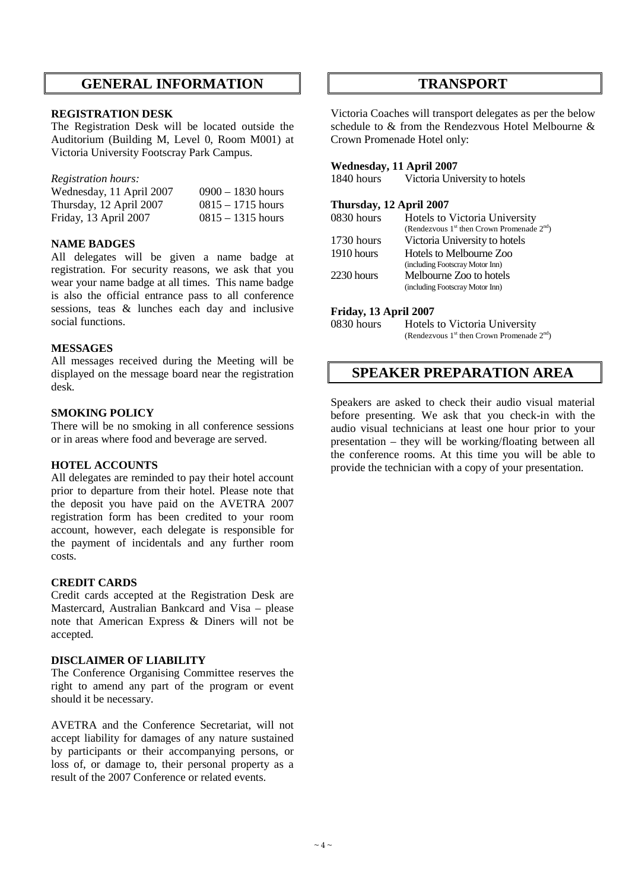# GENERAL INFORMATION

### REGISTRATION DESK

The Registration Desk will be located outside the Auditorium (Building M, Level 0, Room M001) at Victoria University Footscray Park Campus.

*Registration hours:*

| | |
|---|---|
| Wednesday, 11 April 2007 | 0900 – 1830 hours |
| Thursday, 12 April 2007 | 0815 – 1715 hours |
| Friday, 13 April 2007 | 0815 – 1315 hours |

### NAME BADGES

All delegates will be given a name badge at registration. For security reasons, we ask that you wear your name badge at all times. This name badge is also the official entrance pass to all conference sessions, teas & lunches each day and inclusive social functions.

### MESSAGES

All messages received during the Meeting will be displayed on the message board near the registration desk.

### SMOKING POLICY

There will be no smoking in all conference sessions or in areas where food and beverage are served.

### HOTEL ACCOUNTS

All delegates are reminded to pay their hotel account prior to departure from their hotel. Please note that the deposit you have paid on the AVETRA 2007 registration form has been credited to your room account, however, each delegate is responsible for the payment of incidentals and any further room costs.

### CREDIT CARDS

Credit cards accepted at the Registration Desk are Mastercard, Australian Bankcard and Visa – please note that American Express & Diners will not be accepted.

### DISCLAIMER OF LIABILITY

The Conference Organising Committee reserves the right to amend any part of the program or event should it be necessary.

AVETRA and the Conference Secretariat, will not accept liability for damages of any nature sustained by participants or their accompanying persons, or loss of, or damage to, their personal property as a result of the 2007 Conference or related events.

# TRANSPORT

Victoria Coaches will transport delegates as per the below schedule to & from the Rendezvous Hotel Melbourne & Crown Promenade Hotel only:

**Wednesday, 11 April 2007**

| | |
|---|---|
| 1840 hours | Victoria University to hotels |

**Thursday, 12 April 2007**

| | |
|---|---|
| 0830 hours | Hotels to Victoria University (Rendezvous 1st then Crown Promenade 2nd) |
| 1730 hours | Victoria University to hotels |
| 1910 hours | Hotels to Melbourne Zoo (including Footscray Motor Inn) |
| 2230 hours | Melbourne Zoo to hotels (including Footscray Motor Inn) |

**Friday, 13 April 2007**

| | |
|---|---|
| 0830 hours | Hotels to Victoria University (Rendezvous 1st then Crown Promenade 2nd) |

# SPEAKER PREPARATION AREA

Speakers are asked to check their audio visual material before presenting. We ask that you check-in with the audio visual technicians at least one hour prior to your presentation – they will be working/floating between all the conference rooms. At this time you will be able to provide the technician with a copy of your presentation.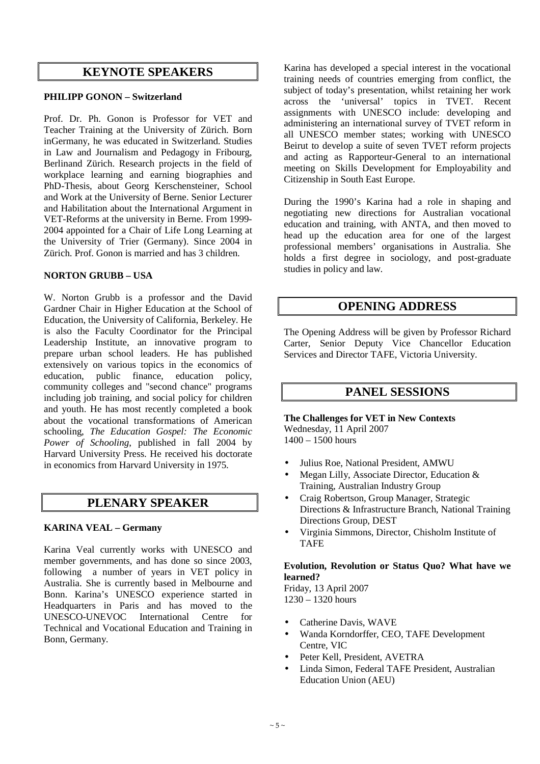## KEYNOTE SPEAKERS

**PHILIPP GONON – Switzerland**

Prof. Dr. Ph. Gonon is Professor for VET and Teacher Training at the University of Zürich. Born inGermany, he was educated in Switzerland. Studies in Law and Journalism and Pedagogy in Fribourg, Berlinand Zürich. Research projects in the field of workplace learning and earning biographies and PhD-Thesis, about Georg Kerschensteiner, School and Work at the University of Berne. Senior Lecturer and Habilitation about the International Argument in VET-Reforms at the university in Berne. From 1999-2004 appointed for a Chair of Life Long Learning at the University of Trier (Germany). Since 2004 in Zürich. Prof. Gonon is married and has 3 children.

**NORTON GRUBB – USA**

W. Norton Grubb is a professor and the David Gardner Chair in Higher Education at the School of Education, the University of California, Berkeley. He is also the Faculty Coordinator for the Principal Leadership Institute, an innovative program to prepare urban school leaders. He has published extensively on various topics in the economics of education, public finance, education policy, community colleges and "second chance" programs including job training, and social policy for children and youth. He has most recently completed a book about the vocational transformations of American schooling, *The Education Gospel: The Economic Power of Schooling*, published in fall 2004 by Harvard University Press. He received his doctorate in economics from Harvard University in 1975.

## PLENARY SPEAKER

**KARINA VEAL – Germany**

Karina Veal currently works with UNESCO and member governments, and has done so since 2003, following a number of years in VET policy in Australia. She is currently based in Melbourne and Bonn. Karina's UNESCO experience started in Headquarters in Paris and has moved to the UNESCO-UNEVOC International Centre for Technical and Vocational Education and Training in Bonn, Germany.

Karina has developed a special interest in the vocational training needs of countries emerging from conflict, the subject of today's presentation, whilst retaining her work across the 'universal' topics in TVET. Recent assignments with UNESCO include: developing and administering an international survey of TVET reform in all UNESCO member states; working with UNESCO Beirut to develop a suite of seven TVET reform projects and acting as Rapporteur-General to an international meeting on Skills Development for Employability and Citizenship in South East Europe.

During the 1990's Karina had a role in shaping and negotiating new directions for Australian vocational education and training, with ANTA, and then moved to head up the education area for one of the largest professional members' organisations in Australia. She holds a first degree in sociology, and post-graduate studies in policy and law.

## OPENING ADDRESS

The Opening Address will be given by Professor Richard Carter, Senior Deputy Vice Chancellor Education Services and Director TAFE, Victoria University.

## PANEL SESSIONS

**The Challenges for VET in New Contexts**
Wednesday, 11 April 2007
1400 – 1500 hours

- Julius Roe, National President, AMWU
- Megan Lilly, Associate Director, Education & Training, Australian Industry Group
- Craig Robertson, Group Manager, Strategic Directions & Infrastructure Branch, National Training Directions Group, DEST
- Virginia Simmons, Director, Chisholm Institute of TAFE

**Evolution, Revolution or Status Quo? What have we learned?**
Friday, 13 April 2007
1230 – 1320 hours

- Catherine Davis, WAVE
- Wanda Korndorffer, CEO, TAFE Development Centre, VIC
- Peter Kell, President, AVETRA
- Linda Simon, Federal TAFE President, Australian Education Union (AEU)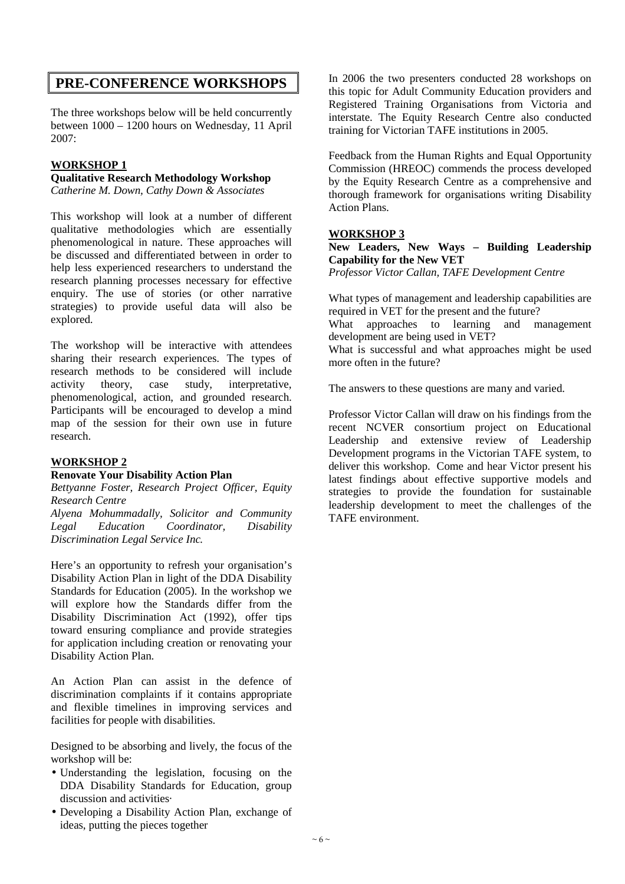# PRE-CONFERENCE WORKSHOPS

The three workshops below will be held concurrently between 1000 – 1200 hours on Wednesday, 11 April 2007:

### WORKSHOP 1

**Qualitative Research Methodology Workshop**
*Catherine M. Down, Cathy Down & Associates*

This workshop will look at a number of different qualitative methodologies which are essentially phenomenological in nature. These approaches will be discussed and differentiated between in order to help less experienced researchers to understand the research planning processes necessary for effective enquiry. The use of stories (or other narrative strategies) to provide useful data will also be explored.

The workshop will be interactive with attendees sharing their research experiences. The types of research methods to be considered will include activity theory, case study, interpretative, phenomenological, action, and grounded research. Participants will be encouraged to develop a mind map of the session for their own use in future research.

### WORKSHOP 2

**Renovate Your Disability Action Plan**
*Bettyanne Foster, Research Project Officer, Equity Research Centre*
*Alyena Mohummadally, Solicitor and Community Legal Education Coordinator, Disability Discrimination Legal Service Inc.*

Here's an opportunity to refresh your organisation's Disability Action Plan in light of the DDA Disability Standards for Education (2005). In the workshop we will explore how the Standards differ from the Disability Discrimination Act (1992), offer tips toward ensuring compliance and provide strategies for application including creation or renovating your Disability Action Plan.

An Action Plan can assist in the defence of discrimination complaints if it contains appropriate and flexible timelines in improving services and facilities for people with disabilities.

Designed to be absorbing and lively, the focus of the workshop will be:

- Understanding the legislation, focusing on the DDA Disability Standards for Education, group discussion and activities·
- Developing a Disability Action Plan, exchange of ideas, putting the pieces together

In 2006 the two presenters conducted 28 workshops on this topic for Adult Community Education providers and Registered Training Organisations from Victoria and interstate. The Equity Research Centre also conducted training for Victorian TAFE institutions in 2005.

Feedback from the Human Rights and Equal Opportunity Commission (HREOC) commends the process developed by the Equity Research Centre as a comprehensive and thorough framework for organisations writing Disability Action Plans.

### WORKSHOP 3

**New Leaders, New Ways – Building Leadership Capability for the New VET**
*Professor Victor Callan, TAFE Development Centre*

What types of management and leadership capabilities are required in VET for the present and the future?
What approaches to learning and management development are being used in VET?
What is successful and what approaches might be used more often in the future?

The answers to these questions are many and varied.

Professor Victor Callan will draw on his findings from the recent NCVER consortium project on Educational Leadership and extensive review of Leadership Development programs in the Victorian TAFE system, to deliver this workshop. Come and hear Victor present his latest findings about effective supportive models and strategies to provide the foundation for sustainable leadership development to meet the challenges of the TAFE environment.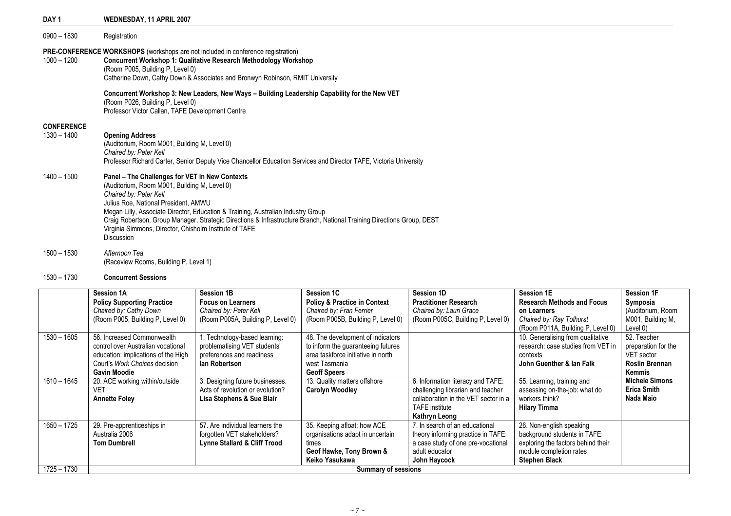## DAY 1 WEDNESDAY, 11 APRIL 2007

0900 – 1830 Registration

**PRE-CONFERENCE WORKSHOPS** (workshops are not included in conference registration)

1000 – 1200 **Concurrent Workshop 1: Qualitative Research Methodology Workshop**
(Room P005, Building P, Level 0)
Catherine Down, Cathy Down & Associates and Bronwyn Robinson, RMIT University

**Concurrent Workshop 3: New Leaders, New Ways – Building Leadership Capability for the New VET**
(Room P026, Building P, Level 0)
Professor Victor Callan, TAFE Development Centre

**CONFERENCE**

1330 – 1400 **Opening Address**
(Auditorium, Room M001, Building M, Level 0)
*Chaired by: Peter Kell*
Professor Richard Carter, Senior Deputy Vice Chancellor Education Services and Director TAFE, Victoria University

1400 – 1500 **Panel – The Challenges for VET in New Contexts**
(Auditorium, Room M001, Building M, Level 0)
*Chaired by: Peter Kell*
Julius Roe, National President, AMWU
Megan Lilly, Associate Director, Education & Training, Australian Industry Group
Craig Robertson, Group Manager, Strategic Directions & Infrastructure Branch, National Training Directions Group, DEST
Virginia Simmons, Director, Chisholm Institute of TAFE
Discussion

1500 – 1530 *Afternoon Tea*
(Raceview Rooms, Building P, Level 1)

1530 – 1730 **Concurrent Sessions**

| | **Session 1A** **Policy Supporting Practice** *Chaired by: Cathy Down* (Room P005, Building P, Level 0) | **Session 1B** **Focus on Learners** *Chaired by: Peter Kell* (Room P005A, Building P, Level 0) | **Session 1C** **Policy & Practice in Context** *Chaired by: Fran Ferrier* (Room P005B, Building P, Level 0) | **Session 1D** **Practitioner Research** *Chaired by: Lauri Grace* (Room P005C, Building P, Level 0) | **Session 1E** **Research Methods and Focus on Learners** *Chaired by: Ray Tolhurst* (Room P011A, Building P, Level 0) | **Session 1F** **Symposia** (Auditorium, Room M001, Building M, Level 0) |
|---|---|---|---|---|---|---|
| 1530 – 1605 | 56. Increased Commonwealth control over Australian vocational education: implications of the High Court's *Work Choices* decision **Gavin Moodie** | 1. Technology-based learning: problematising VET students' preferences and readiness **Ian Robertson** | 48. The development of indicators to inform the guaranteeing futures area taskforce initiative in north west Tasmania **Geoff Speers** | | 10. Generalising from qualitative research: case studies from VET in contexts **John Guenther & Ian Falk** | 52. Teacher preparation for the VET sector **Roslin Brennan Kemmis** **Michele Simons** **Erica Smith** **Nada Maio** |
| 1610 – 1645 | 20. ACE working within/outside VET **Annette Foley** | 3. Designing future businesses. Acts of revolution or evolution? **Lisa Stephens & Sue Blair** | 13. Quality matters offshore **Carolyn Woodley** | 6. Information literacy and TAFE: challenging librarian and teacher collaboration in the VET sector in a TAFE institute **Kathryn Leong** | 55. Learning, training and assessing on-the-job: what do workers think? **Hilary Timma** | |
| 1650 – 1725 | 29. Pre-apprenticeships in Australia 2006 **Tom Dumbrell** | 57. Are individual learners the forgotten VET stakeholders? **Lynne Stallard & Cliff Trood** | 35. Keeping afloat: how ACE organisations adapt in uncertain times **Geof Hawke, Tony Brown & Keiko Yasukawa** | 7. In search of an educational theory informing practice in TAFE: a case study of one pre-vocational adult educator **John Haycock** | 26. Non-english speaking background students in TAFE: exploring the factors behind their module completion rates **Stephen Black** | |
| 1725 – 1730 | **Summary of sessions** | | | | | |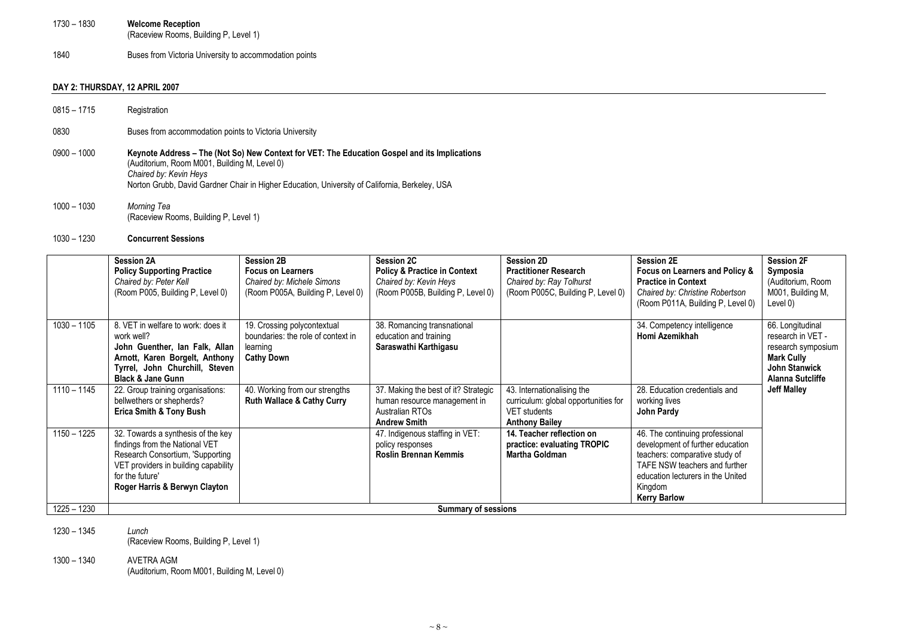1730 – 1830 **Welcome Reception**
(Raceview Rooms, Building P, Level 1)

1840 Buses from Victoria University to accommodation points

## DAY 2: THURSDAY, 12 APRIL 2007

0815 – 1715 Registration

0830 Buses from accommodation points to Victoria University

0900 – 1000 **Keynote Address – The (Not So) New Context for VET: The Education Gospel and its Implications**
(Auditorium, Room M001, Building M, Level 0)
*Chaired by: Kevin Heys*
Norton Grubb, David Gardner Chair in Higher Education, University of California, Berkeley, USA

1000 – 1030 *Morning Tea*
(Raceview Rooms, Building P, Level 1)

1030 – 1230 **Concurrent Sessions**

| | **Session 2A** **Policy Supporting Practice** *Chaired by: Peter Kell* (Room P005, Building P, Level 0) | **Session 2B** **Focus on Learners** *Chaired by: Michele Simons* (Room P005A, Building P, Level 0) | **Session 2C** **Policy & Practice in Context** *Chaired by: Kevin Heys* (Room P005B, Building P, Level 0) | **Session 2D** **Practitioner Research** *Chaired by: Ray Tolhurst* (Room P005C, Building P, Level 0) | **Session 2E** **Focus on Learners and Policy & Practice in Context** *Chaired by: Christine Robertson* (Room P011A, Building P, Level 0) | **Session 2F** **Symposia** (Auditorium, Room M001, Building M, Level 0) |
|---|---|---|---|---|---|---|
| 1030 – 1105 | 8. VET in welfare to work: does it work well? **John Guenther, Ian Falk, Allan Arnott, Karen Borgelt, Anthony Tyrrel, John Churchill, Steven Black & Jane Gunn** | 19. Crossing polycontextual boundaries: the role of context in learning **Cathy Down** | 38. Romancing transnational education and training **Saraswathi Karthigasu** | | 34. Competency intelligence **Homi Azemikhah** | 66. Longitudinal research in VET - research symposium **Mark Cully John Stanwick Alanna Sutcliffe Jeff Malley** |
| 1110 – 1145 | 22. Group training organisations: bellwethers or shepherds? **Erica Smith & Tony Bush** | 40. Working from our strengths **Ruth Wallace & Cathy Curry** | 37. Making the best of it? Strategic human resource management in Australian RTOs **Andrew Smith** | 43. Internationalising the curriculum: global opportunities for VET students **Anthony Bailey** | 28. Education credentials and working lives **John Pardy** | |
| 1150 – 1225 | 32. Towards a synthesis of the key findings from the National VET Research Consortium, 'Supporting VET providers in building capability for the future' **Roger Harris & Berwyn Clayton** | | 47. Indigenous staffing in VET: policy responses **Roslin Brennan Kemmis** | **14. Teacher reflection on practice: evaluating TROPIC** **Martha Goldman** | 46. The continuing professional development of further education teachers: comparative study of TAFE NSW teachers and further education lecturers in the United Kingdom **Kerry Barlow** | |
| 1225 – 1230 | **Summary of sessions** | | | | | |

1230 – 1345 *Lunch*
(Raceview Rooms, Building P, Level 1)

1300 – 1340 AVETRA AGM
(Auditorium, Room M001, Building M, Level 0)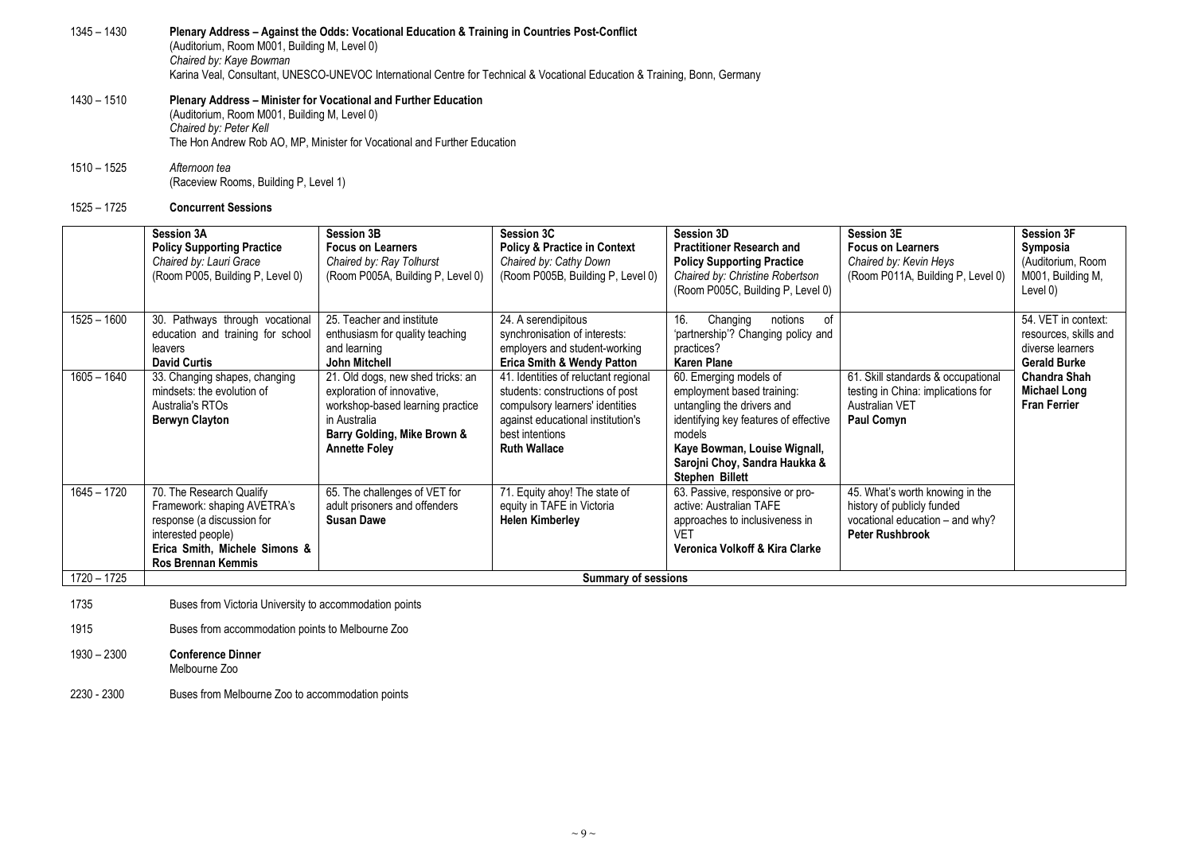1345 – 1430 **Plenary Address – Against the Odds: Vocational Education & Training in Countries Post-Conflict**
(Auditorium, Room M001, Building M, Level 0)
*Chaired by: Kaye Bowman*
Karina Veal, Consultant, UNESCO-UNEVOC International Centre for Technical & Vocational Education & Training, Bonn, Germany

1430 – 1510 **Plenary Address – Minister for Vocational and Further Education**
(Auditorium, Room M001, Building M, Level 0)
*Chaired by: Peter Kell*
The Hon Andrew Rob AO, MP, Minister for Vocational and Further Education

1510 – 1525 *Afternoon tea*
(Raceview Rooms, Building P, Level 1)

1525 – 1725 **Concurrent Sessions**

| | **Session 3A** **Policy Supporting Practice** *Chaired by: Lauri Grace* (Room P005, Building P, Level 0) | **Session 3B** **Focus on Learners** *Chaired by: Ray Tolhurst* (Room P005A, Building P, Level 0) | **Session 3C** **Policy & Practice in Context** *Chaired by: Cathy Down* (Room P005B, Building P, Level 0) | **Session 3D** **Practitioner Research and Policy Supporting Practice** *Chaired by: Christine Robertson* (Room P005C, Building P, Level 0) | **Session 3E** **Focus on Learners** *Chaired by: Kevin Heys* (Room P011A, Building P, Level 0) | **Session 3F** **Symposia** (Auditorium, Room M001, Building M, Level 0) |
|---|---|---|---|---|---|---|
| 1525 – 1600 | 30. Pathways through vocational education and training for school leavers **David Curtis** | 25. Teacher and institute enthusiasm for quality teaching and learning **John Mitchell** | 24. A serendipitous synchronisation of interests: employers and student-working **Erica Smith & Wendy Patton** | 16. Changing notions of 'partnership'? Changing policy and practices? **Karen Plane** | | 54. VET in context: resources, skills and diverse learners **Gerald Burke Chandra Shah Michael Long Fran Ferrier** |
| 1605 – 1640 | 33. Changing shapes, changing mindsets: the evolution of Australia's RTOs **Berwyn Clayton** | 21. Old dogs, new shed tricks: an exploration of innovative, workshop-based learning practice in Australia **Barry Golding, Mike Brown & Annette Foley** | 41. Identities of reluctant regional students: constructions of post compulsory learners' identities against educational institution's best intentions **Ruth Wallace** | 60. Emerging models of employment based training: untangling the drivers and identifying key features of effective models **Kaye Bowman, Louise Wignall, Sarojni Choy, Sandra Haukka & Stephen Billett** | 61. Skill standards & occupational testing in China: implications for Australian VET **Paul Comyn** | |
| 1645 – 1720 | 70. The Research Qualify Framework: shaping AVETRA's response (a discussion for interested people) **Erica Smith, Michele Simons & Ros Brennan Kemmis** | 65. The challenges of VET for adult prisoners and offenders **Susan Dawe** | 71. Equity ahoy! The state of equity in TAFE in Victoria **Helen Kimberley** | 63. Passive, responsive or pro-active: Australian TAFE approaches to inclusiveness in VET **Veronica Volkoff & Kira Clarke** | 45. What's worth knowing in the history of publicly funded vocational education – and why? **Peter Rushbrook** | |
| 1720 – 1725 | **Summary of sessions** | | | | | |

1735 Buses from Victoria University to accommodation points

1915 Buses from accommodation points to Melbourne Zoo

1930 – 2300 **Conference Dinner**
Melbourne Zoo

2230 - 2300 Buses from Melbourne Zoo to accommodation points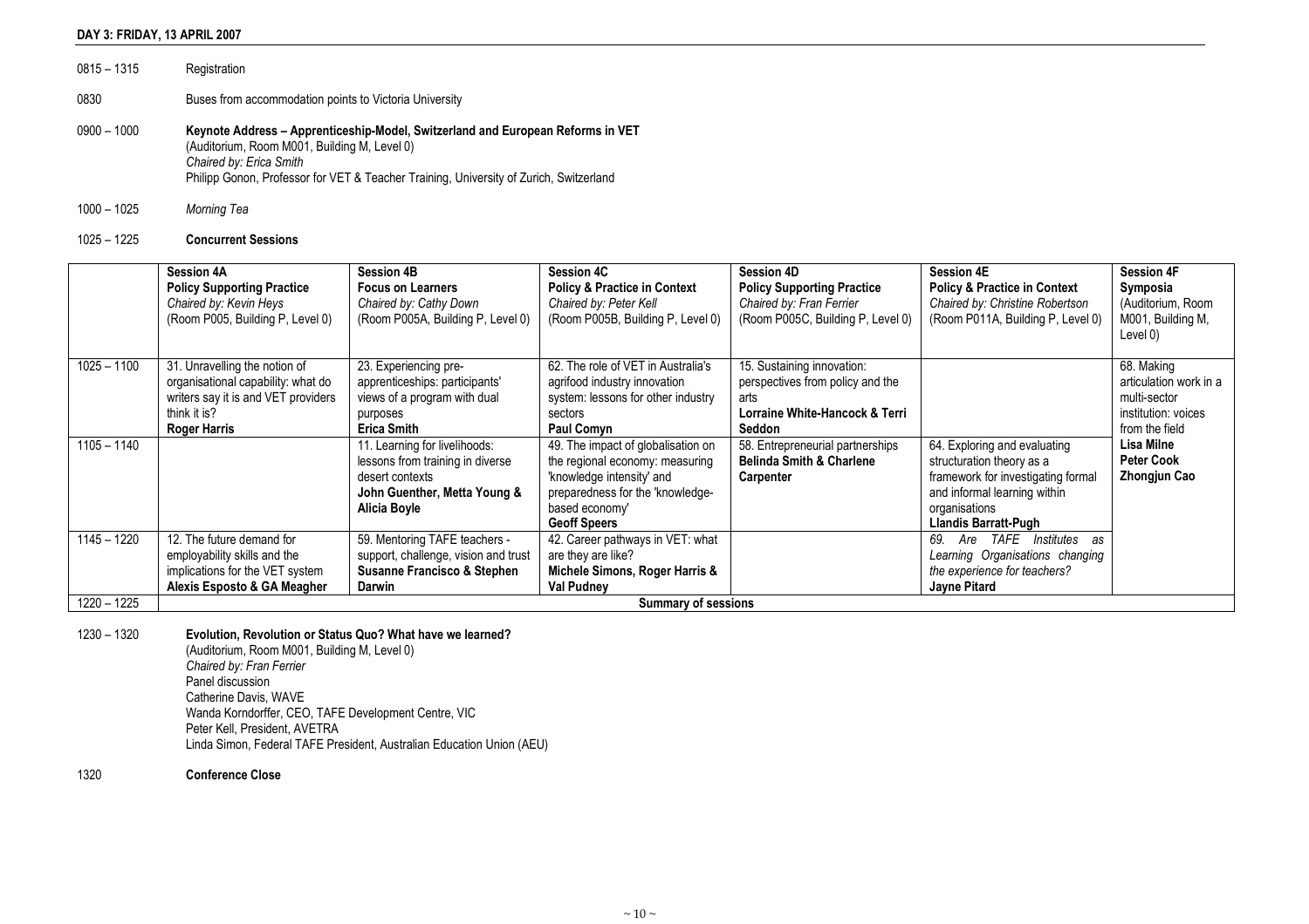## DAY 3: FRIDAY, 13 APRIL 2007

0815 – 1315 Registration

0830 Buses from accommodation points to Victoria University

0900 – 1000 **Keynote Address – Apprenticeship-Model, Switzerland and European Reforms in VET**
(Auditorium, Room M001, Building M, Level 0)
*Chaired by: Erica Smith*
Philipp Gonon, Professor for VET & Teacher Training, University of Zurich, Switzerland

1000 – 1025 *Morning Tea*

1025 – 1225 **Concurrent Sessions**

| | **Session 4A** **Policy Supporting Practice** *Chaired by: Kevin Heys* (Room P005, Building P, Level 0) | **Session 4B** **Focus on Learners** *Chaired by: Cathy Down* (Room P005A, Building P, Level 0) | **Session 4C** **Policy & Practice in Context** *Chaired by: Peter Kell* (Room P005B, Building P, Level 0) | **Session 4D** **Policy Supporting Practice** *Chaired by: Fran Ferrier* (Room P005C, Building P, Level 0) | **Session 4E** **Policy & Practice in Context** *Chaired by: Christine Robertson* (Room P011A, Building P, Level 0) | **Session 4F** **Symposia** (Auditorium, Room M001, Building M, Level 0) |
|---|---|---|---|---|---|---|
| 1025 – 1100 | 31. Unravelling the notion of organisational capability: what do writers say it is and VET providers think it is? **Roger Harris** | 23. Experiencing pre-apprenticeships: participants' views of a program with dual purposes **Erica Smith** | 62. The role of VET in Australia's agrifood industry innovation system: lessons for other industry sectors **Paul Comyn** | 15. Sustaining innovation: perspectives from policy and the arts **Lorraine White-Hancock & Terri Seddon** | | 68. Making articulation work in a multi-sector institution: voices from the field **Lisa Milne** **Peter Cook** **Zhongjun Cao** |
| 1105 – 1140 | | 11. Learning for livelihoods: lessons from training in diverse desert contexts **John Guenther, Metta Young & Alicia Boyle** | 49. The impact of globalisation on the regional economy: measuring 'knowledge intensity' and preparedness for the 'knowledge-based economy' **Geoff Speers** | 58. Entrepreneurial partnerships **Belinda Smith & Charlene Carpenter** | 64. Exploring and evaluating structuration theory as a framework for investigating formal and informal learning within organisations **Llandis Barratt-Pugh** | |
| 1145 – 1220 | 12. The future demand for employability skills and the implications for the VET system **Alexis Esposto & GA Meagher** | 59. Mentoring TAFE teachers - support, challenge, vision and trust **Susanne Francisco & Stephen Darwin** | 42. Career pathways in VET: what are they are like? **Michele Simons, Roger Harris & Val Pudney** | | *69. Are TAFE Institutes as Learning Organisations changing the experience for teachers?* **Jayne Pitard** | |
| 1220 – 1225 | **Summary of sessions** | | | | | |

1230 – 1320 **Evolution, Revolution or Status Quo? What have we learned?**
(Auditorium, Room M001, Building M, Level 0)
*Chaired by: Fran Ferrier*
Panel discussion
Catherine Davis, WAVE
Wanda Korndorffer, CEO, TAFE Development Centre, VIC
Peter Kell, President, AVETRA
Linda Simon, Federal TAFE President, Australian Education Union (AEU)

1320 **Conference Close**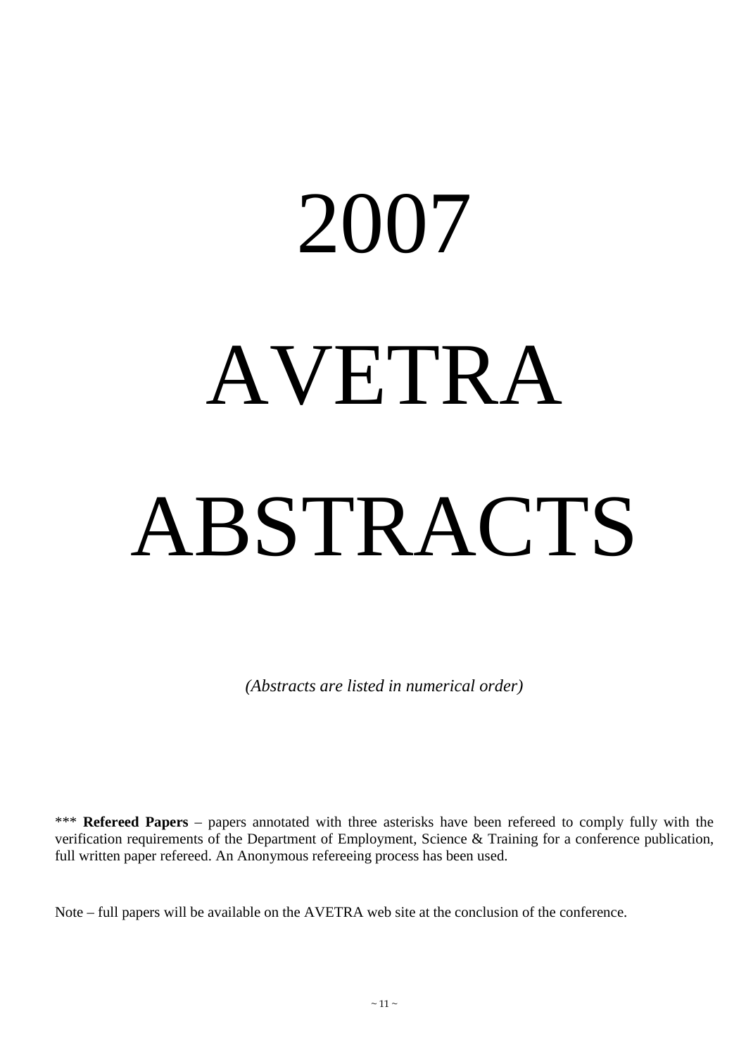# 2007

# AVETRA

# ABSTRACTS

*(Abstracts are listed in numerical order)*

*** **Refereed Papers** – papers annotated with three asterisks have been refereed to comply fully with the verification requirements of the Department of Employment, Science & Training for a conference publication, full written paper refereed. An Anonymous refereeing process has been used.

Note – full papers will be available on the AVETRA web site at the conclusion of the conference.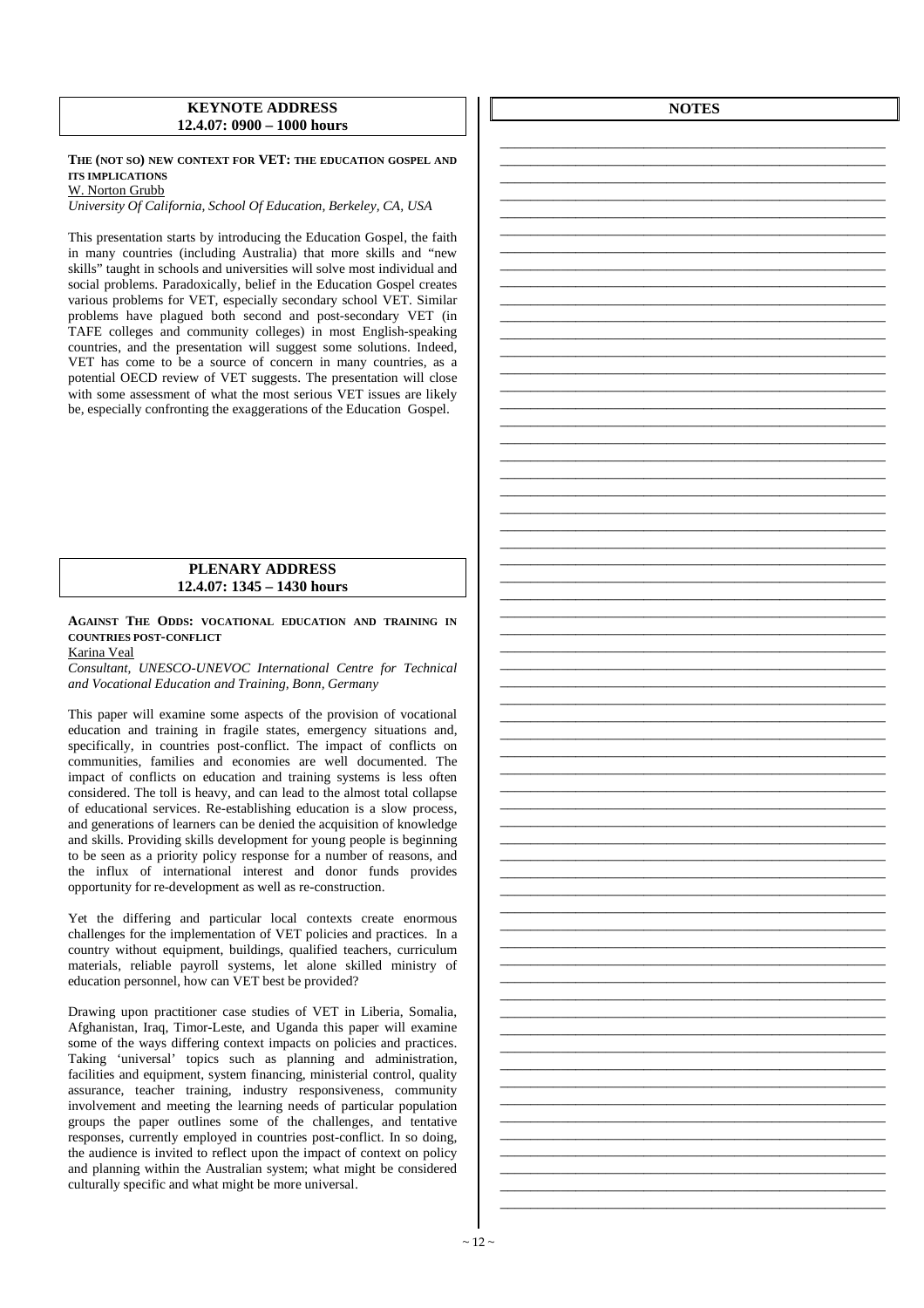## KEYNOTE ADDRESS
**12.4.07: 0900 – 1000 hours**

**THE (NOT SO) NEW CONTEXT FOR VET: THE EDUCATION GOSPEL AND ITS IMPLICATIONS**

W. Norton Grubb

*University Of California, School Of Education, Berkeley, CA, USA*

This presentation starts by introducing the Education Gospel, the faith in many countries (including Australia) that more skills and "new skills" taught in schools and universities will solve most individual and social problems. Paradoxically, belief in the Education Gospel creates various problems for VET, especially secondary school VET. Similar problems have plagued both second and post-secondary VET (in TAFE colleges and community colleges) in most English-speaking countries, and the presentation will suggest some solutions. Indeed, VET has come to be a source of concern in many countries, as a potential OECD review of VET suggests. The presentation will close with some assessment of what the most serious VET issues are likely be, especially confronting the exaggerations of the Education Gospel.

## PLENARY ADDRESS
**12.4.07: 1345 – 1430 hours**

**AGAINST THE ODDS: VOCATIONAL EDUCATION AND TRAINING IN COUNTRIES POST-CONFLICT**

Karina Veal

*Consultant, UNESCO-UNEVOC International Centre for Technical and Vocational Education and Training, Bonn, Germany*

This paper will examine some aspects of the provision of vocational education and training in fragile states, emergency situations and, specifically, in countries post-conflict. The impact of conflicts on communities, families and economies are well documented. The impact of conflicts on education and training systems is less often considered. The toll is heavy, and can lead to the almost total collapse of educational services. Re-establishing education is a slow process, and generations of learners can be denied the acquisition of knowledge and skills. Providing skills development for young people is beginning to be seen as a priority policy response for a number of reasons, and the influx of international interest and donor funds provides opportunity for re-development as well as re-construction.

Yet the differing and particular local contexts create enormous challenges for the implementation of VET policies and practices. In a country without equipment, buildings, qualified teachers, curriculum materials, reliable payroll systems, let alone skilled ministry of education personnel, how can VET best be provided?

Drawing upon practitioner case studies of VET in Liberia, Somalia, Afghanistan, Iraq, Timor-Leste, and Uganda this paper will examine some of the ways differing context impacts on policies and practices. Taking 'universal' topics such as planning and administration, facilities and equipment, system financing, ministerial control, quality assurance, teacher training, industry responsiveness, community involvement and meeting the learning needs of particular population groups the paper outlines some of the challenges, and tentative responses, currently employed in countries post-conflict. In so doing, the audience is invited to reflect upon the impact of context on policy and planning within the Australian system; what might be considered culturally specific and what might be more universal.

## NOTES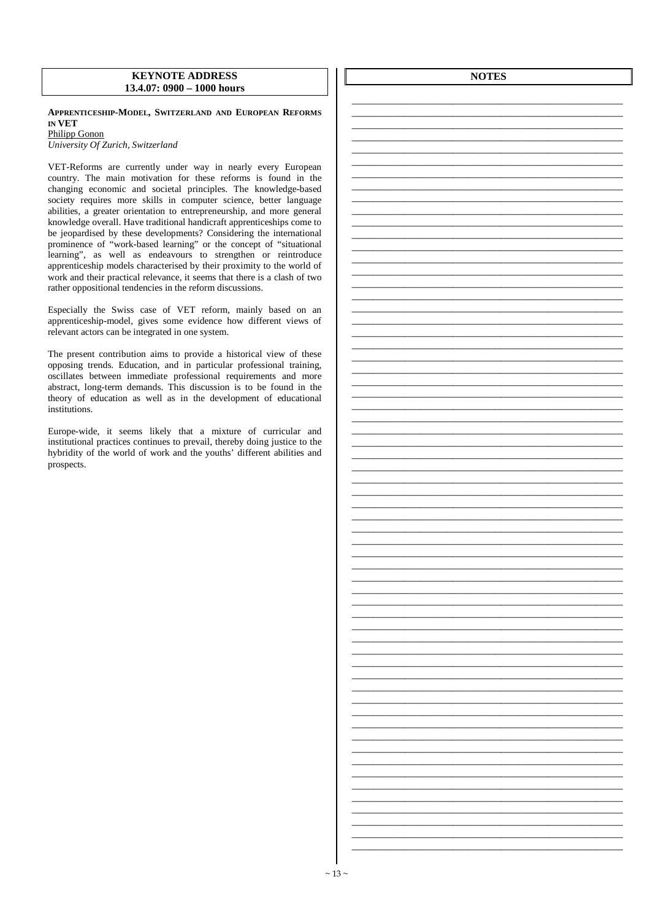**KEYNOTE ADDRESS**
**13.4.07: 0900 – 1000 hours**

**APPRENTICESHIP-MODEL, SWITZERLAND AND EUROPEAN REFORMS IN VET**
Philipp Gonon
*University Of Zurich, Switzerland*

VET-Reforms are currently under way in nearly every European country. The main motivation for these reforms is found in the changing economic and societal principles. The knowledge-based society requires more skills in computer science, better language abilities, a greater orientation to entrepreneurship, and more general knowledge overall. Have traditional handicraft apprenticeships come to be jeopardised by these developments? Considering the international prominence of "work-based learning" or the concept of "situational learning", as well as endeavours to strengthen or reintroduce apprenticeship models characterised by their proximity to the world of work and their practical relevance, it seems that there is a clash of two rather oppositional tendencies in the reform discussions.

Especially the Swiss case of VET reform, mainly based on an apprenticeship-model, gives some evidence how different views of relevant actors can be integrated in one system.

The present contribution aims to provide a historical view of these opposing trends. Education, and in particular professional training, oscillates between immediate professional requirements and more abstract, long-term demands. This discussion is to be found in the theory of education as well as in the development of educational institutions.

Europe-wide, it seems likely that a mixture of curricular and institutional practices continues to prevail, thereby doing justice to the hybridity of the world of work and the youths' different abilities and prospects.

**NOTES**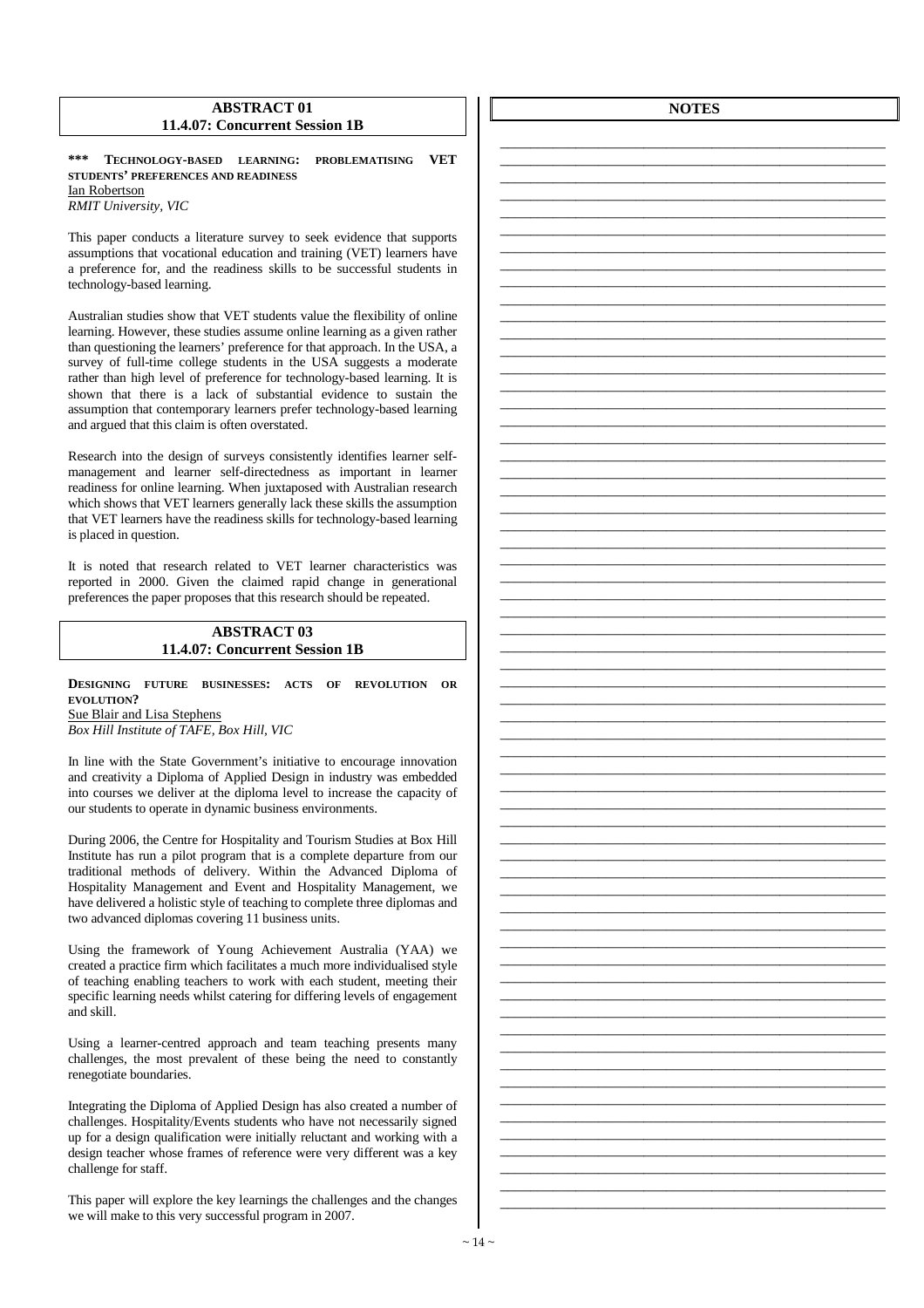## ABSTRACT 01
## 11.4.07: Concurrent Session 1B

**\*\*\* TECHNOLOGY-BASED LEARNING: PROBLEMATISING VET STUDENTS' PREFERENCES AND READINESS**
Ian Robertson
*RMIT University, VIC*

This paper conducts a literature survey to seek evidence that supports assumptions that vocational education and training (VET) learners have a preference for, and the readiness skills to be successful students in technology-based learning.

Australian studies show that VET students value the flexibility of online learning. However, these studies assume online learning as a given rather than questioning the learners' preference for that approach. In the USA, a survey of full-time college students in the USA suggests a moderate rather than high level of preference for technology-based learning. It is shown that there is a lack of substantial evidence to sustain the assumption that contemporary learners prefer technology-based learning and argued that this claim is often overstated.

Research into the design of surveys consistently identifies learner self-management and learner self-directedness as important in learner readiness for online learning. When juxtaposed with Australian research which shows that VET learners generally lack these skills the assumption that VET learners have the readiness skills for technology-based learning is placed in question.

It is noted that research related to VET learner characteristics was reported in 2000. Given the claimed rapid change in generational preferences the paper proposes that this research should be repeated.

## ABSTRACT 03
## 11.4.07: Concurrent Session 1B

**DESIGNING FUTURE BUSINESSES: ACTS OF REVOLUTION OR EVOLUTION?**
Sue Blair and Lisa Stephens
*Box Hill Institute of TAFE, Box Hill, VIC*

In line with the State Government's initiative to encourage innovation and creativity a Diploma of Applied Design in industry was embedded into courses we deliver at the diploma level to increase the capacity of our students to operate in dynamic business environments.

During 2006, the Centre for Hospitality and Tourism Studies at Box Hill Institute has run a pilot program that is a complete departure from our traditional methods of delivery. Within the Advanced Diploma of Hospitality Management and Event and Hospitality Management, we have delivered a holistic style of teaching to complete three diplomas and two advanced diplomas covering 11 business units.

Using the framework of Young Achievement Australia (YAA) we created a practice firm which facilitates a much more individualised style of teaching enabling teachers to work with each student, meeting their specific learning needs whilst catering for differing levels of engagement and skill.

Using a learner-centred approach and team teaching presents many challenges, the most prevalent of these being the need to constantly renegotiate boundaries.

Integrating the Diploma of Applied Design has also created a number of challenges. Hospitality/Events students who have not necessarily signed up for a design qualification were initially reluctant and working with a design teacher whose frames of reference were very different was a key challenge for staff.

This paper will explore the key learnings the challenges and the changes we will make to this very successful program in 2007.

## NOTES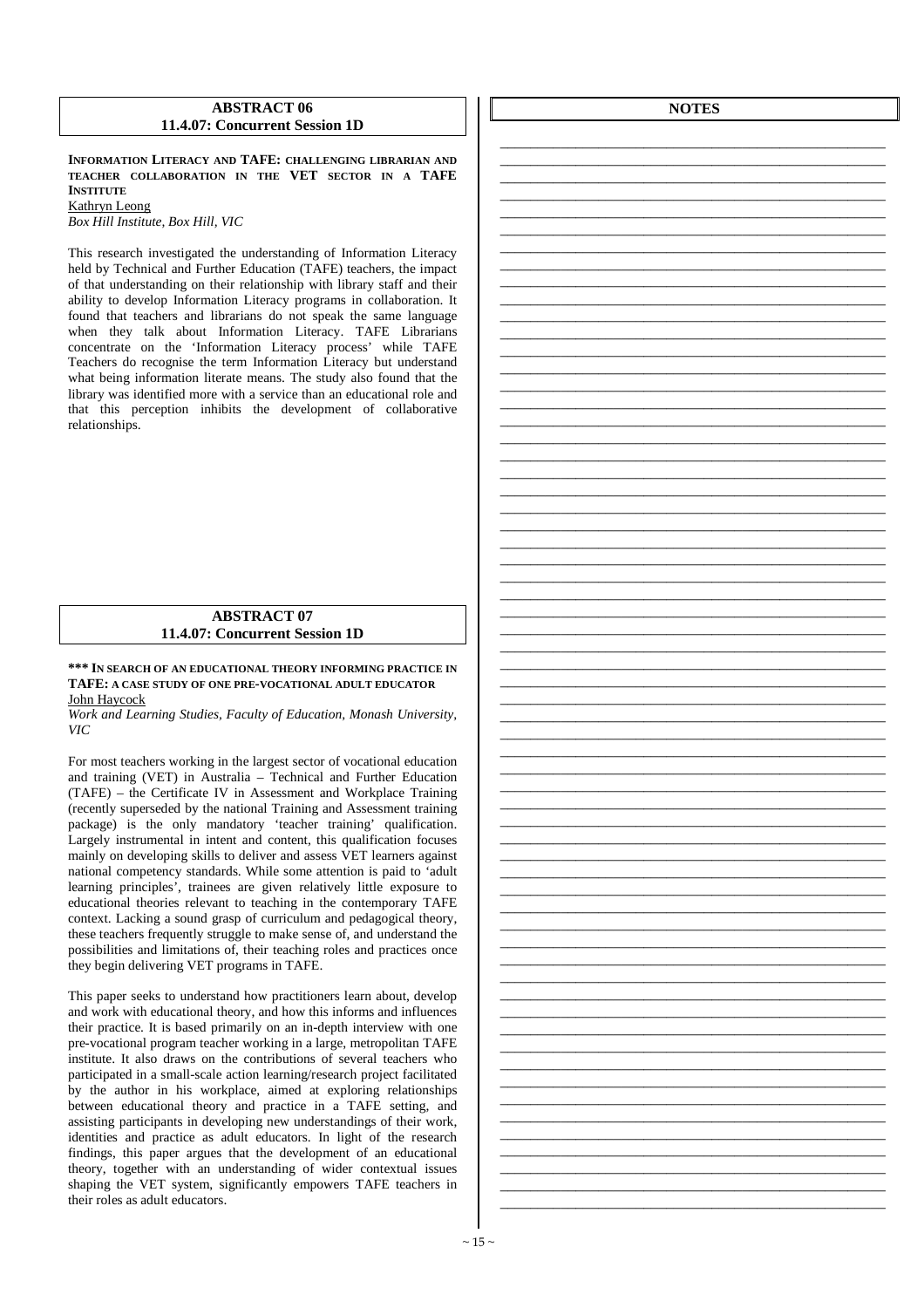## ABSTRACT 06
### 11.4.07: Concurrent Session 1D

**INFORMATION LITERACY AND TAFE: CHALLENGING LIBRARIAN AND TEACHER COLLABORATION IN THE VET SECTOR IN A TAFE INSTITUTE**

Kathryn Leong

*Box Hill Institute, Box Hill, VIC*

This research investigated the understanding of Information Literacy held by Technical and Further Education (TAFE) teachers, the impact of that understanding on their relationship with library staff and their ability to develop Information Literacy programs in collaboration. It found that teachers and librarians do not speak the same language when they talk about Information Literacy. TAFE Librarians concentrate on the 'Information Literacy process' while TAFE Teachers do recognise the term Information Literacy but understand what being information literate means. The study also found that the library was identified more with a service than an educational role and that this perception inhibits the development of collaborative relationships.

## ABSTRACT 07
### 11.4.07: Concurrent Session 1D

**\*\*\* IN SEARCH OF AN EDUCATIONAL THEORY INFORMING PRACTICE IN TAFE: A CASE STUDY OF ONE PRE-VOCATIONAL ADULT EDUCATOR**

John Haycock

*Work and Learning Studies, Faculty of Education, Monash University, VIC*

For most teachers working in the largest sector of vocational education and training (VET) in Australia – Technical and Further Education (TAFE) – the Certificate IV in Assessment and Workplace Training (recently superseded by the national Training and Assessment training package) is the only mandatory 'teacher training' qualification. Largely instrumental in intent and content, this qualification focuses mainly on developing skills to deliver and assess VET learners against national competency standards. While some attention is paid to 'adult learning principles', trainees are given relatively little exposure to educational theories relevant to teaching in the contemporary TAFE context. Lacking a sound grasp of curriculum and pedagogical theory, these teachers frequently struggle to make sense of, and understand the possibilities and limitations of, their teaching roles and practices once they begin delivering VET programs in TAFE.

This paper seeks to understand how practitioners learn about, develop and work with educational theory, and how this informs and influences their practice. It is based primarily on an in-depth interview with one pre-vocational program teacher working in a large, metropolitan TAFE institute. It also draws on the contributions of several teachers who participated in a small-scale action learning/research project facilitated by the author in his workplace, aimed at exploring relationships between educational theory and practice in a TAFE setting, and assisting participants in developing new understandings of their work, identities and practice as adult educators. In light of the research findings, this paper argues that the development of an educational theory, together with an understanding of wider contextual issues shaping the VET system, significantly empowers TAFE teachers in their roles as adult educators.

## NOTES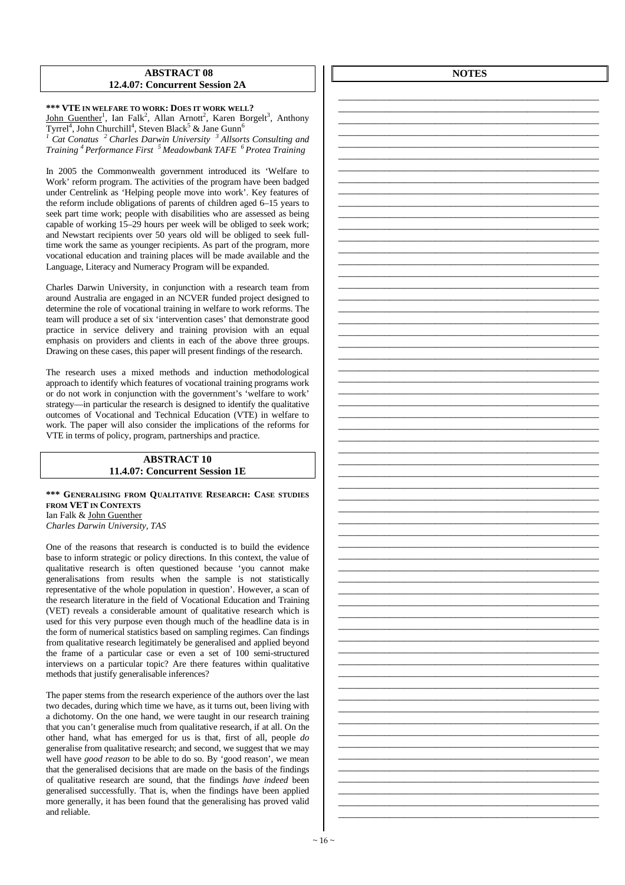## ABSTRACT 08
### 12.4.07: Concurrent Session 2A

**\*\*\* VTE IN WELFARE TO WORK: DOES IT WORK WELL?**

John Guenther[1], Ian Falk[2], Allan Arnott[2], Karen Borgelt[3], Anthony Tyrrel[4], John Churchill[4], Steven Black[5] & Jane Gunn[6]

*[1] Cat Conatus [2] Charles Darwin University [3] Allsorts Consulting and Training [4] Performance First [5] Meadowbank TAFE [6] Protea Training*

In 2005 the Commonwealth government introduced its 'Welfare to Work' reform program. The activities of the program have been badged under Centrelink as 'Helping people move into work'. Key features of the reform include obligations of parents of children aged 6–15 years to seek part time work; people with disabilities who are assessed as being capable of working 15–29 hours per week will be obliged to seek work; and Newstart recipients over 50 years old will be obliged to seek full-time work the same as younger recipients. As part of the program, more vocational education and training places will be made available and the Language, Literacy and Numeracy Program will be expanded.

Charles Darwin University, in conjunction with a research team from around Australia are engaged in an NCVER funded project designed to determine the role of vocational training in welfare to work reforms. The team will produce a set of six 'intervention cases' that demonstrate good practice in service delivery and training provision with an equal emphasis on providers and clients in each of the above three groups. Drawing on these cases, this paper will present findings of the research.

The research uses a mixed methods and induction methodological approach to identify which features of vocational training programs work or do not work in conjunction with the government's 'welfare to work' strategy—in particular the research is designed to identify the qualitative outcomes of Vocational and Technical Education (VTE) in welfare to work. The paper will also consider the implications of the reforms for VTE in terms of policy, program, partnerships and practice.

## ABSTRACT 10
### 11.4.07: Concurrent Session 1E

**\*\*\* GENERALISING FROM QUALITATIVE RESEARCH: CASE STUDIES FROM VET IN CONTEXTS**

Ian Falk & John Guenther

*Charles Darwin University, TAS*

One of the reasons that research is conducted is to build the evidence base to inform strategic or policy directions. In this context, the value of qualitative research is often questioned because 'you cannot make generalisations from results when the sample is not statistically representative of the whole population in question'. However, a scan of the research literature in the field of Vocational Education and Training (VET) reveals a considerable amount of qualitative research which is used for this very purpose even though much of the headline data is in the form of numerical statistics based on sampling regimes. Can findings from qualitative research legitimately be generalised and applied beyond the frame of a particular case or even a set of 100 semi-structured interviews on a particular topic? Are there features within qualitative methods that justify generalisable inferences?

The paper stems from the research experience of the authors over the last two decades, during which time we have, as it turns out, been living with a dichotomy. On the one hand, we were taught in our research training that you can't generalise much from qualitative research, if at all. On the other hand, what has emerged for us is that, first of all, people *do* generalise from qualitative research; and second, we suggest that we may well have *good reason* to be able to do so. By 'good reason', we mean that the generalised decisions that are made on the basis of the findings of qualitative research are sound, that the findings *have indeed* been generalised successfully. That is, when the findings have been applied more generally, it has been found that the generalising has proved valid and reliable.

## NOTES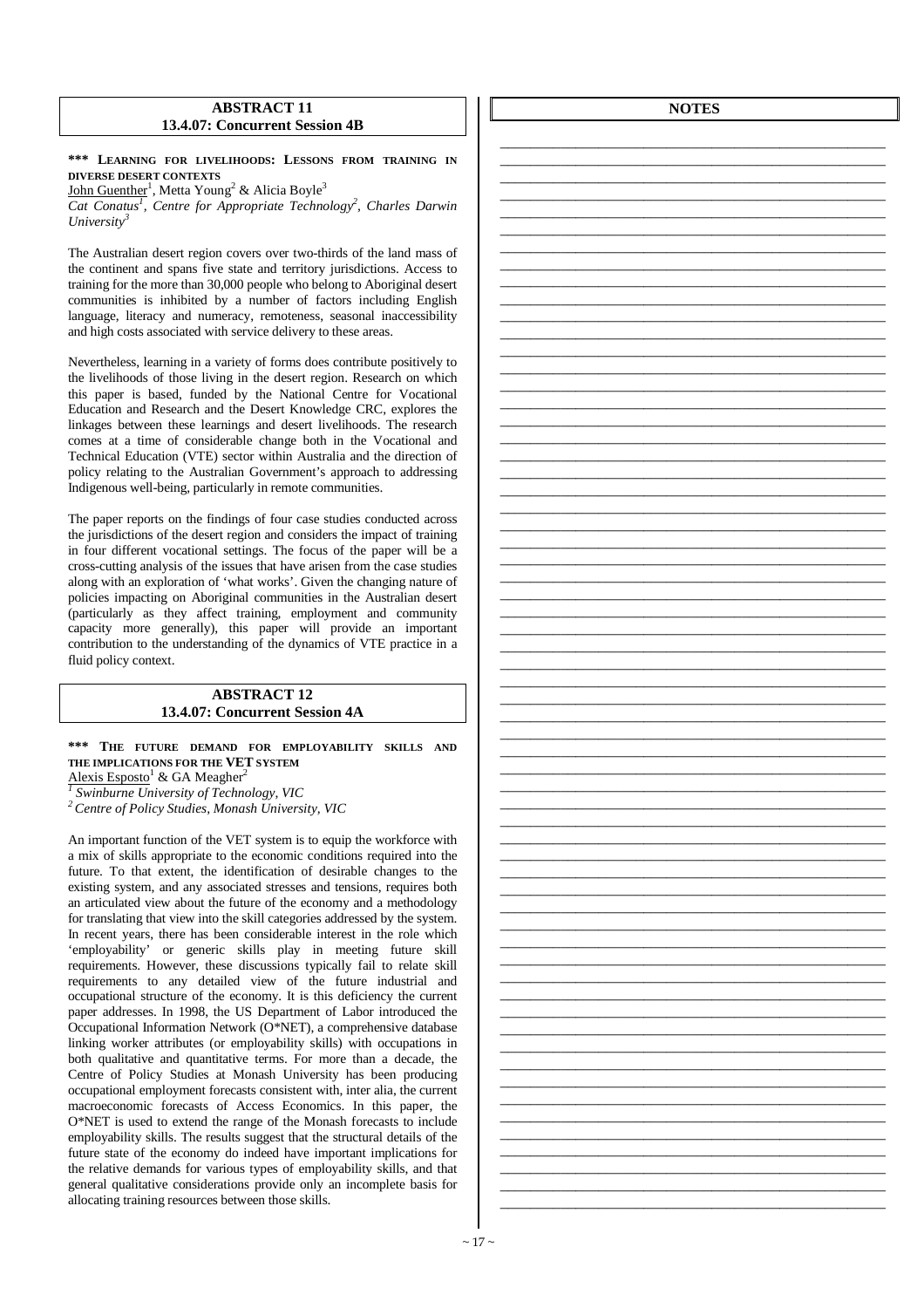## ABSTRACT 11
### 13.4.07: Concurrent Session 4B

**\*\*\* LEARNING FOR LIVELIHOODS: LESSONS FROM TRAINING IN DIVERSE DESERT CONTEXTS**

John Guenther[1], Metta Young[2] & Alicia Boyle[3]

*Cat Conatus[1], Centre for Appropriate Technology[2], Charles Darwin University[3]*

The Australian desert region covers over two-thirds of the land mass of the continent and spans five state and territory jurisdictions. Access to training for the more than 30,000 people who belong to Aboriginal desert communities is inhibited by a number of factors including English language, literacy and numeracy, remoteness, seasonal inaccessibility and high costs associated with service delivery to these areas.

Nevertheless, learning in a variety of forms does contribute positively to the livelihoods of those living in the desert region. Research on which this paper is based, funded by the National Centre for Vocational Education and Research and the Desert Knowledge CRC, explores the linkages between these learnings and desert livelihoods. The research comes at a time of considerable change both in the Vocational and Technical Education (VTE) sector within Australia and the direction of policy relating to the Australian Government's approach to addressing Indigenous well-being, particularly in remote communities.

The paper reports on the findings of four case studies conducted across the jurisdictions of the desert region and considers the impact of training in four different vocational settings. The focus of the paper will be a cross-cutting analysis of the issues that have arisen from the case studies along with an exploration of 'what works'. Given the changing nature of policies impacting on Aboriginal communities in the Australian desert (particularly as they affect training, employment and community capacity more generally), this paper will provide an important contribution to the understanding of the dynamics of VTE practice in a fluid policy context.

## ABSTRACT 12
### 13.4.07: Concurrent Session 4A

**\*\*\* THE FUTURE DEMAND FOR EMPLOYABILITY SKILLS AND THE IMPLICATIONS FOR THE VET SYSTEM**

Alexis Esposto[1] & GA Meagher[2]

*[1] Swinburne University of Technology, VIC*

*[2] Centre of Policy Studies, Monash University, VIC*

An important function of the VET system is to equip the workforce with a mix of skills appropriate to the economic conditions required into the future. To that extent, the identification of desirable changes to the existing system, and any associated stresses and tensions, requires both an articulated view about the future of the economy and a methodology for translating that view into the skill categories addressed by the system. In recent years, there has been considerable interest in the role which 'employability' or generic skills play in meeting future skill requirements. However, these discussions typically fail to relate skill requirements to any detailed view of the future industrial and occupational structure of the economy. It is this deficiency the current paper addresses. In 1998, the US Department of Labor introduced the Occupational Information Network (O*NET), a comprehensive database linking worker attributes (or employability skills) with occupations in both qualitative and quantitative terms. For more than a decade, the Centre of Policy Studies at Monash University has been producing occupational employment forecasts consistent with, inter alia, the current macroeconomic forecasts of Access Economics. In this paper, the O*NET is used to extend the range of the Monash forecasts to include employability skills. The results suggest that the structural details of the future state of the economy do indeed have important implications for the relative demands for various types of employability skills, and that general qualitative considerations provide only an incomplete basis for allocating training resources between those skills.

**NOTES**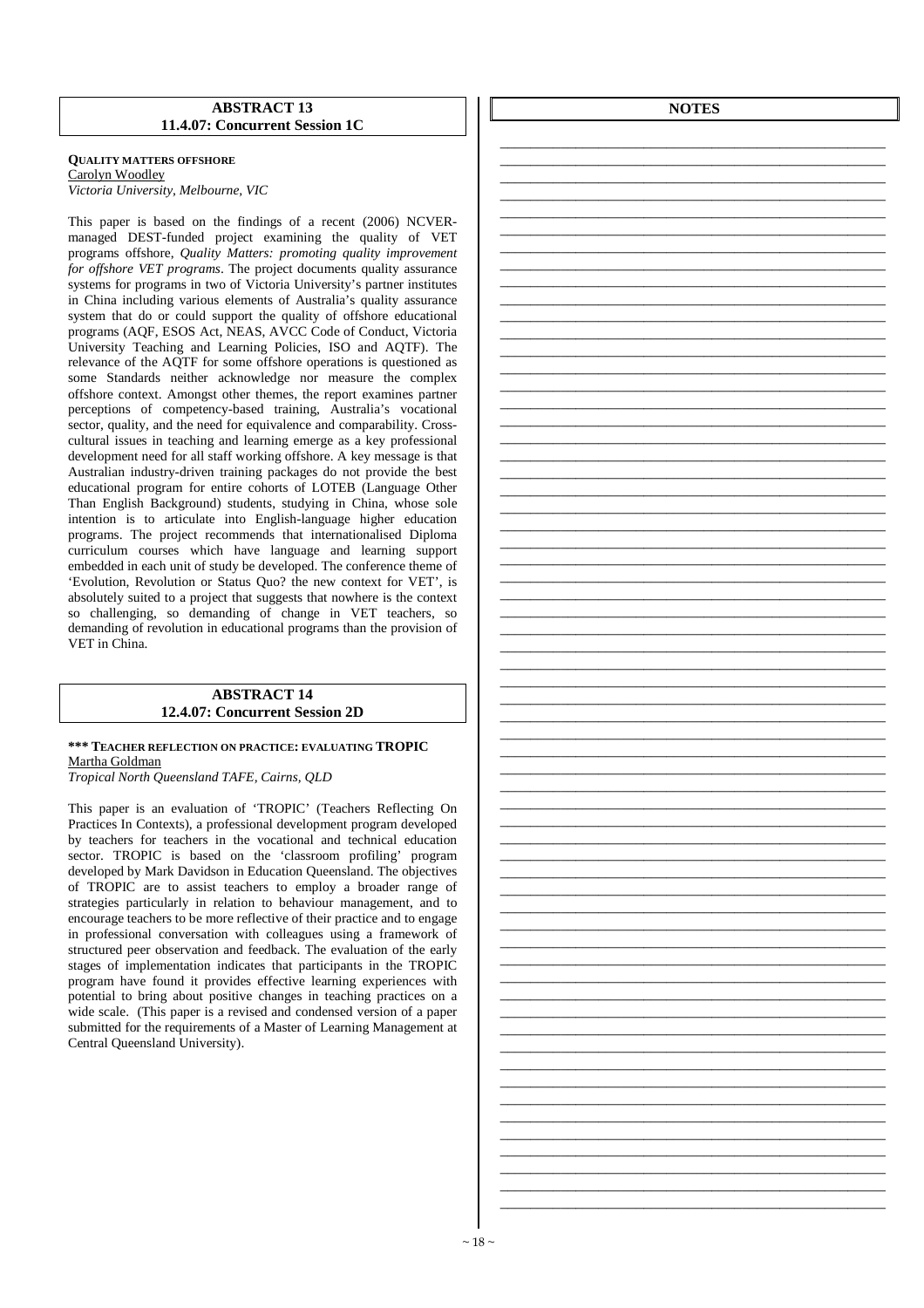## ABSTRACT 13
### 11.4.07: Concurrent Session 1C

**QUALITY MATTERS OFFSHORE**
Carolyn Woodley
*Victoria University, Melbourne, VIC*

This paper is based on the findings of a recent (2006) NCVER-managed DEST-funded project examining the quality of VET programs offshore, *Quality Matters: promoting quality improvement for offshore VET programs*. The project documents quality assurance systems for programs in two of Victoria University's partner institutes in China including various elements of Australia's quality assurance system that do or could support the quality of offshore educational programs (AQF, ESOS Act, NEAS, AVCC Code of Conduct, Victoria University Teaching and Learning Policies, ISO and AQTF). The relevance of the AQTF for some offshore operations is questioned as some Standards neither acknowledge nor measure the complex offshore context. Amongst other themes, the report examines partner perceptions of competency-based training, Australia's vocational sector, quality, and the need for equivalence and comparability. Cross-cultural issues in teaching and learning emerge as a key professional development need for all staff working offshore. A key message is that Australian industry-driven training packages do not provide the best educational program for entire cohorts of LOTEB (Language Other Than English Background) students, studying in China, whose sole intention is to articulate into English-language higher education programs. The project recommends that internationalised Diploma curriculum courses which have language and learning support embedded in each unit of study be developed. The conference theme of 'Evolution, Revolution or Status Quo? the new context for VET', is absolutely suited to a project that suggests that nowhere is the context so challenging, so demanding of change in VET teachers, so demanding of revolution in educational programs than the provision of VET in China.

## ABSTRACT 14
### 12.4.07: Concurrent Session 2D

**\*\*\* TEACHER REFLECTION ON PRACTICE: EVALUATING TROPIC**
Martha Goldman
*Tropical North Queensland TAFE, Cairns, QLD*

This paper is an evaluation of 'TROPIC' (Teachers Reflecting On Practices In Contexts), a professional development program developed by teachers for teachers in the vocational and technical education sector. TROPIC is based on the 'classroom profiling' program developed by Mark Davidson in Education Queensland. The objectives of TROPIC are to assist teachers to employ a broader range of strategies particularly in relation to behaviour management, and to encourage teachers to be more reflective of their practice and to engage in professional conversation with colleagues using a framework of structured peer observation and feedback. The evaluation of the early stages of implementation indicates that participants in the TROPIC program have found it provides effective learning experiences with potential to bring about positive changes in teaching practices on a wide scale. (This paper is a revised and condensed version of a paper submitted for the requirements of a Master of Learning Management at Central Queensland University).

## NOTES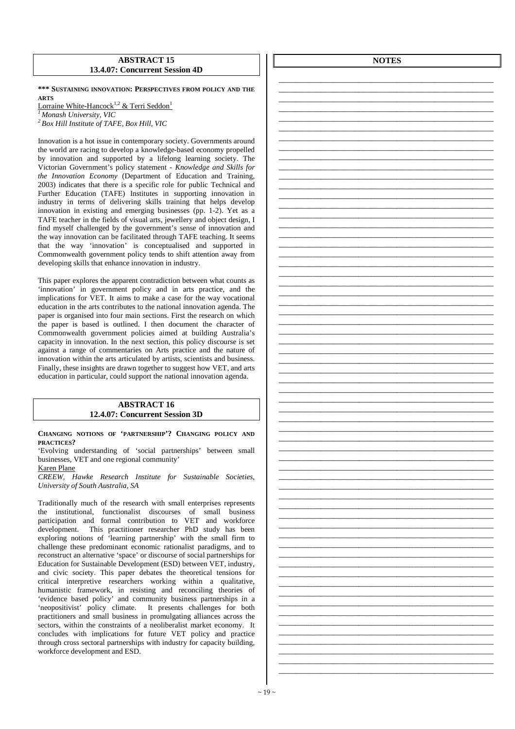## ABSTRACT 15
## 13.4.07: Concurrent Session 4D

**\*\*\* SUSTAINING INNOVATION: PERSPECTIVES FROM POLICY AND THE ARTS**

Lorraine White-Hancock[1,2] & Terri Seddon[1]

[1] *Monash University, VIC*

[2] *Box Hill Institute of TAFE, Box Hill, VIC*

Innovation is a hot issue in contemporary society. Governments around the world are racing to develop a knowledge-based economy propelled by innovation and supported by a lifelong learning society. The Victorian Government's policy statement - *Knowledge and Skills for the Innovation Economy* (Department of Education and Training, 2003) indicates that there is a specific role for public Technical and Further Education (TAFE) Institutes in supporting innovation in industry in terms of delivering skills training that helps develop innovation in existing and emerging businesses (pp. 1-2). Yet as a TAFE teacher in the fields of visual arts, jewellery and object design, I find myself challenged by the government's sense of innovation and the way innovation can be facilitated through TAFE teaching. It seems that the way 'innovation' is conceptualised and supported in Commonwealth government policy tends to shift attention away from developing skills that enhance innovation in industry.

This paper explores the apparent contradiction between what counts as 'innovation' in government policy and in arts practice, and the implications for VET. It aims to make a case for the way vocational education in the arts contributes to the national innovation agenda. The paper is organised into four main sections. First the research on which the paper is based is outlined. I then document the character of Commonwealth government policies aimed at building Australia's capacity in innovation. In the next section, this policy discourse is set against a range of commentaries on Arts practice and the nature of innovation within the arts articulated by artists, scientists and business. Finally, these insights are drawn together to suggest how VET, and arts education in particular, could support the national innovation agenda.

## ABSTRACT 16
## 12.4.07: Concurrent Session 3D

**CHANGING NOTIONS OF 'PARTNERSHIP'? CHANGING POLICY AND PRACTICES?**

'Evolving understanding of 'social partnerships' between small businesses, VET and one regional community'

Karen Plane

*CREEW, Hawke Research Institute for Sustainable Societies, University of South Australia, SA*

Traditionally much of the research with small enterprises represents the institutional, functionalist discourses of small business participation and formal contribution to VET and workforce development. This practitioner researcher PhD study has been exploring notions of 'learning partnership' with the small firm to challenge these predominant economic rationalist paradigms, and to reconstruct an alternative 'space' or discourse of social partnerships for Education for Sustainable Development (ESD) between VET, industry, and civic society. This paper debates the theoretical tensions for critical interpretive researchers working within a qualitative, humanistic framework, in resisting and reconciling theories of 'evidence based policy' and community business partnerships in a 'neopositivist' policy climate. It presents challenges for both practitioners and small business in promulgating alliances across the sectors, within the constraints of a neoliberalist market economy. It concludes with implications for future VET policy and practice through cross sectoral partnerships with industry for capacity building, workforce development and ESD.

## NOTES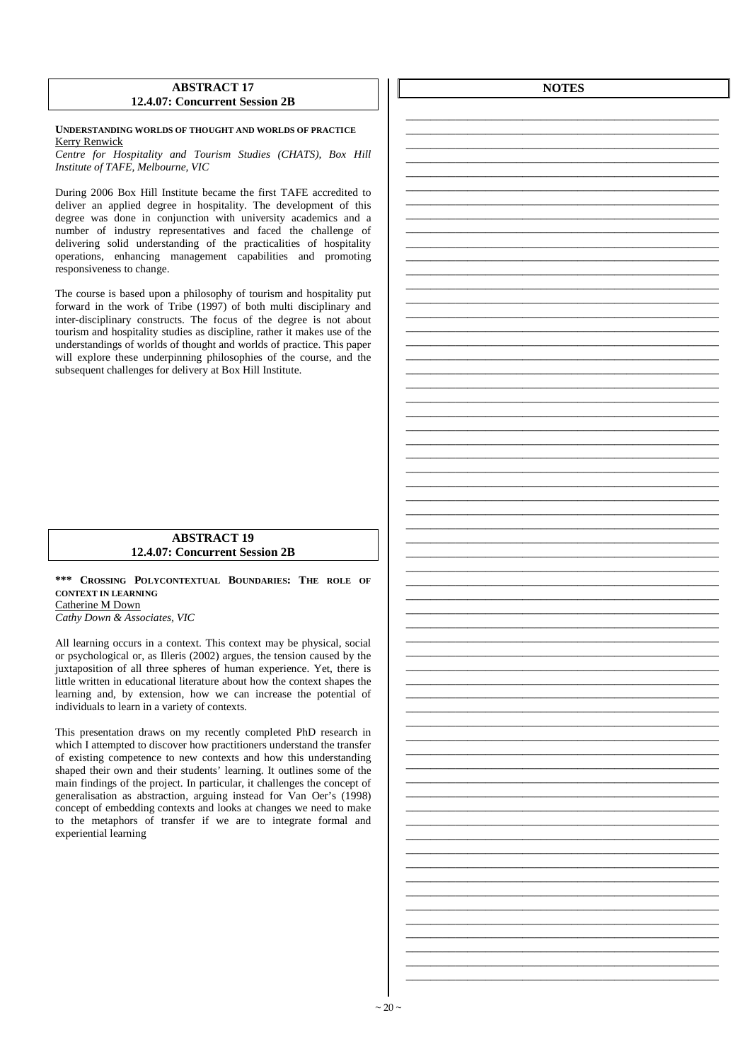## ABSTRACT 17
### 12.4.07: Concurrent Session 2B

**UNDERSTANDING WORLDS OF THOUGHT AND WORLDS OF PRACTICE**
Kerry Renwick
*Centre for Hospitality and Tourism Studies (CHATS), Box Hill Institute of TAFE, Melbourne, VIC*

During 2006 Box Hill Institute became the first TAFE accredited to deliver an applied degree in hospitality. The development of this degree was done in conjunction with university academics and a number of industry representatives and faced the challenge of delivering solid understanding of the practicalities of hospitality operations, enhancing management capabilities and promoting responsiveness to change.

The course is based upon a philosophy of tourism and hospitality put forward in the work of Tribe (1997) of both multi disciplinary and inter-disciplinary constructs. The focus of the degree is not about tourism and hospitality studies as discipline, rather it makes use of the understandings of worlds of thought and worlds of practice. This paper will explore these underpinning philosophies of the course, and the subsequent challenges for delivery at Box Hill Institute.

## ABSTRACT 19
### 12.4.07: Concurrent Session 2B

**\*\*\* CROSSING POLYCONTEXTUAL BOUNDARIES: THE ROLE OF CONTEXT IN LEARNING**
Catherine M Down
*Cathy Down & Associates, VIC*

All learning occurs in a context. This context may be physical, social or psychological or, as Illeris (2002) argues, the tension caused by the juxtaposition of all three spheres of human experience. Yet, there is little written in educational literature about how the context shapes the learning and, by extension, how we can increase the potential of individuals to learn in a variety of contexts.

This presentation draws on my recently completed PhD research in which I attempted to discover how practitioners understand the transfer of existing competence to new contexts and how this understanding shaped their own and their students' learning. It outlines some of the main findings of the project. In particular, it challenges the concept of generalisation as abstraction, arguing instead for Van Oer's (1998) concept of embedding contexts and looks at changes we need to make to the metaphors of transfer if we are to integrate formal and experiential learning

## NOTES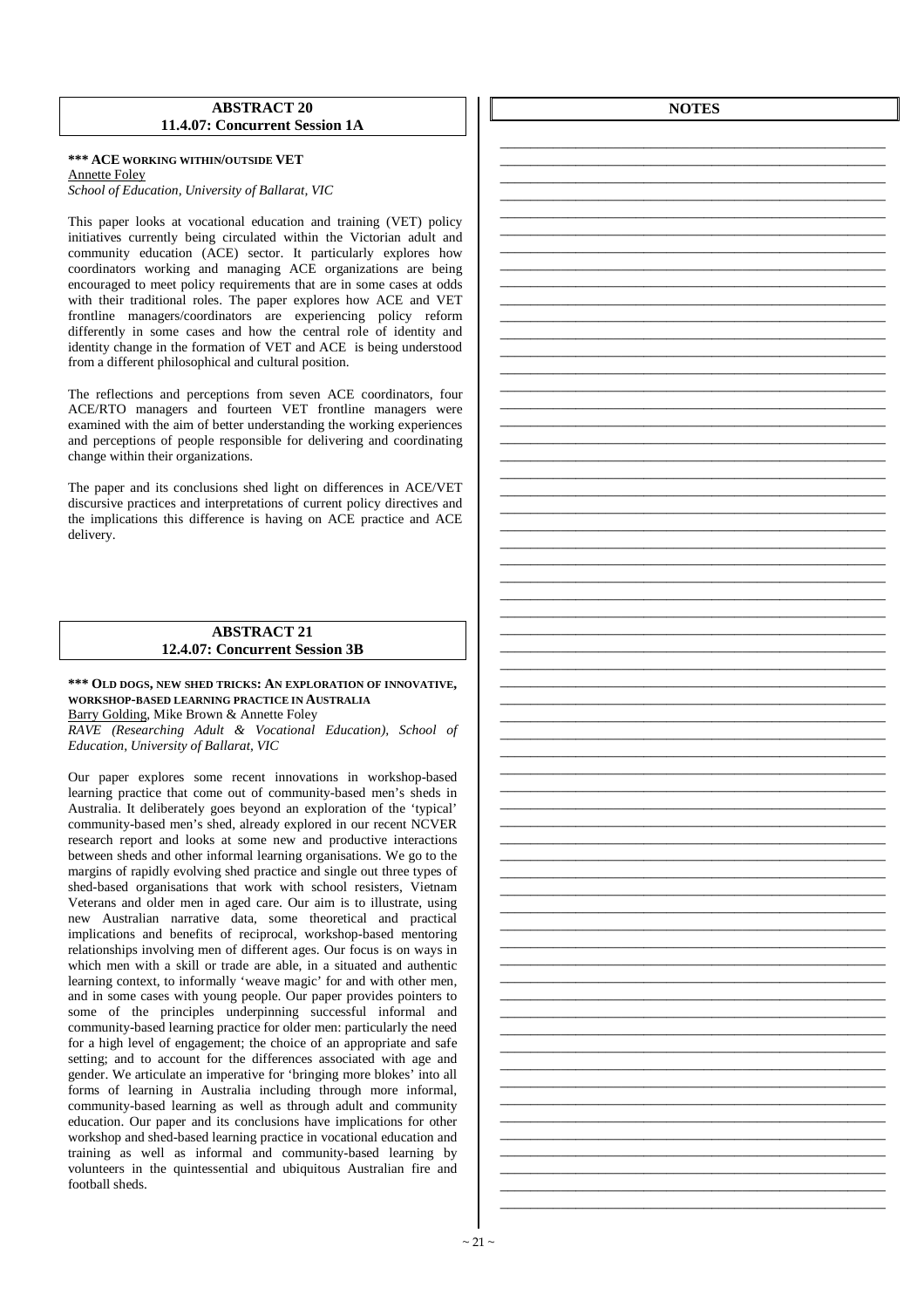## ABSTRACT 20
### 11.4.07: Concurrent Session 1A

**\*\*\* ACE WORKING WITHIN/OUTSIDE VET**
Annette Foley
*School of Education, University of Ballarat, VIC*

This paper looks at vocational education and training (VET) policy initiatives currently being circulated within the Victorian adult and community education (ACE) sector. It particularly explores how coordinators working and managing ACE organizations are being encouraged to meet policy requirements that are in some cases at odds with their traditional roles. The paper explores how ACE and VET frontline managers/coordinators are experiencing policy reform differently in some cases and how the central role of identity and identity change in the formation of VET and ACE is being understood from a different philosophical and cultural position.

The reflections and perceptions from seven ACE coordinators, four ACE/RTO managers and fourteen VET frontline managers were examined with the aim of better understanding the working experiences and perceptions of people responsible for delivering and coordinating change within their organizations.

The paper and its conclusions shed light on differences in ACE/VET discursive practices and interpretations of current policy directives and the implications this difference is having on ACE practice and ACE delivery.

## ABSTRACT 21
### 12.4.07: Concurrent Session 3B

**\*\*\* OLD DOGS, NEW SHED TRICKS: AN EXPLORATION OF INNOVATIVE, WORKSHOP-BASED LEARNING PRACTICE IN AUSTRALIA**
Barry Golding, Mike Brown & Annette Foley
*RAVE (Researching Adult & Vocational Education), School of Education, University of Ballarat, VIC*

Our paper explores some recent innovations in workshop-based learning practice that come out of community-based men's sheds in Australia. It deliberately goes beyond an exploration of the 'typical' community-based men's shed, already explored in our recent NCVER research report and looks at some new and productive interactions between sheds and other informal learning organisations. We go to the margins of rapidly evolving shed practice and single out three types of shed-based organisations that work with school resisters, Vietnam Veterans and older men in aged care. Our aim is to illustrate, using new Australian narrative data, some theoretical and practical implications and benefits of reciprocal, workshop-based mentoring relationships involving men of different ages. Our focus is on ways in which men with a skill or trade are able, in a situated and authentic learning context, to informally 'weave magic' for and with other men, and in some cases with young people. Our paper provides pointers to some of the principles underpinning successful informal and community-based learning practice for older men: particularly the need for a high level of engagement; the choice of an appropriate and safe setting; and to account for the differences associated with age and gender. We articulate an imperative for 'bringing more blokes' into all forms of learning in Australia including through more informal, community-based learning as well as through adult and community education. Our paper and its conclusions have implications for other workshop and shed-based learning practice in vocational education and training as well as informal and community-based learning by volunteers in the quintessential and ubiquitous Australian fire and football sheds.

## NOTES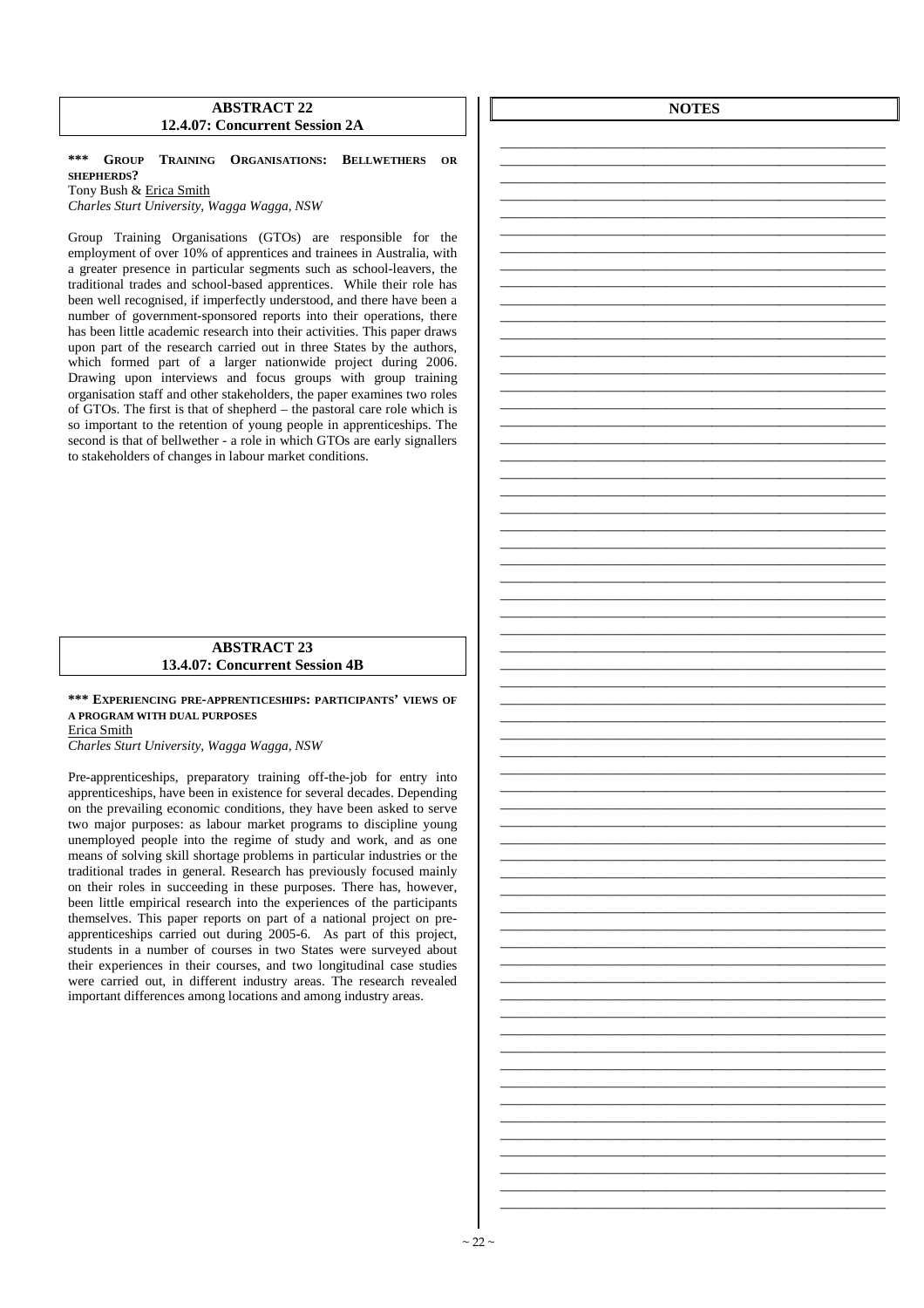## ABSTRACT 22
### 12.4.07: Concurrent Session 2A

**\*\*\* GROUP TRAINING ORGANISATIONS: BELLWETHERS OR SHEPHERDS?**

Tony Bush & Erica Smith

*Charles Sturt University, Wagga Wagga, NSW*

Group Training Organisations (GTOs) are responsible for the employment of over 10% of apprentices and trainees in Australia, with a greater presence in particular segments such as school-leavers, the traditional trades and school-based apprentices. While their role has been well recognised, if imperfectly understood, and there have been a number of government-sponsored reports into their operations, there has been little academic research into their activities. This paper draws upon part of the research carried out in three States by the authors, which formed part of a larger nationwide project during 2006. Drawing upon interviews and focus groups with group training organisation staff and other stakeholders, the paper examines two roles of GTOs. The first is that of shepherd – the pastoral care role which is so important to the retention of young people in apprenticeships. The second is that of bellwether - a role in which GTOs are early signallers to stakeholders of changes in labour market conditions.

## ABSTRACT 23
### 13.4.07: Concurrent Session 4B

**\*\*\* EXPERIENCING PRE-APPRENTICESHIPS: PARTICIPANTS' VIEWS OF A PROGRAM WITH DUAL PURPOSES**

Erica Smith

*Charles Sturt University, Wagga Wagga, NSW*

Pre-apprenticeships, preparatory training off-the-job for entry into apprenticeships, have been in existence for several decades. Depending on the prevailing economic conditions, they have been asked to serve two major purposes: as labour market programs to discipline young unemployed people into the regime of study and work, and as one means of solving skill shortage problems in particular industries or the traditional trades in general. Research has previously focused mainly on their roles in succeeding in these purposes. There has, however, been little empirical research into the experiences of the participants themselves. This paper reports on part of a national project on pre-apprenticeships carried out during 2005-6. As part of this project, students in a number of courses in two States were surveyed about their experiences in their courses, and two longitudinal case studies were carried out, in different industry areas. The research revealed important differences among locations and among industry areas.

## NOTES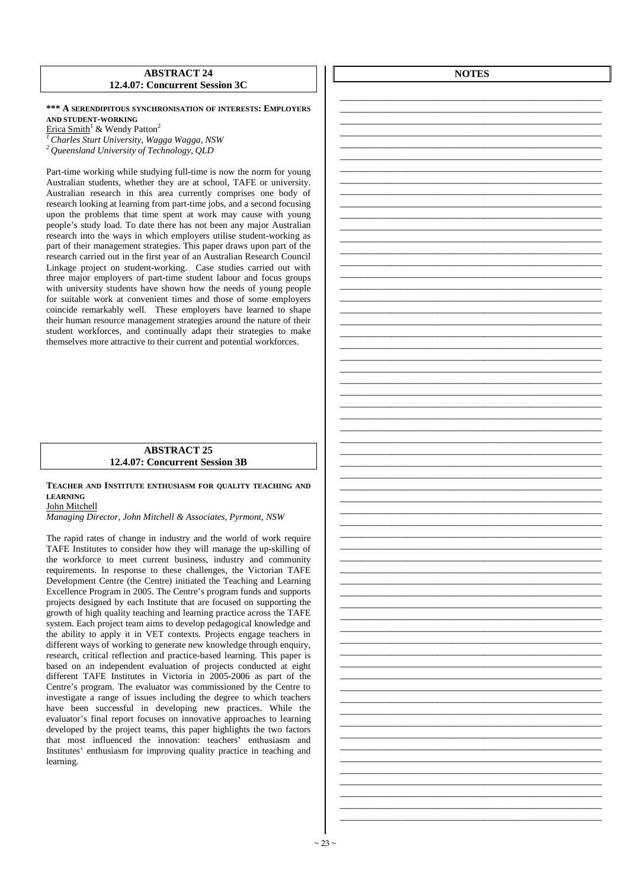## ABSTRACT 24
### 12.4.07: Concurrent Session 3C

**\*\*\* A SERENDIPITOUS SYNCHRONISATION OF INTERESTS: EMPLOYERS AND STUDENT-WORKING**

Erica Smith[1] & Wendy Patton[2]

[1] *Charles Sturt University, Wagga Wagga, NSW*
[2] *Queensland University of Technology, QLD*

Part-time working while studying full-time is now the norm for young Australian students, whether they are at school, TAFE or university. Australian research in this area currently comprises one body of research looking at learning from part-time jobs, and a second focusing upon the problems that time spent at work may cause with young people's study load. To date there has not been any major Australian research into the ways in which employers utilise student-working as part of their management strategies. This paper draws upon part of the research carried out in the first year of an Australian Research Council Linkage project on student-working. Case studies carried out with three major employers of part-time student labour and focus groups with university students have shown how the needs of young people for suitable work at convenient times and those of some employers coincide remarkably well. These employers have learned to shape their human resource management strategies around the nature of their student workforces, and continually adapt their strategies to make themselves more attractive to their current and potential workforces.

## ABSTRACT 25
### 12.4.07: Concurrent Session 3B

**TEACHER AND INSTITUTE ENTHUSIASM FOR QUALITY TEACHING AND LEARNING**

John Mitchell

*Managing Director, John Mitchell & Associates, Pyrmont, NSW*

The rapid rates of change in industry and the world of work require TAFE Institutes to consider how they will manage the up-skilling of the workforce to meet current business, industry and community requirements. In response to these challenges, the Victorian TAFE Development Centre (the Centre) initiated the Teaching and Learning Excellence Program in 2005. The Centre's program funds and supports projects designed by each Institute that are focused on supporting the growth of high quality teaching and learning practice across the TAFE system. Each project team aims to develop pedagogical knowledge and the ability to apply it in VET contexts. Projects engage teachers in different ways of working to generate new knowledge through enquiry, research, critical reflection and practice-based learning. This paper is based on an independent evaluation of projects conducted at eight different TAFE Institutes in Victoria in 2005-2006 as part of the Centre's program. The evaluator was commissioned by the Centre to investigate a range of issues including the degree to which teachers have been successful in developing new practices. While the evaluator's final report focuses on innovative approaches to learning developed by the project teams, this paper highlights the two factors that most influenced the innovation: teachers' enthusiasm and Institutes' enthusiasm for improving quality practice in teaching and learning.

## NOTES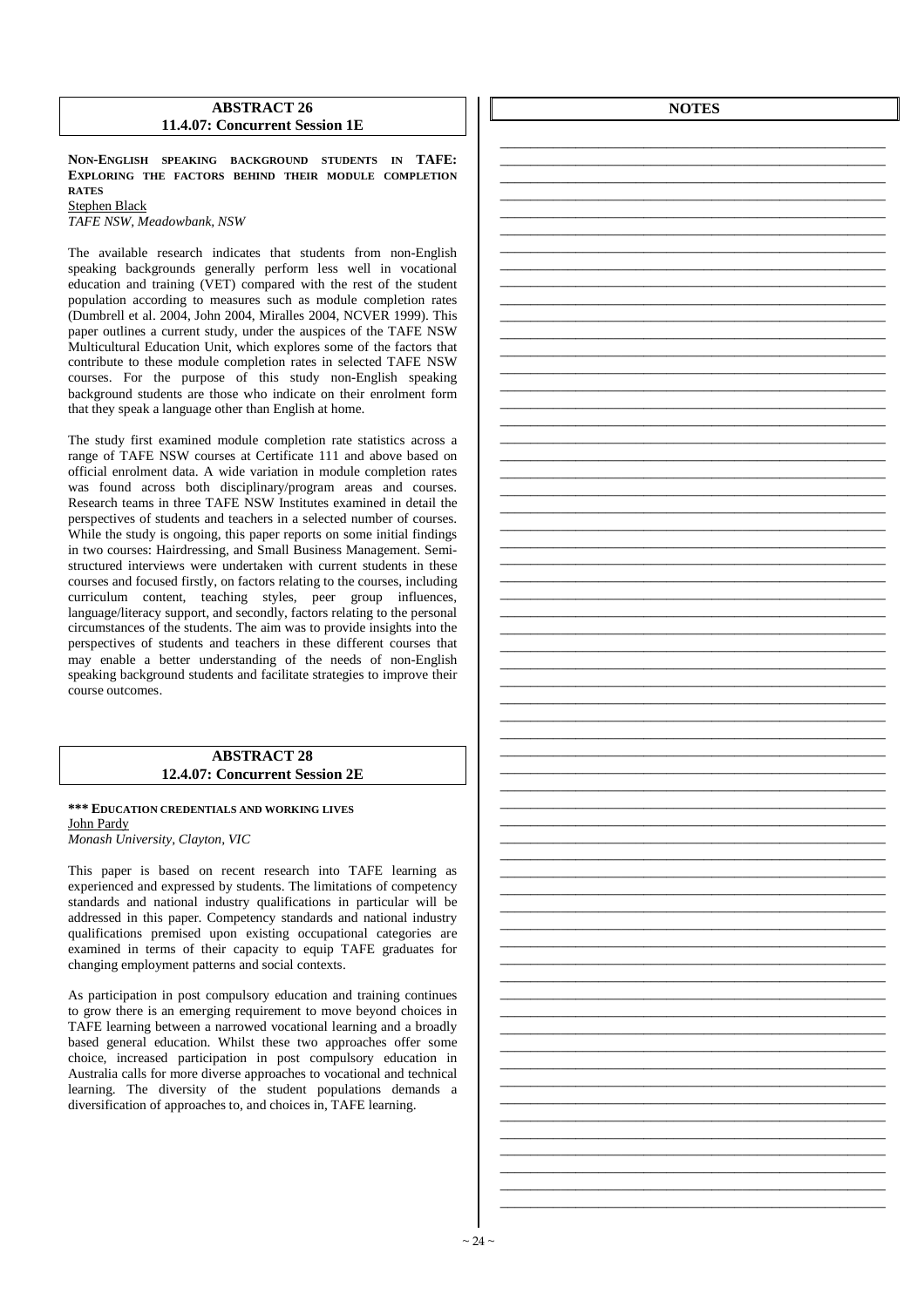## ABSTRACT 26
### 11.4.07: Concurrent Session 1E

**NON-ENGLISH SPEAKING BACKGROUND STUDENTS IN TAFE: EXPLORING THE FACTORS BEHIND THEIR MODULE COMPLETION RATES**

Stephen Black

*TAFE NSW, Meadowbank, NSW*

The available research indicates that students from non-English speaking backgrounds generally perform less well in vocational education and training (VET) compared with the rest of the student population according to measures such as module completion rates (Dumbrell et al. 2004, John 2004, Miralles 2004, NCVER 1999). This paper outlines a current study, under the auspices of the TAFE NSW Multicultural Education Unit, which explores some of the factors that contribute to these module completion rates in selected TAFE NSW courses. For the purpose of this study non-English speaking background students are those who indicate on their enrolment form that they speak a language other than English at home.

The study first examined module completion rate statistics across a range of TAFE NSW courses at Certificate 111 and above based on official enrolment data. A wide variation in module completion rates was found across both disciplinary/program areas and courses. Research teams in three TAFE NSW Institutes examined in detail the perspectives of students and teachers in a selected number of courses. While the study is ongoing, this paper reports on some initial findings in two courses: Hairdressing, and Small Business Management. Semi-structured interviews were undertaken with current students in these courses and focused firstly, on factors relating to the courses, including curriculum content, teaching styles, peer group influences, language/literacy support, and secondly, factors relating to the personal circumstances of the students. The aim was to provide insights into the perspectives of students and teachers in these different courses that may enable a better understanding of the needs of non-English speaking background students and facilitate strategies to improve their course outcomes.

## ABSTRACT 28
### 12.4.07: Concurrent Session 2E

**\*\*\* EDUCATION CREDENTIALS AND WORKING LIVES**

John Pardy

*Monash University, Clayton, VIC*

This paper is based on recent research into TAFE learning as experienced and expressed by students. The limitations of competency standards and national industry qualifications in particular will be addressed in this paper. Competency standards and national industry qualifications premised upon existing occupational categories are examined in terms of their capacity to equip TAFE graduates for changing employment patterns and social contexts.

As participation in post compulsory education and training continues to grow there is an emerging requirement to move beyond choices in TAFE learning between a narrowed vocational learning and a broadly based general education. Whilst these two approaches offer some choice, increased participation in post compulsory education in Australia calls for more diverse approaches to vocational and technical learning. The diversity of the student populations demands a diversification of approaches to, and choices in, TAFE learning.

## NOTES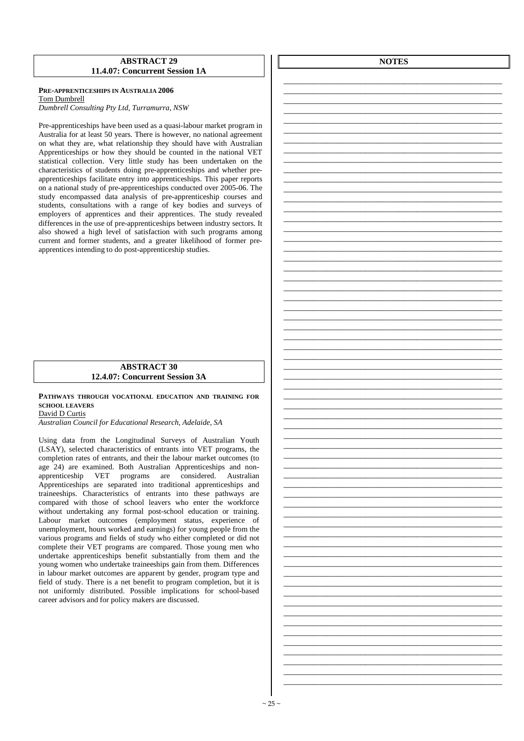## ABSTRACT 29
### 11.4.07: Concurrent Session 1A

**PRE-APPRENTICESHIPS IN AUSTRALIA 2006**
Tom Dumbrell
*Dumbrell Consulting Pty Ltd, Turramurra, NSW*

Pre-apprenticeships have been used as a quasi-labour market program in Australia for at least 50 years. There is however, no national agreement on what they are, what relationship they should have with Australian Apprenticeships or how they should be counted in the national VET statistical collection. Very little study has been undertaken on the characteristics of students doing pre-apprenticeships and whether pre-apprenticeships facilitate entry into apprenticeships. This paper reports on a national study of pre-apprenticeships conducted over 2005-06. The study encompassed data analysis of pre-apprenticeship courses and students, consultations with a range of key bodies and surveys of employers of apprentices and their apprentices. The study revealed differences in the use of pre-apprenticeships between industry sectors. It also showed a high level of satisfaction with such programs among current and former students, and a greater likelihood of former pre-apprentices intending to do post-apprenticeship studies.

## ABSTRACT 30
### 12.4.07: Concurrent Session 3A

**PATHWAYS THROUGH VOCATIONAL EDUCATION AND TRAINING FOR SCHOOL LEAVERS**
David D Curtis
*Australian Council for Educational Research, Adelaide, SA*

Using data from the Longitudinal Surveys of Australian Youth (LSAY), selected characteristics of entrants into VET programs, the completion rates of entrants, and their labour market outcomes (to age 24) are examined. Both Australian Apprenticeships and non-apprenticeship VET programs are considered. Australian Apprenticeships are separated into traditional apprenticeships and traineeships. Characteristics of entrants into these pathways are compared with those of school leavers who enter the workforce without undertaking any formal post-school education or training. Labour market outcomes (employment status, experience of unemployment, hours worked and earnings) for young people from the various programs and fields of study who either completed or did not complete their VET programs are compared. Those young men who undertake apprenticeships benefit substantially from them and the young women who undertake traineeships gain from them. Differences in labour market outcomes are apparent by gender, program type and field of study. There is a net benefit to program completion, but it is not uniformly distributed. Possible implications for school-based career advisors and for policy makers are discussed.

## NOTES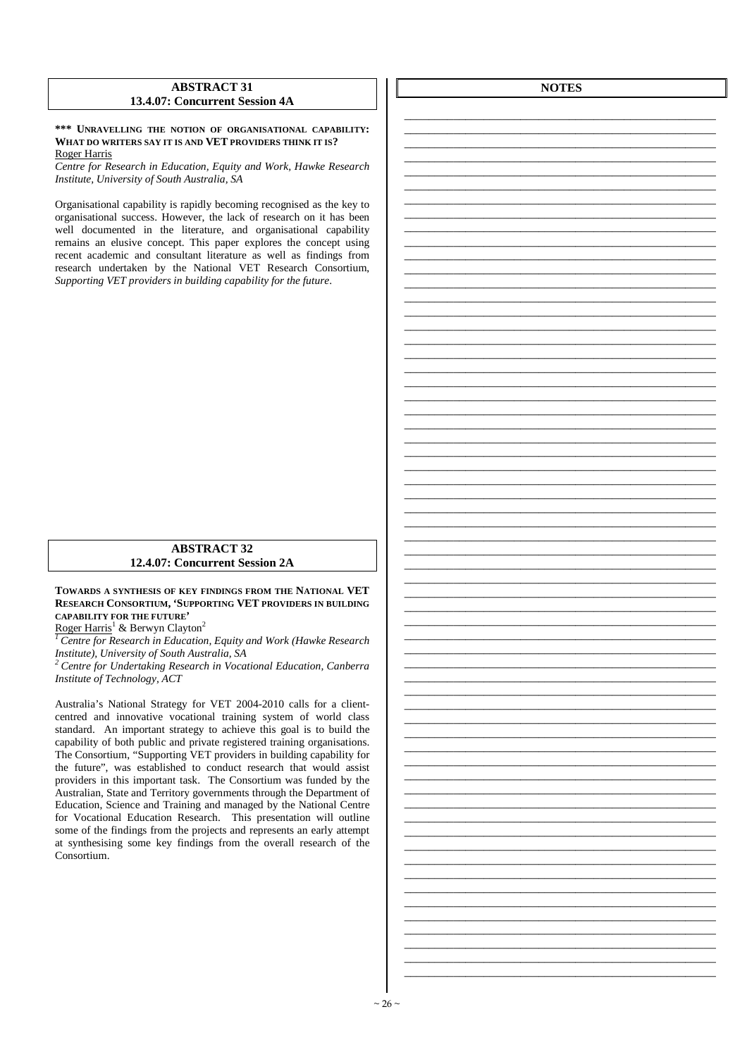## ABSTRACT 31
### 13.4.07: Concurrent Session 4A

**\*\*\* UNRAVELLING THE NOTION OF ORGANISATIONAL CAPABILITY: WHAT DO WRITERS SAY IT IS AND VET PROVIDERS THINK IT IS?**

Roger Harris

*Centre for Research in Education, Equity and Work, Hawke Research Institute, University of South Australia, SA*

Organisational capability is rapidly becoming recognised as the key to organisational success. However, the lack of research on it has been well documented in the literature, and organisational capability remains an elusive concept. This paper explores the concept using recent academic and consultant literature as well as findings from research undertaken by the National VET Research Consortium, *Supporting VET providers in building capability for the future*.

## ABSTRACT 32
### 12.4.07: Concurrent Session 2A

**TOWARDS A SYNTHESIS OF KEY FINDINGS FROM THE NATIONAL VET RESEARCH CONSORTIUM, 'SUPPORTING VET PROVIDERS IN BUILDING CAPABILITY FOR THE FUTURE'**

Roger Harris[1] & Berwyn Clayton[2]

[1] *Centre for Research in Education, Equity and Work (Hawke Research Institute), University of South Australia, SA*

[2] *Centre for Undertaking Research in Vocational Education, Canberra Institute of Technology, ACT*

Australia's National Strategy for VET 2004-2010 calls for a client-centred and innovative vocational training system of world class standard. An important strategy to achieve this goal is to build the capability of both public and private registered training organisations. The Consortium, "Supporting VET providers in building capability for the future", was established to conduct research that would assist providers in this important task. The Consortium was funded by the Australian, State and Territory governments through the Department of Education, Science and Training and managed by the National Centre for Vocational Education Research. This presentation will outline some of the findings from the projects and represents an early attempt at synthesising some key findings from the overall research of the Consortium.

## NOTES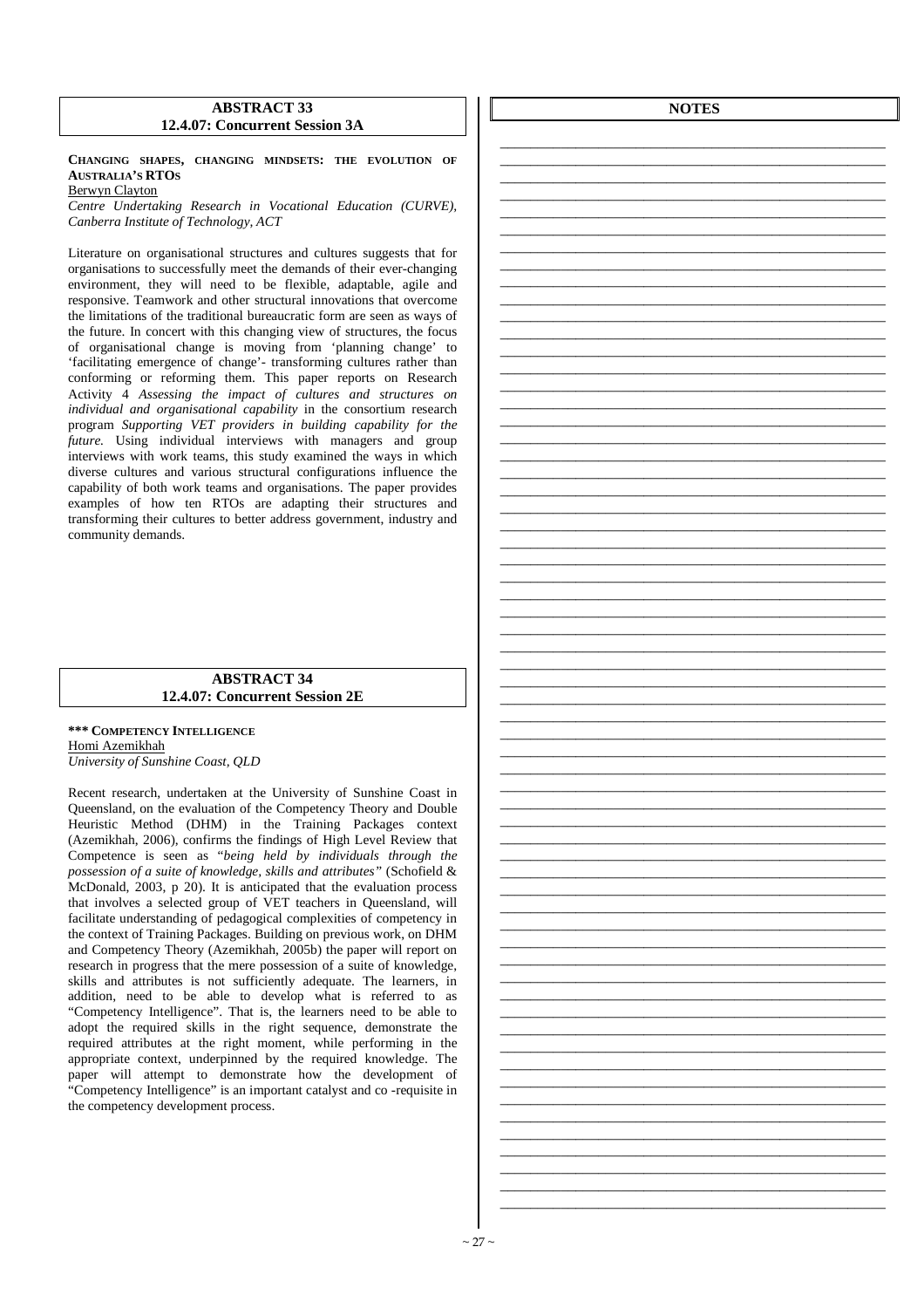## ABSTRACT 33
### 12.4.07: Concurrent Session 3A

**CHANGING SHAPES, CHANGING MINDSETS: THE EVOLUTION OF AUSTRALIA'S RTOS**
Berwyn Clayton
*Centre Undertaking Research in Vocational Education (CURVE), Canberra Institute of Technology, ACT*

Literature on organisational structures and cultures suggests that for organisations to successfully meet the demands of their ever-changing environment, they will need to be flexible, adaptable, agile and responsive. Teamwork and other structural innovations that overcome the limitations of the traditional bureaucratic form are seen as ways of the future. In concert with this changing view of structures, the focus of organisational change is moving from 'planning change' to 'facilitating emergence of change'- transforming cultures rather than conforming or reforming them. This paper reports on Research Activity 4 *Assessing the impact of cultures and structures on individual and organisational capability* in the consortium research program *Supporting VET providers in building capability for the future.* Using individual interviews with managers and group interviews with work teams, this study examined the ways in which diverse cultures and various structural configurations influence the capability of both work teams and organisations. The paper provides examples of how ten RTOs are adapting their structures and transforming their cultures to better address government, industry and community demands.

## ABSTRACT 34
### 12.4.07: Concurrent Session 2E

**\*\*\* COMPETENCY INTELLIGENCE**
Homi Azemikhah
*University of Sunshine Coast, QLD*

Recent research, undertaken at the University of Sunshine Coast in Queensland, on the evaluation of the Competency Theory and Double Heuristic Method (DHM) in the Training Packages context (Azemikhah, 2006), confirms the findings of High Level Review that Competence is seen as *"being held by individuals through the possession of a suite of knowledge, skills and attributes"* (Schofield & McDonald, 2003, p 20). It is anticipated that the evaluation process that involves a selected group of VET teachers in Queensland, will facilitate understanding of pedagogical complexities of competency in the context of Training Packages. Building on previous work, on DHM and Competency Theory (Azemikhah, 2005b) the paper will report on research in progress that the mere possession of a suite of knowledge, skills and attributes is not sufficiently adequate. The learners, in addition, need to be able to develop what is referred to as "Competency Intelligence". That is, the learners need to be able to adopt the required skills in the right sequence, demonstrate the required attributes at the right moment, while performing in the appropriate context, underpinned by the required knowledge. The paper will attempt to demonstrate how the development of "Competency Intelligence" is an important catalyst and co -requisite in the competency development process.

## NOTES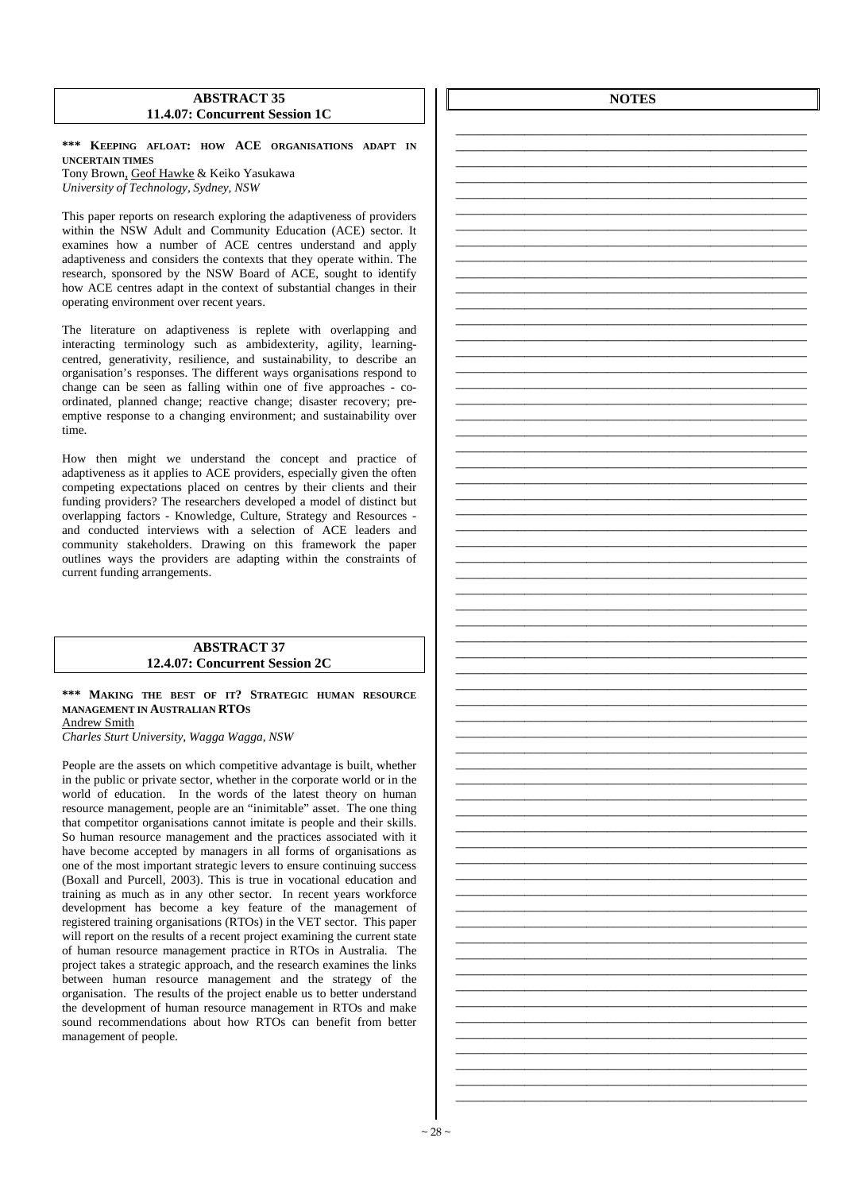## ABSTRACT 35
### 11.4.07: Concurrent Session 1C

**\*\*\* KEEPING AFLOAT: HOW ACE ORGANISATIONS ADAPT IN UNCERTAIN TIMES**

Tony Brown, Geof Hawke & Keiko Yasukawa

*University of Technology, Sydney, NSW*

This paper reports on research exploring the adaptiveness of providers within the NSW Adult and Community Education (ACE) sector. It examines how a number of ACE centres understand and apply adaptiveness and considers the contexts that they operate within. The research, sponsored by the NSW Board of ACE, sought to identify how ACE centres adapt in the context of substantial changes in their operating environment over recent years.

The literature on adaptiveness is replete with overlapping and interacting terminology such as ambidexterity, agility, learning-centred, generativity, resilience, and sustainability, to describe an organisation's responses. The different ways organisations respond to change can be seen as falling within one of five approaches - co-ordinated, planned change; reactive change; disaster recovery; pre-emptive response to a changing environment; and sustainability over time.

How then might we understand the concept and practice of adaptiveness as it applies to ACE providers, especially given the often competing expectations placed on centres by their clients and their funding providers? The researchers developed a model of distinct but overlapping factors - Knowledge, Culture, Strategy and Resources - and conducted interviews with a selection of ACE leaders and community stakeholders. Drawing on this framework the paper outlines ways the providers are adapting within the constraints of current funding arrangements.

## ABSTRACT 37
### 12.4.07: Concurrent Session 2C

**\*\*\* MAKING THE BEST OF IT? STRATEGIC HUMAN RESOURCE MANAGEMENT IN AUSTRALIAN RTOS**

Andrew Smith

*Charles Sturt University, Wagga Wagga, NSW*

People are the assets on which competitive advantage is built, whether in the public or private sector, whether in the corporate world or in the world of education. In the words of the latest theory on human resource management, people are an "inimitable" asset. The one thing that competitor organisations cannot imitate is people and their skills. So human resource management and the practices associated with it have become accepted by managers in all forms of organisations as one of the most important strategic levers to ensure continuing success (Boxall and Purcell, 2003). This is true in vocational education and training as much as in any other sector. In recent years workforce development has become a key feature of the management of registered training organisations (RTOs) in the VET sector. This paper will report on the results of a recent project examining the current state of human resource management practice in RTOs in Australia. The project takes a strategic approach, and the research examines the links between human resource management and the strategy of the organisation. The results of the project enable us to better understand the development of human resource management in RTOs and make sound recommendations about how RTOs can benefit from better management of people.

## NOTES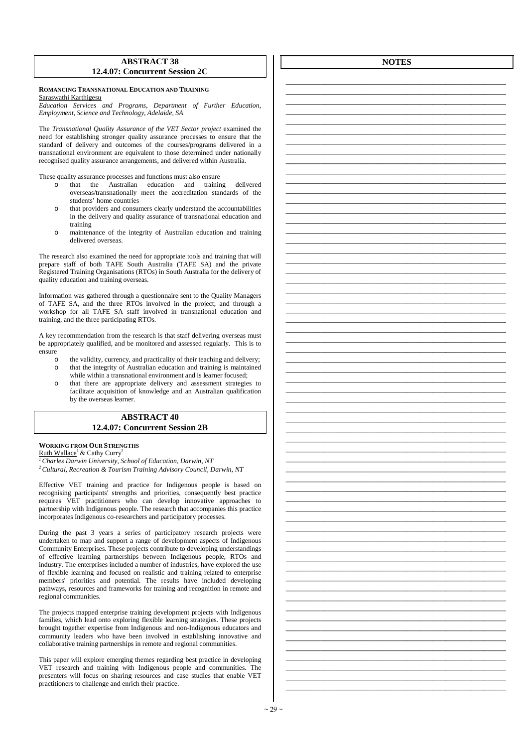## ABSTRACT 38
### 12.4.07: Concurrent Session 2C

**ROMANCING TRANSNATIONAL EDUCATION AND TRAINING**
Saraswathi Karthigesu
*Education Services and Programs, Department of Further Education, Employment, Science and Technology, Adelaide, SA*

The *Transnational Quality Assurance of the VET Sector project* examined the need for establishing stronger quality assurance processes to ensure that the standard of delivery and outcomes of the courses/programs delivered in a transnational environment are equivalent to those determined under nationally recognised quality assurance arrangements, and delivered within Australia.

These quality assurance processes and functions must also ensure

- that the Australian education and training delivered overseas/transnationally meet the accreditation standards of the students' home countries
- that providers and consumers clearly understand the accountabilities in the delivery and quality assurance of transnational education and training
- maintenance of the integrity of Australian education and training delivered overseas.

The research also examined the need for appropriate tools and training that will prepare staff of both TAFE South Australia (TAFE SA) and the private Registered Training Organisations (RTOs) in South Australia for the delivery of quality education and training overseas.

Information was gathered through a questionnaire sent to the Quality Managers of TAFE SA, and the three RTOs involved in the project; and through a workshop for all TAFE SA staff involved in transnational education and training, and the three participating RTOs.

A key recommendation from the research is that staff delivering overseas must be appropriately qualified, and be monitored and assessed regularly. This is to ensure

- the validity, currency, and practicality of their teaching and delivery;
- that the integrity of Australian education and training is maintained while within a transnational environment and is learner focused;
- that there are appropriate delivery and assessment strategies to facilitate acquisition of knowledge and an Australian qualification by the overseas learner.

## ABSTRACT 40
### 12.4.07: Concurrent Session 2B

**WORKING FROM OUR STRENGTHS**
Ruth Wallace[1] & Cathy Curry[2]
[1] *Charles Darwin University, School of Education, Darwin, NT*
[2] *Cultural, Recreation & Tourism Training Advisory Council, Darwin, NT*

Effective VET training and practice for Indigenous people is based on recognising participants' strengths and priorities, consequently best practice requires VET practitioners who can develop innovative approaches to partnership with Indigenous people. The research that accompanies this practice incorporates Indigenous co-researchers and participatory processes.

During the past 3 years a series of participatory research projects were undertaken to map and support a range of development aspects of Indigenous Community Enterprises. These projects contribute to developing understandings of effective learning partnerships between Indigenous people, RTOs and industry. The enterprises included a number of industries, have explored the use of flexible learning and focused on realistic and training related to enterprise members' priorities and potential. The results have included developing pathways, resources and frameworks for training and recognition in remote and regional communities.

The projects mapped enterprise training development projects with Indigenous families, which lead onto exploring flexible learning strategies. These projects brought together expertise from Indigenous and non-Indigenous educators and community leaders who have been involved in establishing innovative and collaborative training partnerships in remote and regional communities.

This paper will explore emerging themes regarding best practice in developing VET research and training with Indigenous people and communities. The presenters will focus on sharing resources and case studies that enable VET practitioners to challenge and enrich their practice.

## NOTES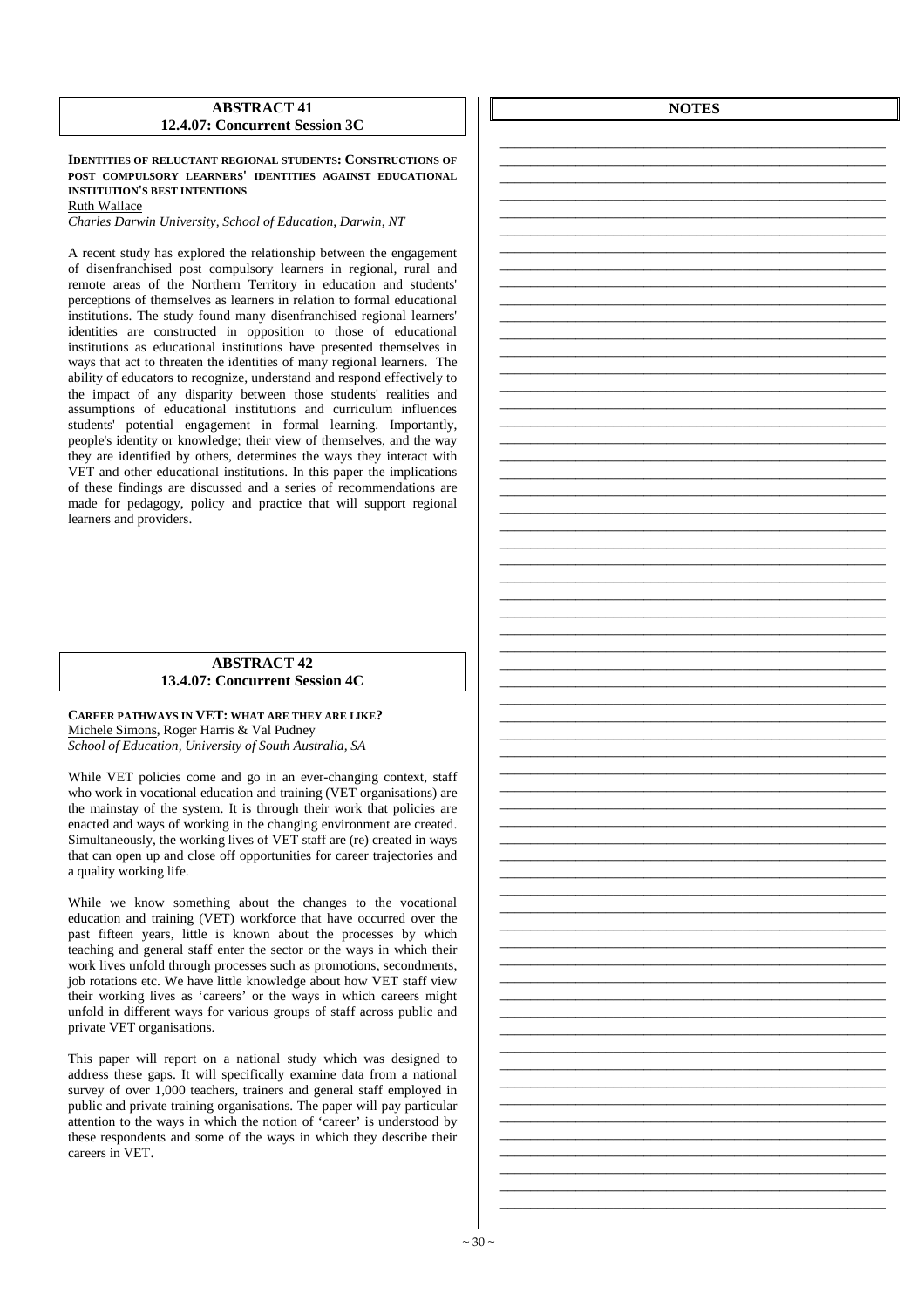## ABSTRACT 41
### 12.4.07: Concurrent Session 3C

**IDENTITIES OF RELUCTANT REGIONAL STUDENTS: CONSTRUCTIONS OF POST COMPULSORY LEARNERS' IDENTITIES AGAINST EDUCATIONAL INSTITUTION'S BEST INTENTIONS**

Ruth Wallace

*Charles Darwin University, School of Education, Darwin, NT*

A recent study has explored the relationship between the engagement of disenfranchised post compulsory learners in regional, rural and remote areas of the Northern Territory in education and students' perceptions of themselves as learners in relation to formal educational institutions. The study found many disenfranchised regional learners' identities are constructed in opposition to those of educational institutions as educational institutions have presented themselves in ways that act to threaten the identities of many regional learners. The ability of educators to recognize, understand and respond effectively to the impact of any disparity between those students' realities and assumptions of educational institutions and curriculum influences students' potential engagement in formal learning. Importantly, people's identity or knowledge; their view of themselves, and the way they are identified by others, determines the ways they interact with VET and other educational institutions. In this paper the implications of these findings are discussed and a series of recommendations are made for pedagogy, policy and practice that will support regional learners and providers.

## ABSTRACT 42
### 13.4.07: Concurrent Session 4C

**CAREER PATHWAYS IN VET: WHAT ARE THEY ARE LIKE?**

Michele Simons, Roger Harris & Val Pudney

*School of Education, University of South Australia, SA*

While VET policies come and go in an ever-changing context, staff who work in vocational education and training (VET organisations) are the mainstay of the system. It is through their work that policies are enacted and ways of working in the changing environment are created. Simultaneously, the working lives of VET staff are (re) created in ways that can open up and close off opportunities for career trajectories and a quality working life.

While we know something about the changes to the vocational education and training (VET) workforce that have occurred over the past fifteen years, little is known about the processes by which teaching and general staff enter the sector or the ways in which their work lives unfold through processes such as promotions, secondments, job rotations etc. We have little knowledge about how VET staff view their working lives as 'careers' or the ways in which careers might unfold in different ways for various groups of staff across public and private VET organisations.

This paper will report on a national study which was designed to address these gaps. It will specifically examine data from a national survey of over 1,000 teachers, trainers and general staff employed in public and private training organisations. The paper will pay particular attention to the ways in which the notion of 'career' is understood by these respondents and some of the ways in which they describe their careers in VET.

## NOTES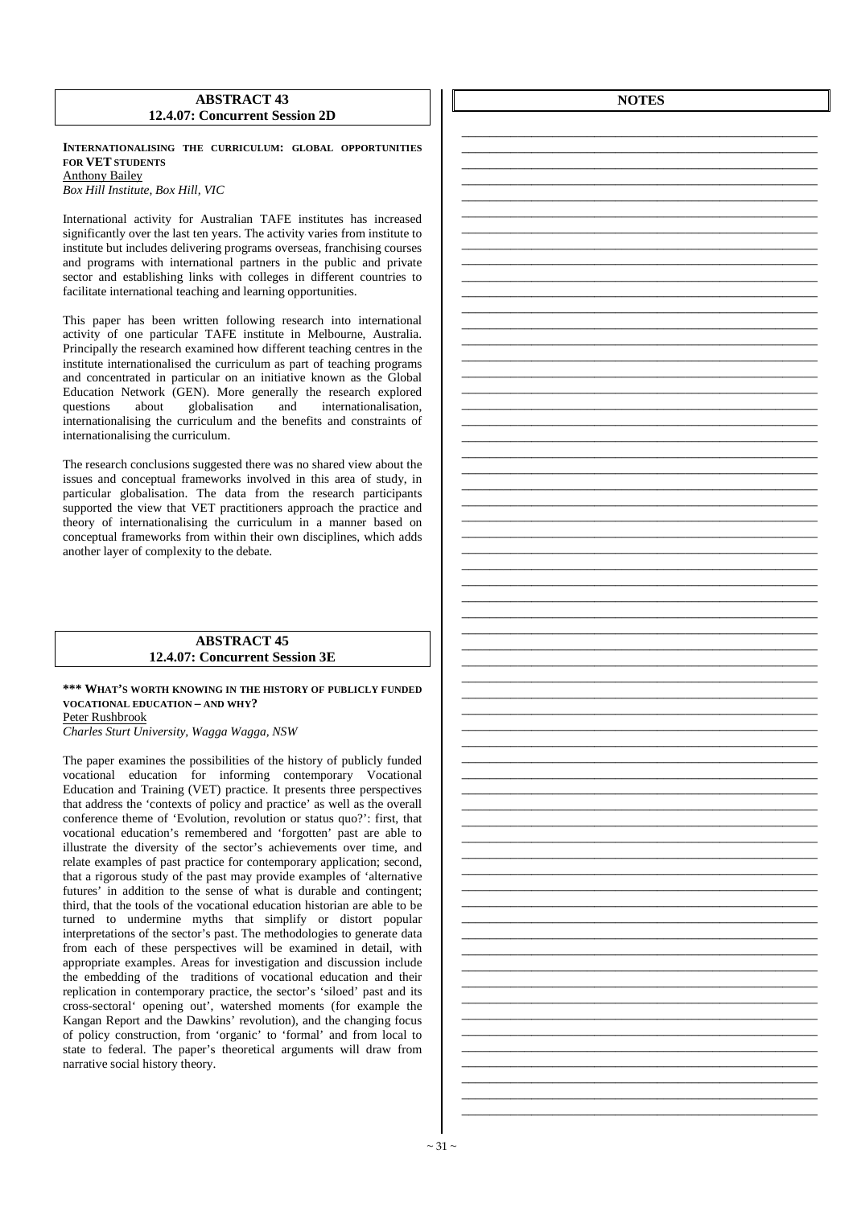## ABSTRACT 43
## 12.4.07: Concurrent Session 2D

**INTERNATIONALISING THE CURRICULUM: GLOBAL OPPORTUNITIES FOR VET STUDENTS**

Anthony Bailey

*Box Hill Institute, Box Hill, VIC*

International activity for Australian TAFE institutes has increased significantly over the last ten years. The activity varies from institute to institute but includes delivering programs overseas, franchising courses and programs with international partners in the public and private sector and establishing links with colleges in different countries to facilitate international teaching and learning opportunities.

This paper has been written following research into international activity of one particular TAFE institute in Melbourne, Australia. Principally the research examined how different teaching centres in the institute internationalised the curriculum as part of teaching programs and concentrated in particular on an initiative known as the Global Education Network (GEN). More generally the research explored questions about globalisation and internationalisation, internationalising the curriculum and the benefits and constraints of internationalising the curriculum.

The research conclusions suggested there was no shared view about the issues and conceptual frameworks involved in this area of study, in particular globalisation. The data from the research participants supported the view that VET practitioners approach the practice and theory of internationalising the curriculum in a manner based on conceptual frameworks from within their own disciplines, which adds another layer of complexity to the debate.

## ABSTRACT 45
## 12.4.07: Concurrent Session 3E

**\*\*\* WHAT'S WORTH KNOWING IN THE HISTORY OF PUBLICLY FUNDED VOCATIONAL EDUCATION – AND WHY?**

Peter Rushbrook

*Charles Sturt University, Wagga Wagga, NSW*

The paper examines the possibilities of the history of publicly funded vocational education for informing contemporary Vocational Education and Training (VET) practice. It presents three perspectives that address the 'contexts of policy and practice' as well as the overall conference theme of 'Evolution, revolution or status quo?': first, that vocational education's remembered and 'forgotten' past are able to illustrate the diversity of the sector's achievements over time, and relate examples of past practice for contemporary application; second, that a rigorous study of the past may provide examples of 'alternative futures' in addition to the sense of what is durable and contingent; third, that the tools of the vocational education historian are able to be turned to undermine myths that simplify or distort popular interpretations of the sector's past. The methodologies to generate data from each of these perspectives will be examined in detail, with appropriate examples. Areas for investigation and discussion include the embedding of the traditions of vocational education and their replication in contemporary practice, the sector's 'siloed' past and its cross-sectoral' opening out', watershed moments (for example the Kangan Report and the Dawkins' revolution), and the changing focus of policy construction, from 'organic' to 'formal' and from local to state to federal. The paper's theoretical arguments will draw from narrative social history theory.

## NOTES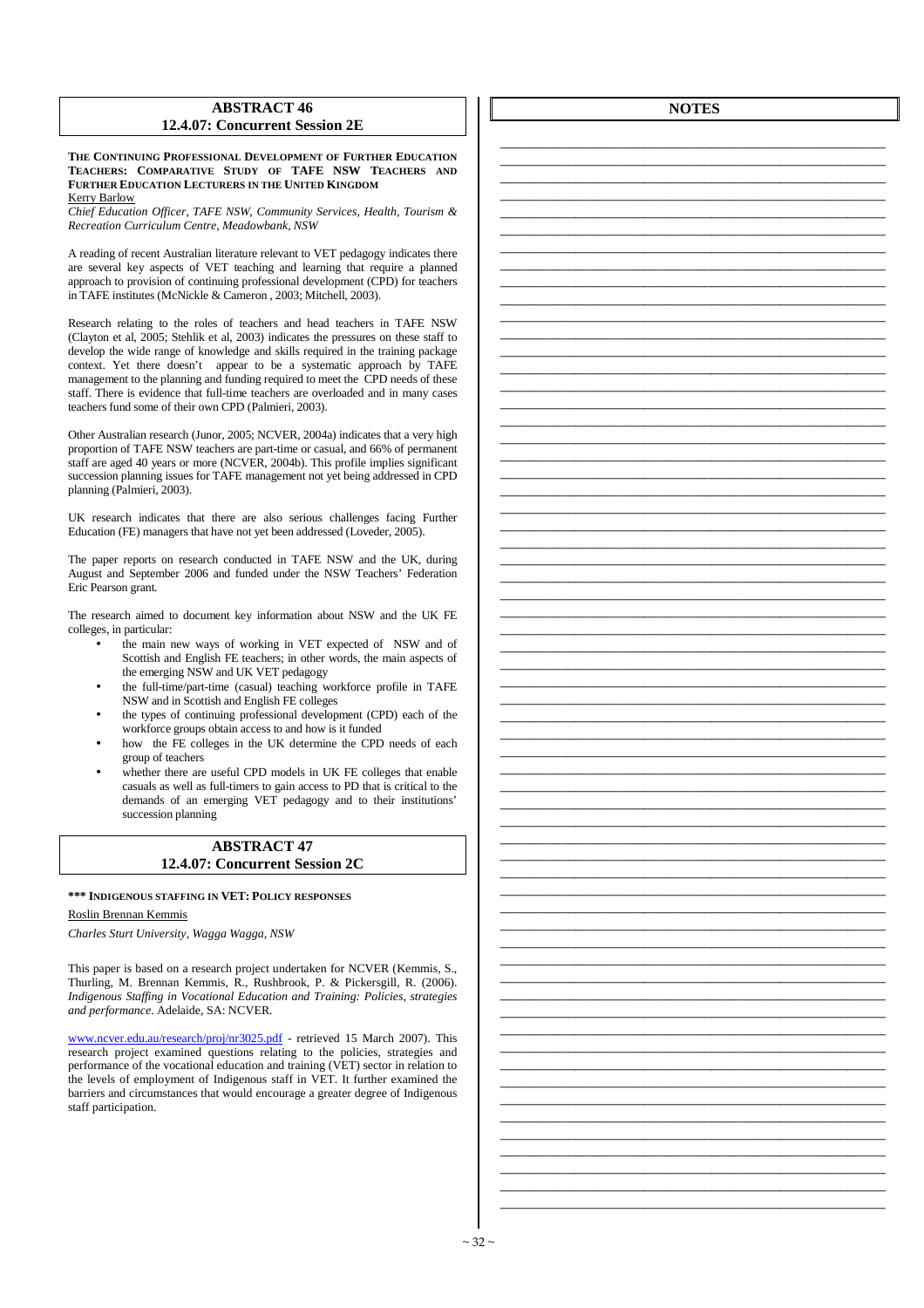## ABSTRACT 46
### 12.4.07: Concurrent Session 2E

**THE CONTINUING PROFESSIONAL DEVELOPMENT OF FURTHER EDUCATION TEACHERS: COMPARATIVE STUDY OF TAFE NSW TEACHERS AND FURTHER EDUCATION LECTURERS IN THE UNITED KINGDOM**

Kerry Barlow

*Chief Education Officer, TAFE NSW, Community Services, Health, Tourism & Recreation Curriculum Centre, Meadowbank, NSW*

A reading of recent Australian literature relevant to VET pedagogy indicates there are several key aspects of VET teaching and learning that require a planned approach to provision of continuing professional development (CPD) for teachers in TAFE institutes (McNickle & Cameron , 2003; Mitchell, 2003).

Research relating to the roles of teachers and head teachers in TAFE NSW (Clayton et al, 2005; Stehlik et al, 2003) indicates the pressures on these staff to develop the wide range of knowledge and skills required in the training package context. Yet there doesn't appear to be a systematic approach by TAFE management to the planning and funding required to meet the CPD needs of these staff. There is evidence that full-time teachers are overloaded and in many cases teachers fund some of their own CPD (Palmieri, 2003).

Other Australian research (Junor, 2005; NCVER, 2004a) indicates that a very high proportion of TAFE NSW teachers are part-time or casual, and 66% of permanent staff are aged 40 years or more (NCVER, 2004b). This profile implies significant succession planning issues for TAFE management not yet being addressed in CPD planning (Palmieri, 2003).

UK research indicates that there are also serious challenges facing Further Education (FE) managers that have not yet been addressed (Loveder, 2005).

The paper reports on research conducted in TAFE NSW and the UK, during August and September 2006 and funded under the NSW Teachers' Federation Eric Pearson grant.

The research aimed to document key information about NSW and the UK FE colleges, in particular:

- the main new ways of working in VET expected of NSW and of Scottish and English FE teachers; in other words, the main aspects of the emerging NSW and UK VET pedagogy
- the full-time/part-time (casual) teaching workforce profile in TAFE NSW and in Scottish and English FE colleges
- the types of continuing professional development (CPD) each of the workforce groups obtain access to and how is it funded
- how the FE colleges in the UK determine the CPD needs of each group of teachers
- whether there are useful CPD models in UK FE colleges that enable casuals as well as full-timers to gain access to PD that is critical to the demands of an emerging VET pedagogy and to their institutions' succession planning

## ABSTRACT 47
### 12.4.07: Concurrent Session 2C

**\*\*\* INDIGENOUS STAFFING IN VET: POLICY RESPONSES**

Roslin Brennan Kemmis

*Charles Sturt University, Wagga Wagga, NSW*

This paper is based on a research project undertaken for NCVER (Kemmis, S., Thurling, M. Brennan Kemmis, R., Rushbrook, P. & Pickersgill, R. (2006). *Indigenous Staffing in Vocational Education and Training: Policies, strategies and performance*. Adelaide, SA: NCVER.

www.ncver.edu.au/research/proj/nr3025.pdf - retrieved 15 March 2007). This research project examined questions relating to the policies, strategies and performance of the vocational education and training (VET) sector in relation to the levels of employment of Indigenous staff in VET. It further examined the barriers and circumstances that would encourage a greater degree of Indigenous staff participation.

## NOTES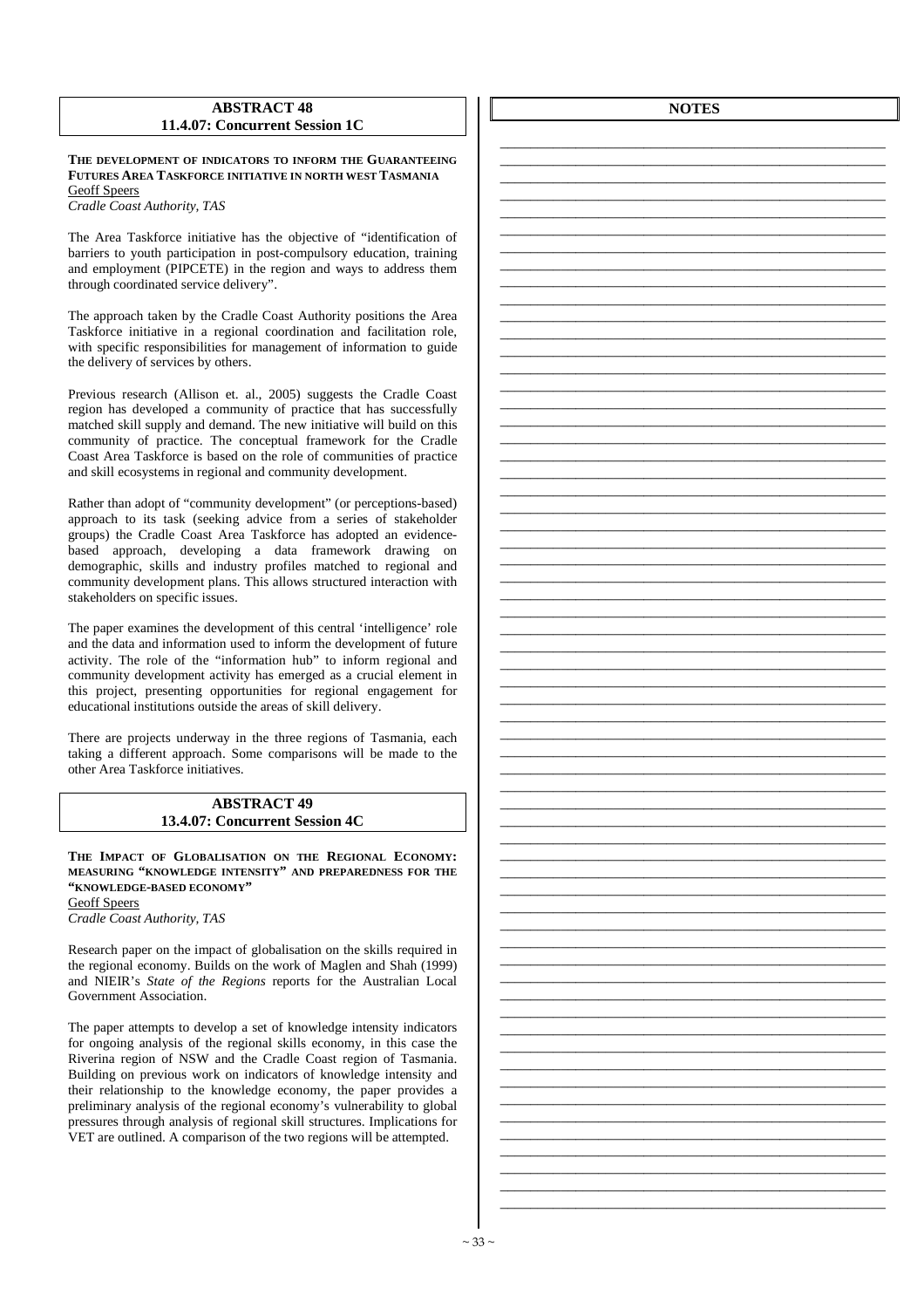## ABSTRACT 48
## 11.4.07: Concurrent Session 1C

**THE DEVELOPMENT OF INDICATORS TO INFORM THE GUARANTEEING FUTURES AREA TASKFORCE INITIATIVE IN NORTH WEST TASMANIA**

Geoff Speers

*Cradle Coast Authority, TAS*

The Area Taskforce initiative has the objective of "identification of barriers to youth participation in post-compulsory education, training and employment (PIPCETE) in the region and ways to address them through coordinated service delivery".

The approach taken by the Cradle Coast Authority positions the Area Taskforce initiative in a regional coordination and facilitation role, with specific responsibilities for management of information to guide the delivery of services by others.

Previous research (Allison et. al., 2005) suggests the Cradle Coast region has developed a community of practice that has successfully matched skill supply and demand. The new initiative will build on this community of practice. The conceptual framework for the Cradle Coast Area Taskforce is based on the role of communities of practice and skill ecosystems in regional and community development.

Rather than adopt of "community development" (or perceptions-based) approach to its task (seeking advice from a series of stakeholder groups) the Cradle Coast Area Taskforce has adopted an evidence-based approach, developing a data framework drawing on demographic, skills and industry profiles matched to regional and community development plans. This allows structured interaction with stakeholders on specific issues.

The paper examines the development of this central 'intelligence' role and the data and information used to inform the development of future activity. The role of the "information hub" to inform regional and community development activity has emerged as a crucial element in this project, presenting opportunities for regional engagement for educational institutions outside the areas of skill delivery.

There are projects underway in the three regions of Tasmania, each taking a different approach. Some comparisons will be made to the other Area Taskforce initiatives.

## ABSTRACT 49
## 13.4.07: Concurrent Session 4C

**THE IMPACT OF GLOBALISATION ON THE REGIONAL ECONOMY: MEASURING "KNOWLEDGE INTENSITY" AND PREPAREDNESS FOR THE "KNOWLEDGE-BASED ECONOMY"**

Geoff Speers

*Cradle Coast Authority, TAS*

Research paper on the impact of globalisation on the skills required in the regional economy. Builds on the work of Maglen and Shah (1999) and NIEIR's *State of the Regions* reports for the Australian Local Government Association.

The paper attempts to develop a set of knowledge intensity indicators for ongoing analysis of the regional skills economy, in this case the Riverina region of NSW and the Cradle Coast region of Tasmania. Building on previous work on indicators of knowledge intensity and their relationship to the knowledge economy, the paper provides a preliminary analysis of the regional economy's vulnerability to global pressures through analysis of regional skill structures. Implications for VET are outlined. A comparison of the two regions will be attempted.

## NOTES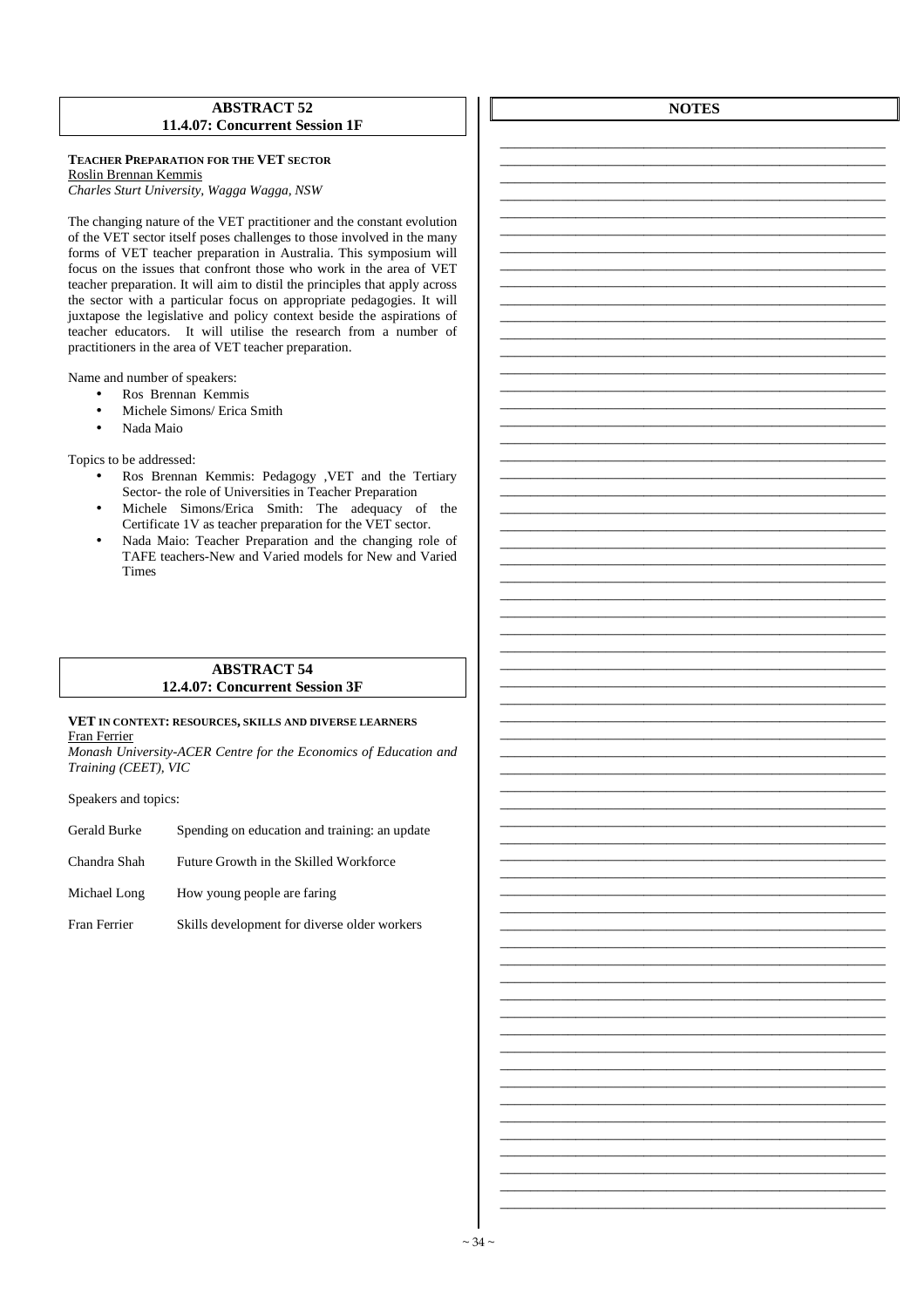## ABSTRACT 52
## 11.4.07: Concurrent Session 1F

**TEACHER PREPARATION FOR THE VET SECTOR**
Roslin Brennan Kemmis
*Charles Sturt University, Wagga Wagga, NSW*

The changing nature of the VET practitioner and the constant evolution of the VET sector itself poses challenges to those involved in the many forms of VET teacher preparation in Australia. This symposium will focus on the issues that confront those who work in the area of VET teacher preparation. It will aim to distil the principles that apply across the sector with a particular focus on appropriate pedagogies. It will juxtapose the legislative and policy context beside the aspirations of teacher educators. It will utilise the research from a number of practitioners in the area of VET teacher preparation.

Name and number of speakers:

- Ros Brennan Kemmis
- Michele Simons/ Erica Smith
- Nada Maio

Topics to be addressed:

- Ros Brennan Kemmis: Pedagogy ,VET and the Tertiary Sector- the role of Universities in Teacher Preparation
- Michele Simons/Erica Smith: The adequacy of the Certificate 1V as teacher preparation for the VET sector.
- Nada Maio: Teacher Preparation and the changing role of TAFE teachers-New and Varied models for New and Varied Times

## ABSTRACT 54
## 12.4.07: Concurrent Session 3F

**VET IN CONTEXT: RESOURCES, SKILLS AND DIVERSE LEARNERS**
Fran Ferrier
*Monash University-ACER Centre for the Economics of Education and Training (CEET), VIC*

Speakers and topics:

| | |
|---|---|
| Gerald Burke | Spending on education and training: an update |
| Chandra Shah | Future Growth in the Skilled Workforce |
| Michael Long | How young people are faring |
| Fran Ferrier | Skills development for diverse older workers |

## NOTES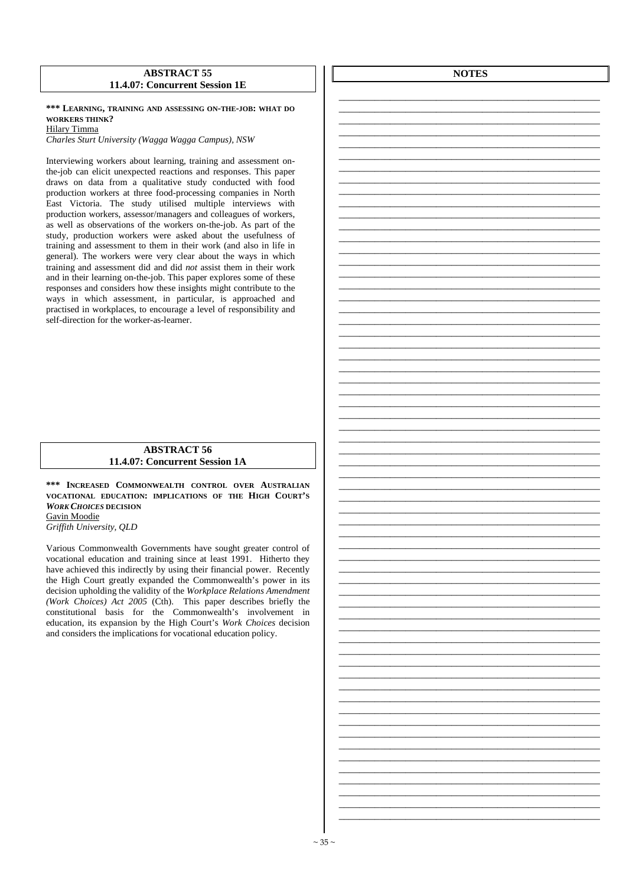## ABSTRACT 55
### 11.4.07: Concurrent Session 1E

**\*\*\* LEARNING, TRAINING AND ASSESSING ON-THE-JOB: WHAT DO WORKERS THINK?**

Hilary Timma

*Charles Sturt University (Wagga Wagga Campus), NSW*

Interviewing workers about learning, training and assessment on-the-job can elicit unexpected reactions and responses. This paper draws on data from a qualitative study conducted with food production workers at three food-processing companies in North East Victoria. The study utilised multiple interviews with production workers, assessor/managers and colleagues of workers, as well as observations of the workers on-the-job. As part of the study, production workers were asked about the usefulness of training and assessment to them in their work (and also in life in general). The workers were very clear about the ways in which training and assessment did and did *not* assist them in their work and in their learning on-the-job. This paper explores some of these responses and considers how these insights might contribute to the ways in which assessment, in particular, is approached and practised in workplaces, to encourage a level of responsibility and self-direction for the worker-as-learner.

## ABSTRACT 56
### 11.4.07: Concurrent Session 1A

**\*\*\* INCREASED COMMONWEALTH CONTROL OVER AUSTRALIAN VOCATIONAL EDUCATION: IMPLICATIONS OF THE HIGH COURT'S *WORK CHOICES* DECISION**

Gavin Moodie

*Griffith University, QLD*

Various Commonwealth Governments have sought greater control of vocational education and training since at least 1991. Hitherto they have achieved this indirectly by using their financial power. Recently the High Court greatly expanded the Commonwealth's power in its decision upholding the validity of the *Workplace Relations Amendment (Work Choices) Act 2005* (Cth). This paper describes briefly the constitutional basis for the Commonwealth's involvement in education, its expansion by the High Court's *Work Choices* decision and considers the implications for vocational education policy.

## NOTES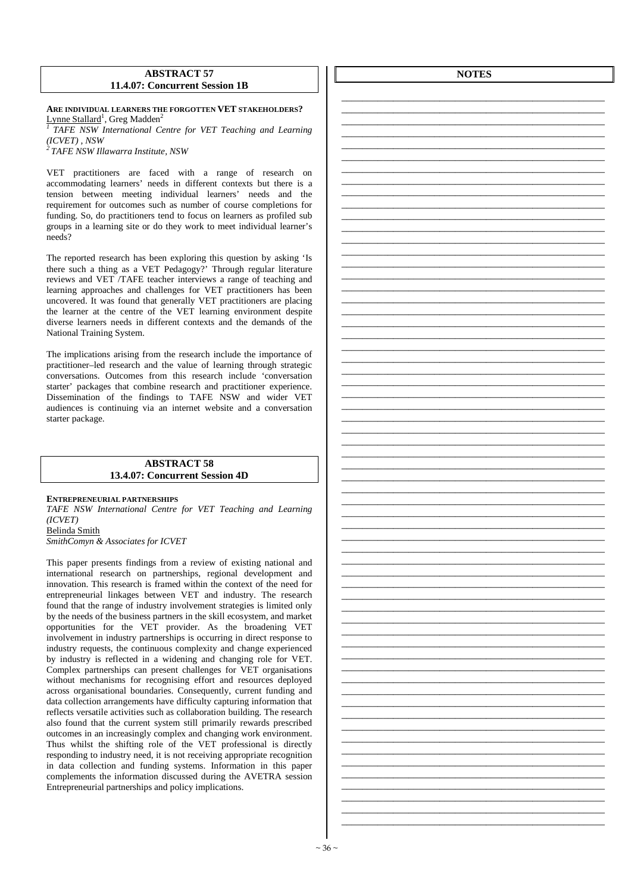## ABSTRACT 57
### 11.4.07: Concurrent Session 1B

**ARE INDIVIDUAL LEARNERS THE FORGOTTEN VET STAKEHOLDERS?**
Lynne Stallard[1], Greg Madden[2]
[1] *TAFE NSW International Centre for VET Teaching and Learning (ICVET) , NSW*
[2] *TAFE NSW Illawarra Institute, NSW*

VET practitioners are faced with a range of research on accommodating learners' needs in different contexts but there is a tension between meeting individual learners' needs and the requirement for outcomes such as number of course completions for funding. So, do practitioners tend to focus on learners as profiled sub groups in a learning site or do they work to meet individual learner's needs?

The reported research has been exploring this question by asking 'Is there such a thing as a VET Pedagogy?' Through regular literature reviews and VET /TAFE teacher interviews a range of teaching and learning approaches and challenges for VET practitioners has been uncovered. It was found that generally VET practitioners are placing the learner at the centre of the VET learning environment despite diverse learners needs in different contexts and the demands of the National Training System.

The implications arising from the research include the importance of practitioner–led research and the value of learning through strategic conversations. Outcomes from this research include 'conversation starter' packages that combine research and practitioner experience. Dissemination of the findings to TAFE NSW and wider VET audiences is continuing via an internet website and a conversation starter package.

## ABSTRACT 58
### 13.4.07: Concurrent Session 4D

**ENTREPRENEURIAL PARTNERSHIPS**
*TAFE NSW International Centre for VET Teaching and Learning (ICVET)*
Belinda Smith
*SmithComyn & Associates for ICVET*

This paper presents findings from a review of existing national and international research on partnerships, regional development and innovation. This research is framed within the context of the need for entrepreneurial linkages between VET and industry. The research found that the range of industry involvement strategies is limited only by the needs of the business partners in the skill ecosystem, and market opportunities for the VET provider. As the broadening VET involvement in industry partnerships is occurring in direct response to industry requests, the continuous complexity and change experienced by industry is reflected in a widening and changing role for VET. Complex partnerships can present challenges for VET organisations without mechanisms for recognising effort and resources deployed across organisational boundaries. Consequently, current funding and data collection arrangements have difficulty capturing information that reflects versatile activities such as collaboration building. The research also found that the current system still primarily rewards prescribed outcomes in an increasingly complex and changing work environment. Thus whilst the shifting role of the VET professional is directly responding to industry need, it is not receiving appropriate recognition in data collection and funding systems. Information in this paper complements the information discussed during the AVETRA session Entrepreneurial partnerships and policy implications.

## NOTES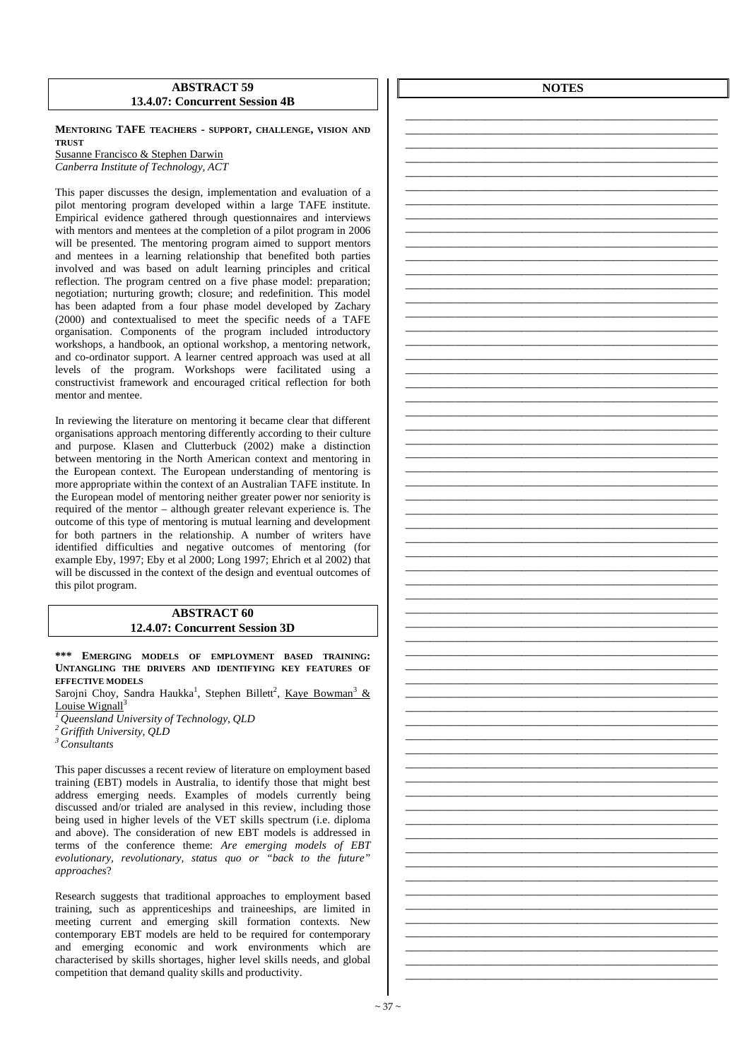## ABSTRACT 59
## 13.4.07: Concurrent Session 4B

**MENTORING TAFE TEACHERS - SUPPORT, CHALLENGE, VISION AND TRUST**

Susanne Francisco & Stephen Darwin
*Canberra Institute of Technology, ACT*

This paper discusses the design, implementation and evaluation of a pilot mentoring program developed within a large TAFE institute. Empirical evidence gathered through questionnaires and interviews with mentors and mentees at the completion of a pilot program in 2006 will be presented. The mentoring program aimed to support mentors and mentees in a learning relationship that benefited both parties involved and was based on adult learning principles and critical reflection. The program centred on a five phase model: preparation; negotiation; nurturing growth; closure; and redefinition. This model has been adapted from a four phase model developed by Zachary (2000) and contextualised to meet the specific needs of a TAFE organisation. Components of the program included introductory workshops, a handbook, an optional workshop, a mentoring network, and co-ordinator support. A learner centred approach was used at all levels of the program. Workshops were facilitated using a constructivist framework and encouraged critical reflection for both mentor and mentee.

In reviewing the literature on mentoring it became clear that different organisations approach mentoring differently according to their culture and purpose. Klasen and Clutterbuck (2002) make a distinction between mentoring in the North American context and mentoring in the European context. The European understanding of mentoring is more appropriate within the context of an Australian TAFE institute. In the European model of mentoring neither greater power nor seniority is required of the mentor – although greater relevant experience is. The outcome of this type of mentoring is mutual learning and development for both partners in the relationship. A number of writers have identified difficulties and negative outcomes of mentoring (for example Eby, 1997; Eby et al 2000; Long 1997; Ehrich et al 2002) that will be discussed in the context of the design and eventual outcomes of this pilot program.

## ABSTRACT 60
## 12.4.07: Concurrent Session 3D

**\*\*\* EMERGING MODELS OF EMPLOYMENT BASED TRAINING: UNTANGLING THE DRIVERS AND IDENTIFYING KEY FEATURES OF EFFECTIVE MODELS**

Sarojni Choy, Sandra Haukka[1], Stephen Billett[2], Kaye Bowman[3] & Louise Wignall[3]

[1] *Queensland University of Technology, QLD*
[2] *Griffith University, QLD*
[3] *Consultants*

This paper discusses a recent review of literature on employment based training (EBT) models in Australia, to identify those that might best address emerging needs. Examples of models currently being discussed and/or trialed are analysed in this review, including those being used in higher levels of the VET skills spectrum (i.e. diploma and above). The consideration of new EBT models is addressed in terms of the conference theme: *Are emerging models of EBT evolutionary, revolutionary, status quo or "back to the future" approaches*?

Research suggests that traditional approaches to employment based training, such as apprenticeships and traineeships, are limited in meeting current and emerging skill formation contexts. New contemporary EBT models are held to be required for contemporary and emerging economic and work environments which are characterised by skills shortages, higher level skills needs, and global competition that demand quality skills and productivity.

**NOTES**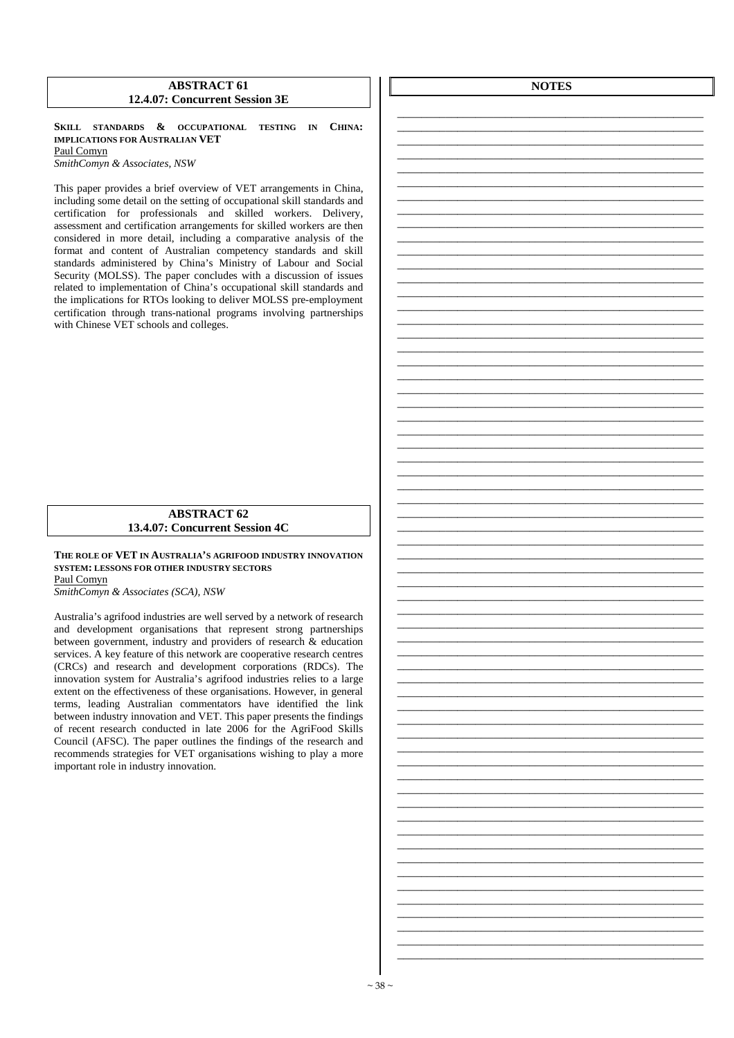## ABSTRACT 61
### 12.4.07: Concurrent Session 3E

**SKILL STANDARDS & OCCUPATIONAL TESTING IN CHINA: IMPLICATIONS FOR AUSTRALIAN VET**

Paul Comyn

*SmithComyn & Associates, NSW*

This paper provides a brief overview of VET arrangements in China, including some detail on the setting of occupational skill standards and certification for professionals and skilled workers. Delivery, assessment and certification arrangements for skilled workers are then considered in more detail, including a comparative analysis of the format and content of Australian competency standards and skill standards administered by China's Ministry of Labour and Social Security (MOLSS). The paper concludes with a discussion of issues related to implementation of China's occupational skill standards and the implications for RTOs looking to deliver MOLSS pre-employment certification through trans-national programs involving partnerships with Chinese VET schools and colleges.

## ABSTRACT 62
### 13.4.07: Concurrent Session 4C

**THE ROLE OF VET IN AUSTRALIA'S AGRIFOOD INDUSTRY INNOVATION SYSTEM: LESSONS FOR OTHER INDUSTRY SECTORS**

Paul Comyn

*SmithComyn & Associates (SCA), NSW*

Australia's agrifood industries are well served by a network of research and development organisations that represent strong partnerships between government, industry and providers of research & education services. A key feature of this network are cooperative research centres (CRCs) and research and development corporations (RDCs). The innovation system for Australia's agrifood industries relies to a large extent on the effectiveness of these organisations. However, in general terms, leading Australian commentators have identified the link between industry innovation and VET. This paper presents the findings of recent research conducted in late 2006 for the AgriFood Skills Council (AFSC). The paper outlines the findings of the research and recommends strategies for VET organisations wishing to play a more important role in industry innovation.

## NOTES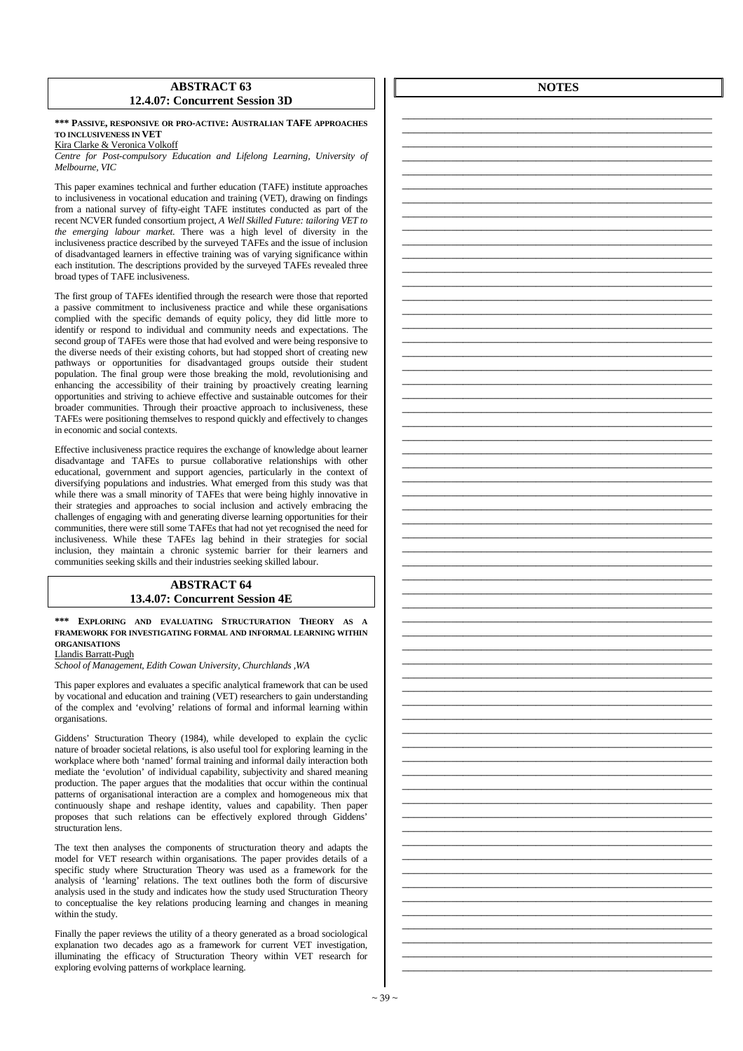## ABSTRACT 63
### 12.4.07: Concurrent Session 3D

**\*\*\* PASSIVE, RESPONSIVE OR PRO-ACTIVE: AUSTRALIAN TAFE APPROACHES TO INCLUSIVENESS IN VET**

Kira Clarke & Veronica Volkoff

*Centre for Post-compulsory Education and Lifelong Learning, University of Melbourne, VIC*

This paper examines technical and further education (TAFE) institute approaches to inclusiveness in vocational education and training (VET), drawing on findings from a national survey of fifty-eight TAFE institutes conducted as part of the recent NCVER funded consortium project, *A Well Skilled Future: tailoring VET to the emerging labour market*. There was a high level of diversity in the inclusiveness practice described by the surveyed TAFEs and the issue of inclusion of disadvantaged learners in effective training was of varying significance within each institution. The descriptions provided by the surveyed TAFEs revealed three broad types of TAFE inclusiveness.

The first group of TAFEs identified through the research were those that reported a passive commitment to inclusiveness practice and while these organisations complied with the specific demands of equity policy, they did little more to identify or respond to individual and community needs and expectations. The second group of TAFEs were those that had evolved and were being responsive to the diverse needs of their existing cohorts, but had stopped short of creating new pathways or opportunities for disadvantaged groups outside their student population. The final group were those breaking the mold, revolutionising and enhancing the accessibility of their training by proactively creating learning opportunities and striving to achieve effective and sustainable outcomes for their broader communities. Through their proactive approach to inclusiveness, these TAFEs were positioning themselves to respond quickly and effectively to changes in economic and social contexts.

Effective inclusiveness practice requires the exchange of knowledge about learner disadvantage and TAFEs to pursue collaborative relationships with other educational, government and support agencies, particularly in the context of diversifying populations and industries. What emerged from this study was that while there was a small minority of TAFEs that were being highly innovative in their strategies and approaches to social inclusion and actively embracing the challenges of engaging with and generating diverse learning opportunities for their communities, there were still some TAFEs that had not yet recognised the need for inclusiveness. While these TAFEs lag behind in their strategies for social inclusion, they maintain a chronic systemic barrier for their learners and communities seeking skills and their industries seeking skilled labour.

## ABSTRACT 64
### 13.4.07: Concurrent Session 4E

**\*\*\* EXPLORING AND EVALUATING STRUCTURATION THEORY AS A FRAMEWORK FOR INVESTIGATING FORMAL AND INFORMAL LEARNING WITHIN ORGANISATIONS**

Llandis Barratt-Pugh

*School of Management, Edith Cowan University, Churchlands ,WA*

This paper explores and evaluates a specific analytical framework that can be used by vocational and education and training (VET) researchers to gain understanding of the complex and 'evolving' relations of formal and informal learning within organisations.

Giddens' Structuration Theory (1984), while developed to explain the cyclic nature of broader societal relations, is also useful tool for exploring learning in the workplace where both 'named' formal training and informal daily interaction both mediate the 'evolution' of individual capability, subjectivity and shared meaning production. The paper argues that the modalities that occur within the continual patterns of organisational interaction are a complex and homogeneous mix that continuously shape and reshape identity, values and capability. Then paper proposes that such relations can be effectively explored through Giddens' structuration lens.

The text then analyses the components of structuration theory and adapts the model for VET research within organisations. The paper provides details of a specific study where Structuration Theory was used as a framework for the analysis of 'learning' relations. The text outlines both the form of discursive analysis used in the study and indicates how the study used Structuration Theory to conceptualise the key relations producing learning and changes in meaning within the study.

Finally the paper reviews the utility of a theory generated as a broad sociological explanation two decades ago as a framework for current VET investigation, illuminating the efficacy of Structuration Theory within VET research for exploring evolving patterns of workplace learning.

## NOTES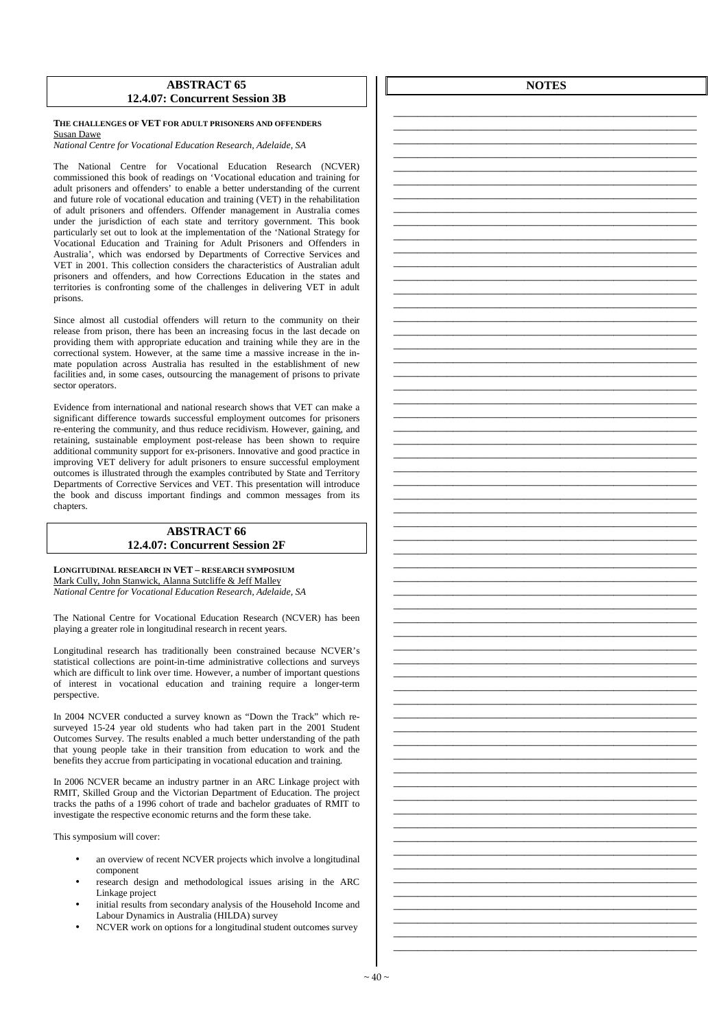## ABSTRACT 65
### 12.4.07: Concurrent Session 3B

**THE CHALLENGES OF VET FOR ADULT PRISONERS AND OFFENDERS**
Susan Dawe
*National Centre for Vocational Education Research, Adelaide, SA*

The National Centre for Vocational Education Research (NCVER) commissioned this book of readings on 'Vocational education and training for adult prisoners and offenders' to enable a better understanding of the current and future role of vocational education and training (VET) in the rehabilitation of adult prisoners and offenders. Offender management in Australia comes under the jurisdiction of each state and territory government. This book particularly set out to look at the implementation of the 'National Strategy for Vocational Education and Training for Adult Prisoners and Offenders in Australia', which was endorsed by Departments of Corrective Services and VET in 2001. This collection considers the characteristics of Australian adult prisoners and offenders, and how Corrections Education in the states and territories is confronting some of the challenges in delivering VET in adult prisons.

Since almost all custodial offenders will return to the community on their release from prison, there has been an increasing focus in the last decade on providing them with appropriate education and training while they are in the correctional system. However, at the same time a massive increase in the in-mate population across Australia has resulted in the establishment of new facilities and, in some cases, outsourcing the management of prisons to private sector operators.

Evidence from international and national research shows that VET can make a significant difference towards successful employment outcomes for prisoners re-entering the community, and thus reduce recidivism. However, gaining, and retaining, sustainable employment post-release has been shown to require additional community support for ex-prisoners. Innovative and good practice in improving VET delivery for adult prisoners to ensure successful employment outcomes is illustrated through the examples contributed by State and Territory Departments of Corrective Services and VET. This presentation will introduce the book and discuss important findings and common messages from its chapters.

## ABSTRACT 66
### 12.4.07: Concurrent Session 2F

**LONGITUDINAL RESEARCH IN VET – RESEARCH SYMPOSIUM**
Mark Cully, John Stanwick, Alanna Sutcliffe & Jeff Malley
*National Centre for Vocational Education Research, Adelaide, SA*

The National Centre for Vocational Education Research (NCVER) has been playing a greater role in longitudinal research in recent years.

Longitudinal research has traditionally been constrained because NCVER's statistical collections are point-in-time administrative collections and surveys which are difficult to link over time. However, a number of important questions of interest in vocational education and training require a longer-term perspective.

In 2004 NCVER conducted a survey known as "Down the Track" which re-surveyed 15-24 year old students who had taken part in the 2001 Student Outcomes Survey. The results enabled a much better understanding of the path that young people take in their transition from education to work and the benefits they accrue from participating in vocational education and training.

In 2006 NCVER became an industry partner in an ARC Linkage project with RMIT, Skilled Group and the Victorian Department of Education. The project tracks the paths of a 1996 cohort of trade and bachelor graduates of RMIT to investigate the respective economic returns and the form these take.

This symposium will cover:

- an overview of recent NCVER projects which involve a longitudinal component
- research design and methodological issues arising in the ARC Linkage project
- initial results from secondary analysis of the Household Income and Labour Dynamics in Australia (HILDA) survey
- NCVER work on options for a longitudinal student outcomes survey

## NOTES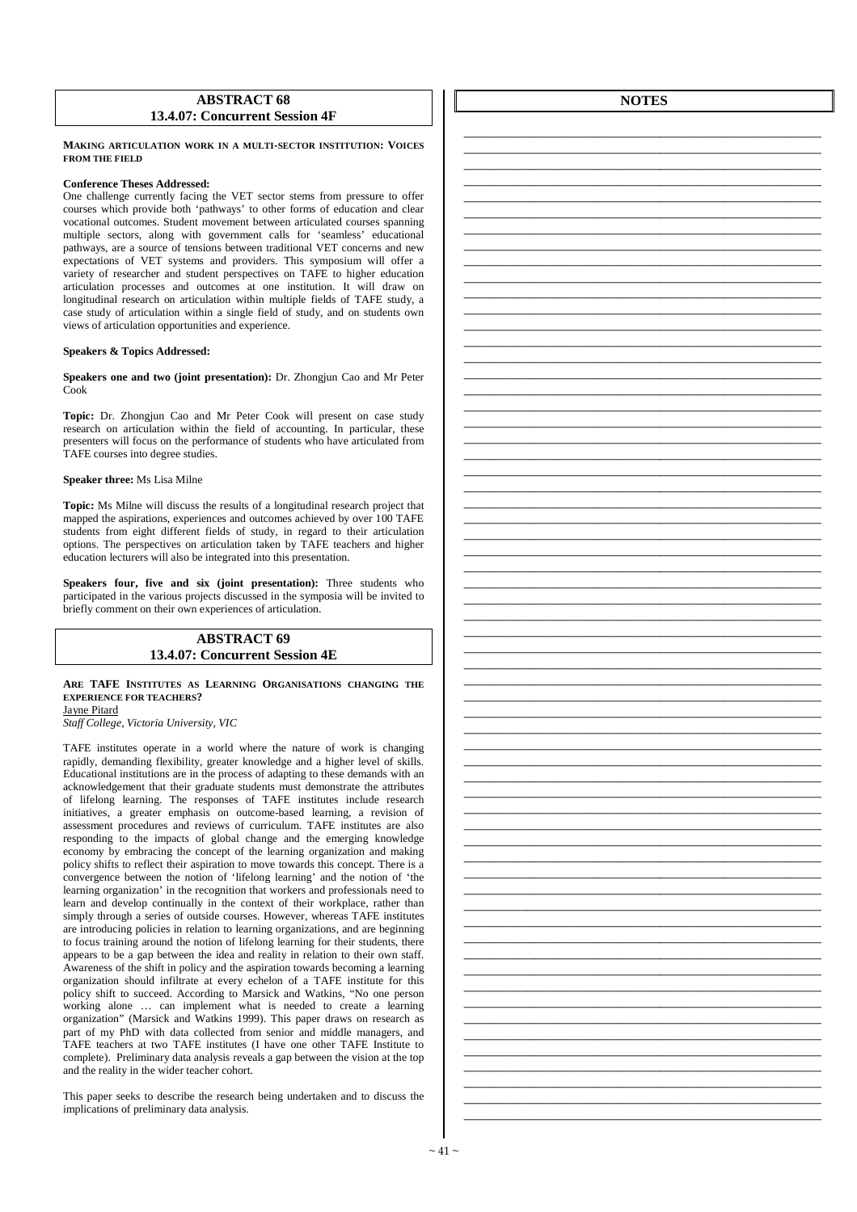## ABSTRACT 68
### 13.4.07: Concurrent Session 4F

**MAKING ARTICULATION WORK IN A MULTI-SECTOR INSTITUTION: VOICES FROM THE FIELD**

**Conference Theses Addressed:**
One challenge currently facing the VET sector stems from pressure to offer courses which provide both 'pathways' to other forms of education and clear vocational outcomes. Student movement between articulated courses spanning multiple sectors, along with government calls for 'seamless' educational pathways, are a source of tensions between traditional VET concerns and new expectations of VET systems and providers. This symposium will offer a variety of researcher and student perspectives on TAFE to higher education articulation processes and outcomes at one institution. It will draw on longitudinal research on articulation within multiple fields of TAFE study, a case study of articulation within a single field of study, and on students own views of articulation opportunities and experience.

**Speakers & Topics Addressed:**

**Speakers one and two (joint presentation):** Dr. Zhongjun Cao and Mr Peter Cook

**Topic:** Dr. Zhongjun Cao and Mr Peter Cook will present on case study research on articulation within the field of accounting. In particular, these presenters will focus on the performance of students who have articulated from TAFE courses into degree studies.

**Speaker three:** Ms Lisa Milne

**Topic:** Ms Milne will discuss the results of a longitudinal research project that mapped the aspirations, experiences and outcomes achieved by over 100 TAFE students from eight different fields of study, in regard to their articulation options. The perspectives on articulation taken by TAFE teachers and higher education lecturers will also be integrated into this presentation.

**Speakers four, five and six (joint presentation):** Three students who participated in the various projects discussed in the symposia will be invited to briefly comment on their own experiences of articulation.

## ABSTRACT 69
### 13.4.07: Concurrent Session 4E

**ARE TAFE INSTITUTES AS LEARNING ORGANISATIONS CHANGING THE EXPERIENCE FOR TEACHERS?**
Jayne Pitard
*Staff College, Victoria University, VIC*

TAFE institutes operate in a world where the nature of work is changing rapidly, demanding flexibility, greater knowledge and a higher level of skills. Educational institutions are in the process of adapting to these demands with an acknowledgement that their graduate students must demonstrate the attributes of lifelong learning. The responses of TAFE institutes include research initiatives, a greater emphasis on outcome-based learning, a revision of assessment procedures and reviews of curriculum. TAFE institutes are also responding to the impacts of global change and the emerging knowledge economy by embracing the concept of the learning organization and making policy shifts to reflect their aspiration to move towards this concept. There is a convergence between the notion of 'lifelong learning' and the notion of 'the learning organization' in the recognition that workers and professionals need to learn and develop continually in the context of their workplace, rather than simply through a series of outside courses. However, whereas TAFE institutes are introducing policies in relation to learning organizations, and are beginning to focus training around the notion of lifelong learning for their students, there appears to be a gap between the idea and reality in relation to their own staff. Awareness of the shift in policy and the aspiration towards becoming a learning organization should infiltrate at every echelon of a TAFE institute for this policy shift to succeed. According to Marsick and Watkins, "No one person working alone … can implement what is needed to create a learning organization" (Marsick and Watkins 1999). This paper draws on research as part of my PhD with data collected from senior and middle managers, and TAFE teachers at two TAFE institutes (I have one other TAFE Institute to complete). Preliminary data analysis reveals a gap between the vision at the top and the reality in the wider teacher cohort.

This paper seeks to describe the research being undertaken and to discuss the implications of preliminary data analysis.

## NOTES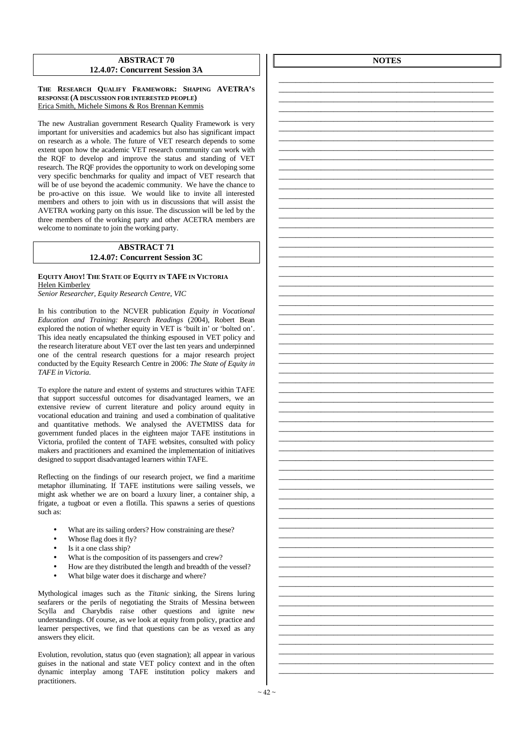## ABSTRACT 70
### 12.4.07: Concurrent Session 3A

**THE RESEARCH QUALIFY FRAMEWORK: SHAPING AVETRA'S RESPONSE (A DISCUSSION FOR INTERESTED PEOPLE)**
Erica Smith, Michele Simons & Ros Brennan Kemmis

The new Australian government Research Quality Framework is very important for universities and academics but also has significant impact on research as a whole. The future of VET research depends to some extent upon how the academic VET research community can work with the RQF to develop and improve the status and standing of VET research. The RQF provides the opportunity to work on developing some very specific benchmarks for quality and impact of VET research that will be of use beyond the academic community. We have the chance to be pro-active on this issue. We would like to invite all interested members and others to join with us in discussions that will assist the AVETRA working party on this issue. The discussion will be led by the three members of the working party and other ACETRA members are welcome to nominate to join the working party.

## ABSTRACT 71
### 12.4.07: Concurrent Session 3C

**EQUITY AHOY! THE STATE OF EQUITY IN TAFE IN VICTORIA**
Helen Kimberley
*Senior Researcher, Equity Research Centre, VIC*

In his contribution to the NCVER publication *Equity in Vocational Education and Training: Research Readings* (2004), Robert Bean explored the notion of whether equity in VET is 'built in' or 'bolted on'. This idea neatly encapsulated the thinking espoused in VET policy and the research literature about VET over the last ten years and underpinned one of the central research questions for a major research project conducted by the Equity Research Centre in 2006: *The State of Equity in TAFE in Victoria*.

To explore the nature and extent of systems and structures within TAFE that support successful outcomes for disadvantaged learners, we an extensive review of current literature and policy around equity in vocational education and training and used a combination of qualitative and quantitative methods. We analysed the AVETMISS data for government funded places in the eighteen major TAFE institutions in Victoria, profiled the content of TAFE websites, consulted with policy makers and practitioners and examined the implementation of initiatives designed to support disadvantaged learners within TAFE.

Reflecting on the findings of our research project, we find a maritime metaphor illuminating. If TAFE institutions were sailing vessels, we might ask whether we are on board a luxury liner, a container ship, a frigate, a tugboat or even a flotilla. This spawns a series of questions such as:

- What are its sailing orders? How constraining are these?
- Whose flag does it fly?
- Is it a one class ship?
- What is the composition of its passengers and crew?
- How are they distributed the length and breadth of the vessel?
- What bilge water does it discharge and where?

Mythological images such as the *Titanic* sinking, the Sirens luring seafarers or the perils of negotiating the Straits of Messina between Scylla and Charybdis raise other questions and ignite new understandings. Of course, as we look at equity from policy, practice and learner perspectives, we find that questions can be as vexed as any answers they elicit.

Evolution, revolution, status quo (even stagnation); all appear in various guises in the national and state VET policy context and in the often dynamic interplay among TAFE institution policy makers and practitioners.

## NOTES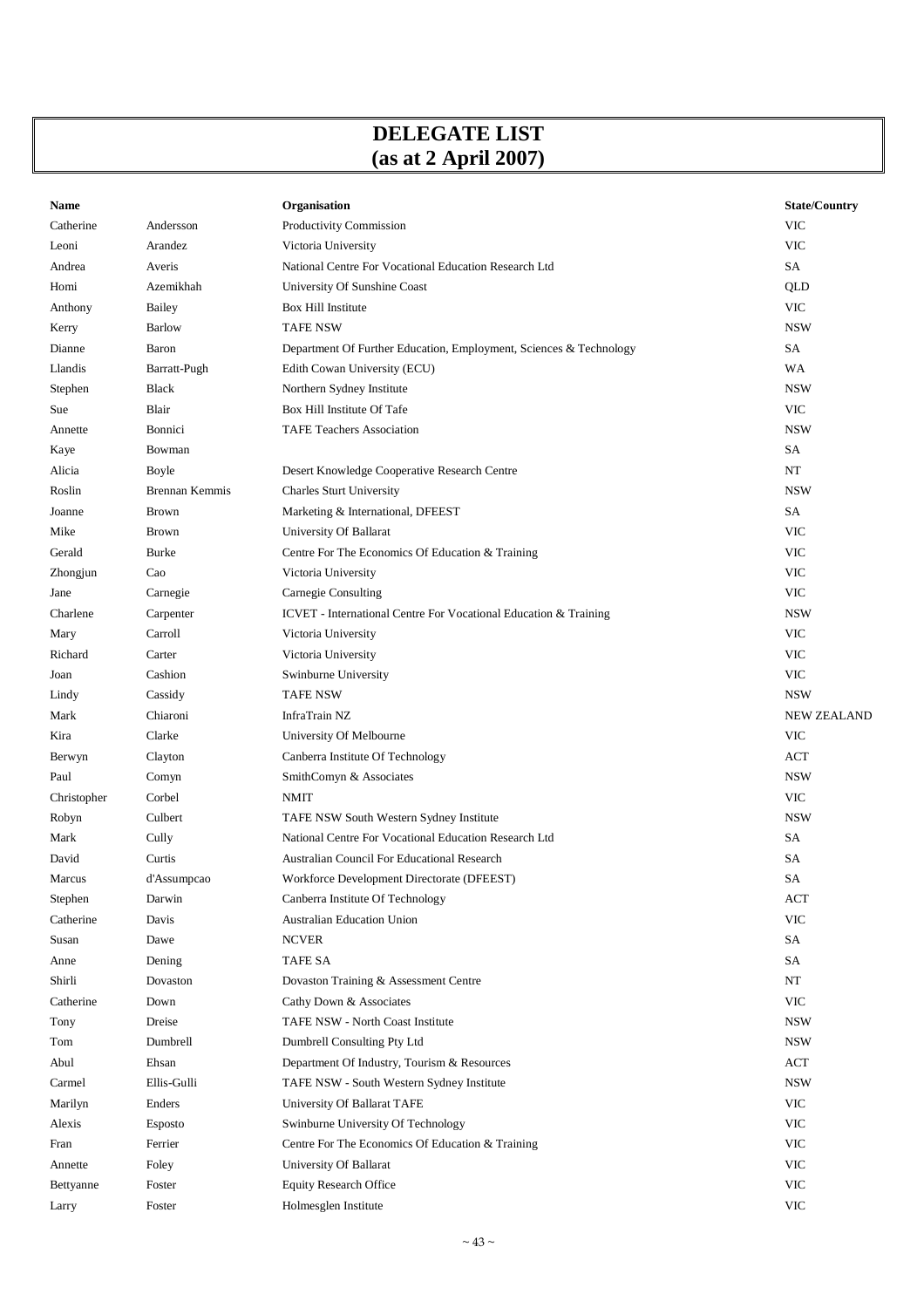# DELEGATE LIST (as at 2 April 2007)

| Name | | Organisation | State/Country |
|---|---|---|---|
| Catherine | Andersson | Productivity Commission | VIC |
| Leoni | Arandez | Victoria University | VIC |
| Andrea | Averis | National Centre For Vocational Education Research Ltd | SA |
| Homi | Azemikhah | University Of Sunshine Coast | QLD |
| Anthony | Bailey | Box Hill Institute | VIC |
| Kerry | Barlow | TAFE NSW | NSW |
| Dianne | Baron | Department Of Further Education, Employment, Sciences & Technology | SA |
| Llandis | Barratt-Pugh | Edith Cowan University (ECU) | WA |
| Stephen | Black | Northern Sydney Institute | NSW |
| Sue | Blair | Box Hill Institute Of Tafe | VIC |
| Annette | Bonnici | TAFE Teachers Association | NSW |
| Kaye | Bowman | | SA |
| Alicia | Boyle | Desert Knowledge Cooperative Research Centre | NT |
| Roslin | Brennan Kemmis | Charles Sturt University | NSW |
| Joanne | Brown | Marketing & International, DFEEST | SA |
| Mike | Brown | University Of Ballarat | VIC |
| Gerald | Burke | Centre For The Economics Of Education & Training | VIC |
| Zhongjun | Cao | Victoria University | VIC |
| Jane | Carnegie | Carnegie Consulting | VIC |
| Charlene | Carpenter | ICVET - International Centre For Vocational Education & Training | NSW |
| Mary | Carroll | Victoria University | VIC |
| Richard | Carter | Victoria University | VIC |
| Joan | Cashion | Swinburne University | VIC |
| Lindy | Cassidy | TAFE NSW | NSW |
| Mark | Chiaroni | InfraTrain NZ | NEW ZEALAND |
| Kira | Clarke | University Of Melbourne | VIC |
| Berwyn | Clayton | Canberra Institute Of Technology | ACT |
| Paul | Comyn | SmithComyn & Associates | NSW |
| Christopher | Corbel | NMIT | VIC |
| Robyn | Culbert | TAFE NSW South Western Sydney Institute | NSW |
| Mark | Cully | National Centre For Vocational Education Research Ltd | SA |
| David | Curtis | Australian Council For Educational Research | SA |
| Marcus | d'Assumpcao | Workforce Development Directorate (DFEEST) | SA |
| Stephen | Darwin | Canberra Institute Of Technology | ACT |
| Catherine | Davis | Australian Education Union | VIC |
| Susan | Dawe | NCVER | SA |
| Anne | Dening | TAFE SA | SA |
| Shirli | Dovaston | Dovaston Training & Assessment Centre | NT |
| Catherine | Down | Cathy Down & Associates | VIC |
| Tony | Dreise | TAFE NSW - North Coast Institute | NSW |
| Tom | Dumbrell | Dumbrell Consulting Pty Ltd | NSW |
| Abul | Ehsan | Department Of Industry, Tourism & Resources | ACT |
| Carmel | Ellis-Gulli | TAFE NSW - South Western Sydney Institute | NSW |
| Marilyn | Enders | University Of Ballarat TAFE | VIC |
| Alexis | Esposto | Swinburne University Of Technology | VIC |
| Fran | Ferrier | Centre For The Economics Of Education & Training | VIC |
| Annette | Foley | University Of Ballarat | VIC |
| Bettyanne | Foster | Equity Research Office | VIC |
| Larry | Foster | Holmesglen Institute | VIC |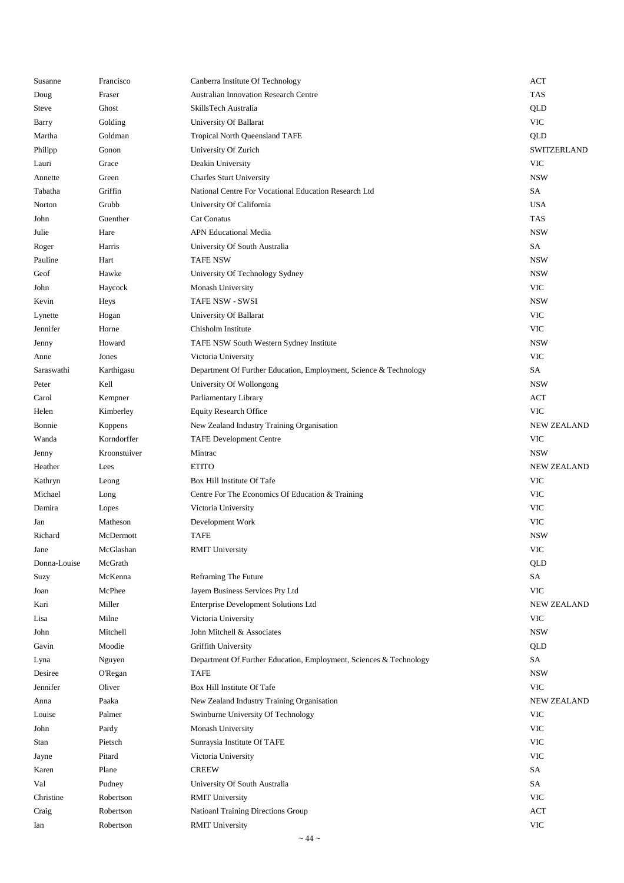| | | | |
|---|---|---|---|
| Susanne | Francisco | Canberra Institute Of Technology | ACT |
| Doug | Fraser | Australian Innovation Research Centre | TAS |
| Steve | Ghost | SkillsTech Australia | QLD |
| Barry | Golding | University Of Ballarat | VIC |
| Martha | Goldman | Tropical North Queensland TAFE | QLD |
| Philipp | Gonon | University Of Zurich | SWITZERLAND |
| Lauri | Grace | Deakin University | VIC |
| Annette | Green | Charles Sturt University | NSW |
| Tabatha | Griffin | National Centre For Vocational Education Research Ltd | SA |
| Norton | Grubb | University Of California | USA |
| John | Guenther | Cat Conatus | TAS |
| Julie | Hare | APN Educational Media | NSW |
| Roger | Harris | University Of South Australia | SA |
| Pauline | Hart | TAFE NSW | NSW |
| Geof | Hawke | University Of Technology Sydney | NSW |
| John | Haycock | Monash University | VIC |
| Kevin | Heys | TAFE NSW - SWSI | NSW |
| Lynette | Hogan | University Of Ballarat | VIC |
| Jennifer | Horne | Chisholm Institute | VIC |
| Jenny | Howard | TAFE NSW South Western Sydney Institute | NSW |
| Anne | Jones | Victoria University | VIC |
| Saraswathi | Karthigasu | Department Of Further Education, Employment, Science & Technology | SA |
| Peter | Kell | University Of Wollongong | NSW |
| Carol | Kempner | Parliamentary Library | ACT |
| Helen | Kimberley | Equity Research Office | VIC |
| Bonnie | Koppens | New Zealand Industry Training Organisation | NEW ZEALAND |
| Wanda | Korndorffer | TAFE Development Centre | VIC |
| Jenny | Kroonstuiver | Mintrac | NSW |
| Heather | Lees | ETITO | NEW ZEALAND |
| Kathryn | Leong | Box Hill Institute Of Tafe | VIC |
| Michael | Long | Centre For The Economics Of Education & Training | VIC |
| Damira | Lopes | Victoria University | VIC |
| Jan | Matheson | Development Work | VIC |
| Richard | McDermott | TAFE | NSW |
| Jane | McGlashan | RMIT University | VIC |
| Donna-Louise | McGrath | | QLD |
| Suzy | McKenna | Reframing The Future | SA |
| Joan | McPhee | Jayem Business Services Pty Ltd | VIC |
| Kari | Miller | Enterprise Development Solutions Ltd | NEW ZEALAND |
| Lisa | Milne | Victoria University | VIC |
| John | Mitchell | John Mitchell & Associates | NSW |
| Gavin | Moodie | Griffith University | QLD |
| Lyna | Nguyen | Department Of Further Education, Employment, Sciences & Technology | SA |
| Desiree | O'Regan | TAFE | NSW |
| Jennifer | Oliver | Box Hill Institute Of Tafe | VIC |
| Anna | Paaka | New Zealand Industry Training Organisation | NEW ZEALAND |
| Louise | Palmer | Swinburne University Of Technology | VIC |
| John | Pardy | Monash University | VIC |
| Stan | Pietsch | Sunraysia Institute Of TAFE | VIC |
| Jayne | Pitard | Victoria University | VIC |
| Karen | Plane | CREEW | SA |
| Val | Pudney | University Of South Australia | SA |
| Christine | Robertson | RMIT University | VIC |
| Craig | Robertson | Natioanl Training Directions Group | ACT |
| Ian | Robertson | RMIT University | VIC |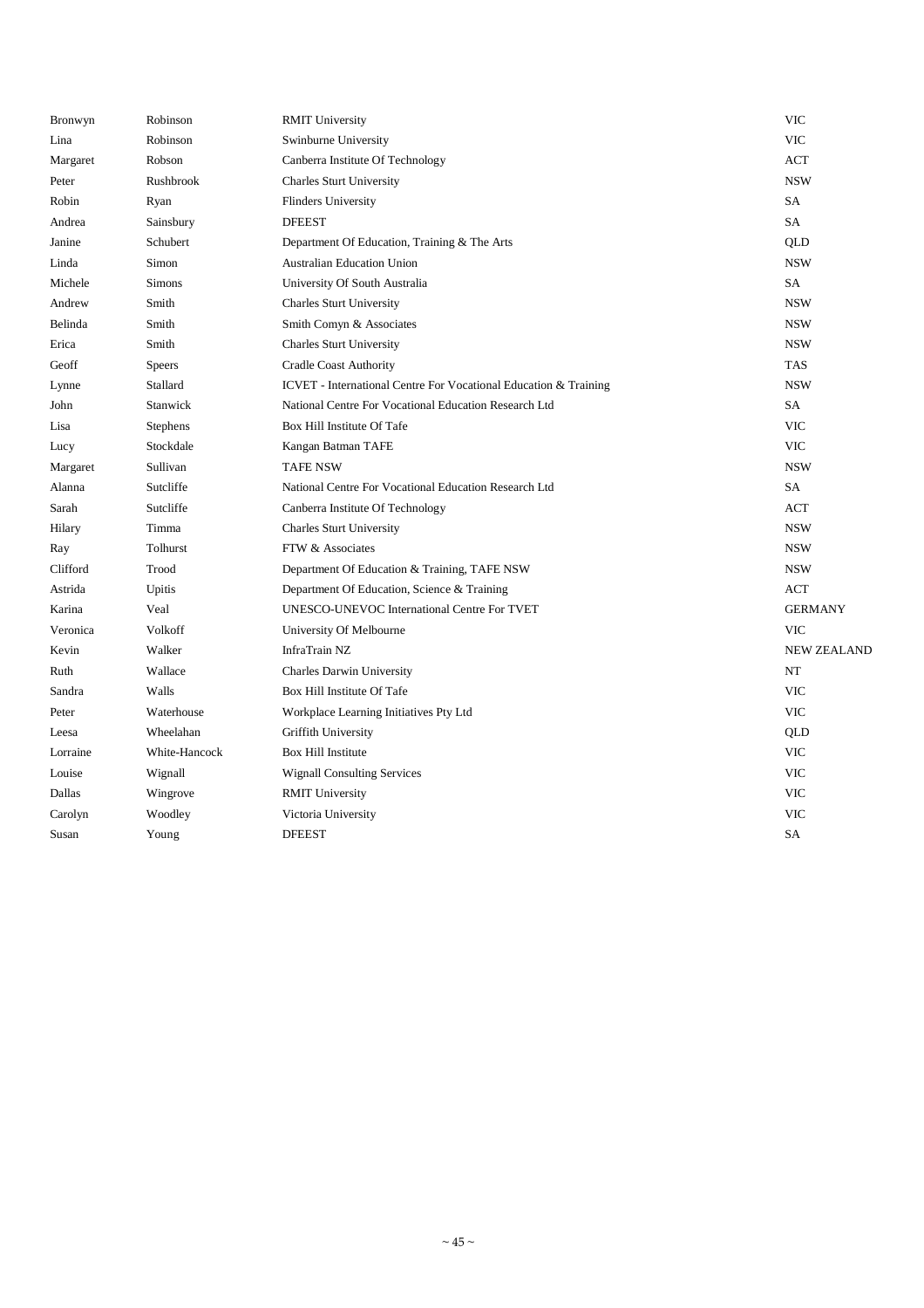| | | | |
|---|---|---|---|
| Bronwyn | Robinson | RMIT University | VIC |
| Lina | Robinson | Swinburne University | VIC |
| Margaret | Robson | Canberra Institute Of Technology | ACT |
| Peter | Rushbrook | Charles Sturt University | NSW |
| Robin | Ryan | Flinders University | SA |
| Andrea | Sainsbury | DFEEST | SA |
| Janine | Schubert | Department Of Education, Training & The Arts | QLD |
| Linda | Simon | Australian Education Union | NSW |
| Michele | Simons | University Of South Australia | SA |
| Andrew | Smith | Charles Sturt University | NSW |
| Belinda | Smith | Smith Comyn & Associates | NSW |
| Erica | Smith | Charles Sturt University | NSW |
| Geoff | Speers | Cradle Coast Authority | TAS |
| Lynne | Stallard | ICVET - International Centre For Vocational Education & Training | NSW |
| John | Stanwick | National Centre For Vocational Education Research Ltd | SA |
| Lisa | Stephens | Box Hill Institute Of Tafe | VIC |
| Lucy | Stockdale | Kangan Batman TAFE | VIC |
| Margaret | Sullivan | TAFE NSW | NSW |
| Alanna | Sutcliffe | National Centre For Vocational Education Research Ltd | SA |
| Sarah | Sutcliffe | Canberra Institute Of Technology | ACT |
| Hilary | Timma | Charles Sturt University | NSW |
| Ray | Tolhurst | FTW & Associates | NSW |
| Clifford | Trood | Department Of Education & Training, TAFE NSW | NSW |
| Astrida | Upitis | Department Of Education, Science & Training | ACT |
| Karina | Veal | UNESCO-UNEVOC International Centre For TVET | GERMANY |
| Veronica | Volkoff | University Of Melbourne | VIC |
| Kevin | Walker | InfraTrain NZ | NEW ZEALAND |
| Ruth | Wallace | Charles Darwin University | NT |
| Sandra | Walls | Box Hill Institute Of Tafe | VIC |
| Peter | Waterhouse | Workplace Learning Initiatives Pty Ltd | VIC |
| Leesa | Wheelahan | Griffith University | QLD |
| Lorraine | White-Hancock | Box Hill Institute | VIC |
| Louise | Wignall | Wignall Consulting Services | VIC |
| Dallas | Wingrove | RMIT University | VIC |
| Carolyn | Woodley | Victoria University | VIC |
| Susan | Young | DFEEST | SA |